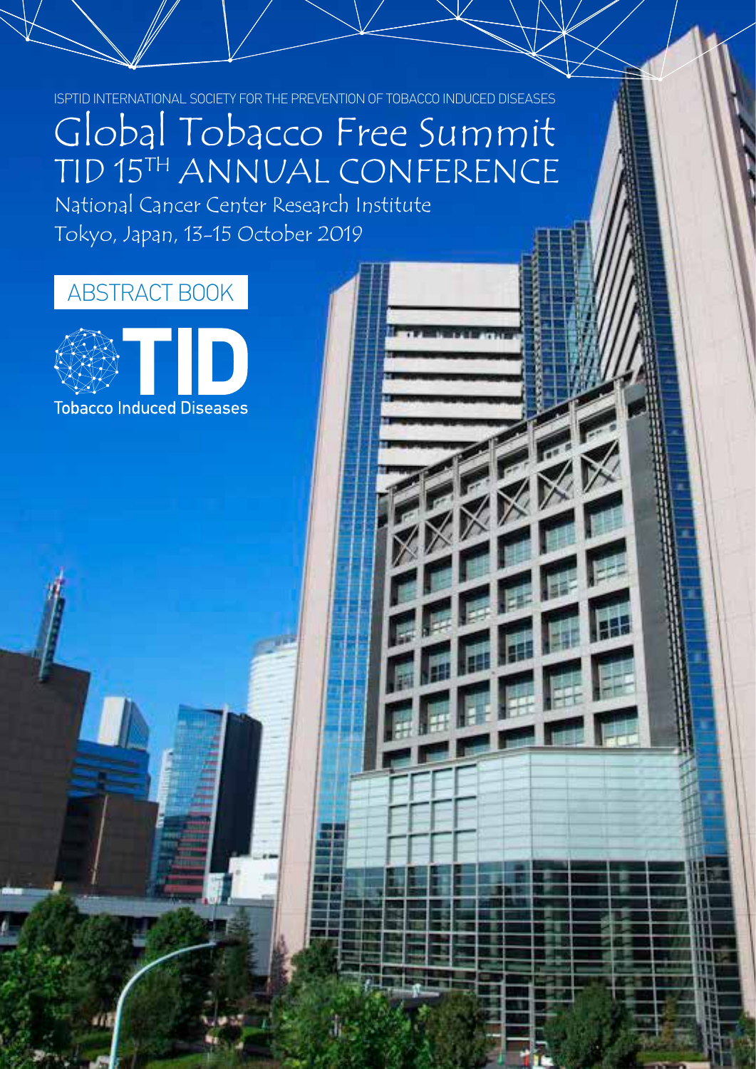ISPTID INTERNATIONAL SOCIETY FOR THE PREVENTION OF TOBACCO INDUCED DISEASES

# Global Tobacco Free Summit

## TID 15TH ANNUAL CONFERENCE

National Cancer Center Research Institute

Tokyo, Japan, 13-15 October 2019

ABSTRACT BOOK

TID

Tobacco Induced Diseases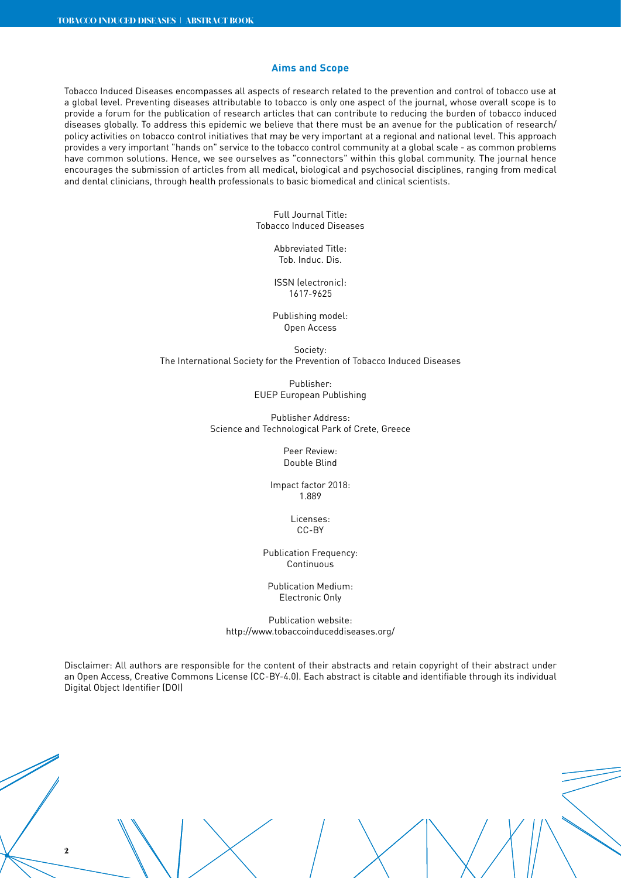## Aims and Scope

Tobacco Induced Diseases encompasses all aspects of research related to the prevention and control of tobacco use at a global level. Preventing diseases attributable to tobacco is only one aspect of the journal, whose overall scope is to provide a forum for the publication of research articles that can contribute to reducing the burden of tobacco induced diseases globally. To address this epidemic we believe that there must be an avenue for the publication of research/policy activities on tobacco control initiatives that may be very important at a regional and national level. This approach provides a very important "hands on" service to the tobacco control community at a global scale - as common problems have common solutions. Hence, we see ourselves as "connectors" within this global community. The journal hence encourages the submission of articles from all medical, biological and psychosocial disciplines, ranging from medical and dental clinicians, through health professionals to basic biomedical and clinical scientists.

Full Journal Title:
Tobacco Induced Diseases

Abbreviated Title:
Tob. Induc. Dis.

ISSN (electronic):
1617-9625

Publishing model:
Open Access

Society:
The International Society for the Prevention of Tobacco Induced Diseases

Publisher:
EUEP European Publishing

Publisher Address:
Science and Technological Park of Crete, Greece

Peer Review:
Double Blind

Impact factor 2018:
1.889

Licenses:
CC-BY

Publication Frequency:
Continuous

Publication Medium:
Electronic Only

Publication website:
http://www.tobaccoinduceddiseases.org/

Disclaimer: All authors are responsible for the content of their abstracts and retain copyright of their abstract under an Open Access, Creative Commons License (CC-BY-4.0). Each abstract is citable and identifiable through its individual Digital Object Identifier (DOI)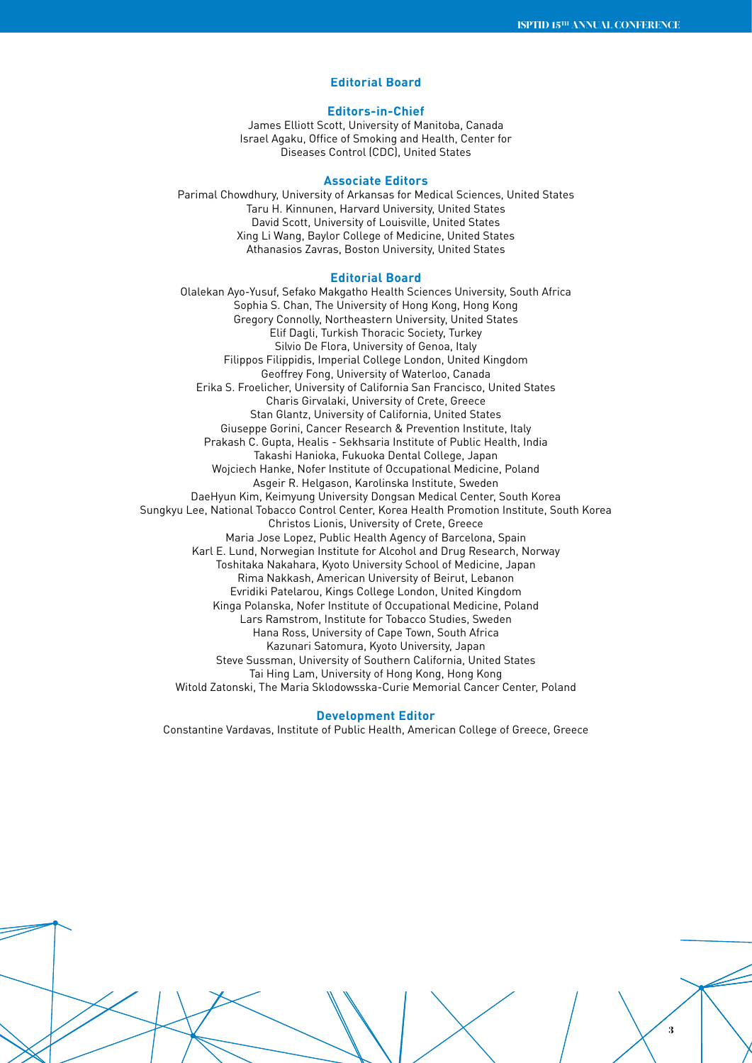# Editorial Board

## Editors-in-Chief

James Elliott Scott, University of Manitoba, Canada
Israel Agaku, Office of Smoking and Health, Center for Diseases Control (CDC), United States

## Associate Editors

Parimal Chowdhury, University of Arkansas for Medical Sciences, United States
Taru H. Kinnunen, Harvard University, United States
David Scott, University of Louisville, United States
Xing Li Wang, Baylor College of Medicine, United States
Athanasios Zavras, Boston University, United States

## Editorial Board

Olalekan Ayo-Yusuf, Sefako Makgatho Health Sciences University, South Africa
Sophia S. Chan, The University of Hong Kong, Hong Kong
Gregory Connolly, Northeastern University, United States
Elif Dagli, Turkish Thoracic Society, Turkey
Silvio De Flora, University of Genoa, Italy
Filippos Filippidis, Imperial College London, United Kingdom
Geoffrey Fong, University of Waterloo, Canada
Erika S. Froelicher, University of California San Francisco, United States
Charis Girvalaki, University of Crete, Greece
Stan Glantz, University of California, United States
Giuseppe Gorini, Cancer Research & Prevention Institute, Italy
Prakash C. Gupta, Healis - Sekhsaria Institute of Public Health, India
Takashi Hanioka, Fukuoka Dental College, Japan
Wojciech Hanke, Nofer Institute of Occupational Medicine, Poland
Asgeir R. Helgason, Karolinska Institute, Sweden
DaeHyun Kim, Keimyung University Dongsan Medical Center, South Korea
Sungkyu Lee, National Tobacco Control Center, Korea Health Promotion Institute, South Korea
Christos Lionis, University of Crete, Greece
Maria Jose Lopez, Public Health Agency of Barcelona, Spain
Karl E. Lund, Norwegian Institute for Alcohol and Drug Research, Norway
Toshitaka Nakahara, Kyoto University School of Medicine, Japan
Rima Nakkash, American University of Beirut, Lebanon
Evridiki Patelarou, Kings College London, United Kingdom
Kinga Polanska, Nofer Institute of Occupational Medicine, Poland
Lars Ramstrom, Institute for Tobacco Studies, Sweden
Hana Ross, University of Cape Town, South Africa
Kazunari Satomura, Kyoto University, Japan
Steve Sussman, University of Southern California, United States
Tai Hing Lam, University of Hong Kong, Hong Kong
Witold Zatonski, The Maria Sklodowsska-Curie Memorial Cancer Center, Poland

## Development Editor

Constantine Vardavas, Institute of Public Health, American College of Greece, Greece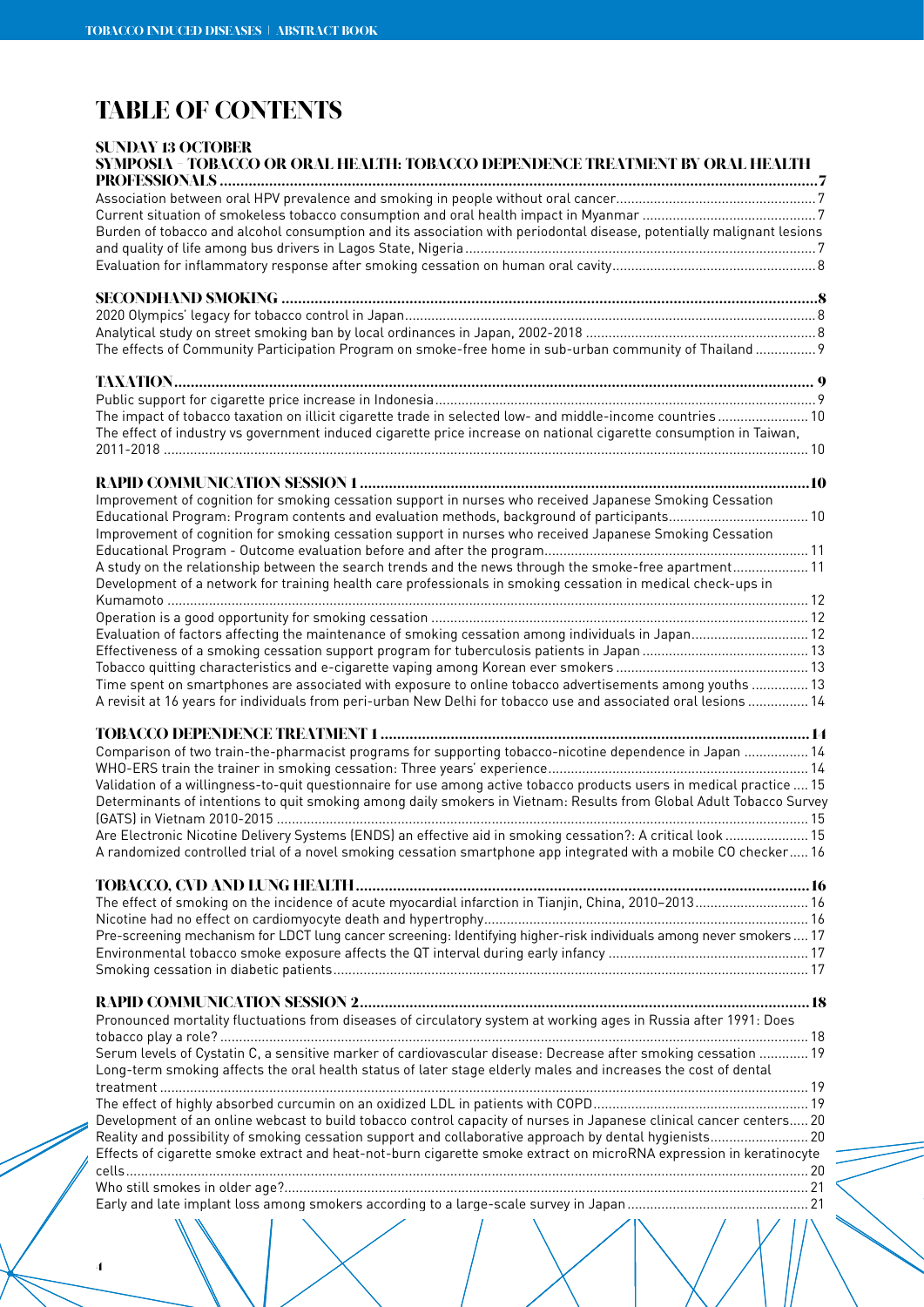# TABLE OF CONTENTS

## SUNDAY 13 OCTOBER

### SYMPOSIA – TOBACCO OR ORAL HEALTH: TOBACCO DEPENDENCE TREATMENT BY ORAL HEALTH PROFESSIONALS ... 7

- Association between oral HPV prevalence and smoking in people without oral cancer ... 7
- Current situation of smokeless tobacco consumption and oral health impact in Myanmar ... 7
- Burden of tobacco and alcohol consumption and its association with periodontal disease, potentially malignant lesions and quality of life among bus drivers in Lagos State, Nigeria ... 7
- Evaluation for inflammatory response after smoking cessation on human oral cavity ... 8

### SECONDHAND SMOKING ... 8

- 2020 Olympics' legacy for tobacco control in Japan ... 8
- Analytical study on street smoking ban by local ordinances in Japan, 2002-2018 ... 8
- The effects of Community Participation Program on smoke-free home in sub-urban community of Thailand ... 9

### TAXATION ... 9

- Public support for cigarette price increase in Indonesia ... 9
- The impact of tobacco taxation on illicit cigarette trade in selected low- and middle-income countries ... 10
- The effect of industry vs government induced cigarette price increase on national cigarette consumption in Taiwan, 2011-2018 ... 10

### RAPID COMMUNICATION SESSION 1 ... 10

- Improvement of cognition for smoking cessation support in nurses who received Japanese Smoking Cessation Educational Program: Program contents and evaluation methods, background of participants ... 10
- Improvement of cognition for smoking cessation support in nurses who received Japanese Smoking Cessation Educational Program - Outcome evaluation before and after the program ... 11
- A study on the relationship between the search trends and the news through the smoke-free apartment ... 11
- Development of a network for training health care professionals in smoking cessation in medical check-ups in Kumamoto ... 12
- Operation is a good opportunity for smoking cessation ... 12
- Evaluation of factors affecting the maintenance of smoking cessation among individuals in Japan ... 12
- Effectiveness of a smoking cessation support program for tuberculosis patients in Japan ... 13
- Tobacco quitting characteristics and e-cigarette vaping among Korean ever smokers ... 13
- Time spent on smartphones are associated with exposure to online tobacco advertisements among youths ... 13
- A revisit at 16 years for individuals from peri-urban New Delhi for tobacco use and associated oral lesions ... 14

### TOBACCO DEPENDENCE TREATMENT 1 ... 14

- Comparison of two train-the-pharmacist programs for supporting tobacco-nicotine dependence in Japan ... 14
- WHO-ERS train the trainer in smoking cessation: Three years' experience ... 14
- Validation of a willingness-to-quit questionnaire for use among active tobacco products users in medical practice ... 15
- Determinants of intentions to quit smoking among daily smokers in Vietnam: Results from Global Adult Tobacco Survey (GATS) in Vietnam 2010-2015 ... 15
- Are Electronic Nicotine Delivery Systems (ENDS) an effective aid in smoking cessation?: A critical look ... 15
- A randomized controlled trial of a novel smoking cessation smartphone app integrated with a mobile CO checker ... 16

### TOBACCO, CVD AND LUNG HEALTH ... 16

- The effect of smoking on the incidence of acute myocardial infarction in Tianjin, China, 2010–2013 ... 16
- Nicotine had no effect on cardiomyocyte death and hypertrophy ... 16
- Pre-screening mechanism for LDCT lung cancer screening: Identifying higher-risk individuals among never smokers ... 17
- Environmental tobacco smoke exposure affects the QT interval during early infancy ... 17
- Smoking cessation in diabetic patients ... 17

### RAPID COMMUNICATION SESSION 2 ... 18

- Pronounced mortality fluctuations from diseases of circulatory system at working ages in Russia after 1991: Does tobacco play a role? ... 18
- Serum levels of Cystatin C, a sensitive marker of cardiovascular disease: Decrease after smoking cessation ... 19
- Long-term smoking affects the oral health status of later stage elderly males and increases the cost of dental treatment ... 19
- The effect of highly absorbed curcumin on an oxidized LDL in patients with COPD ... 19
- Development of an online webcast to build tobacco control capacity of nurses in Japanese clinical cancer centers ... 20
- Reality and possibility of smoking cessation support and collaborative approach by dental hygienists ... 20
- Effects of cigarette smoke extract and heat-not-burn cigarette smoke extract on microRNA expression in keratinocyte cells ... 20
- Who still smokes in older age? ... 21
- Early and late implant loss among smokers according to a large-scale survey in Japan ... 21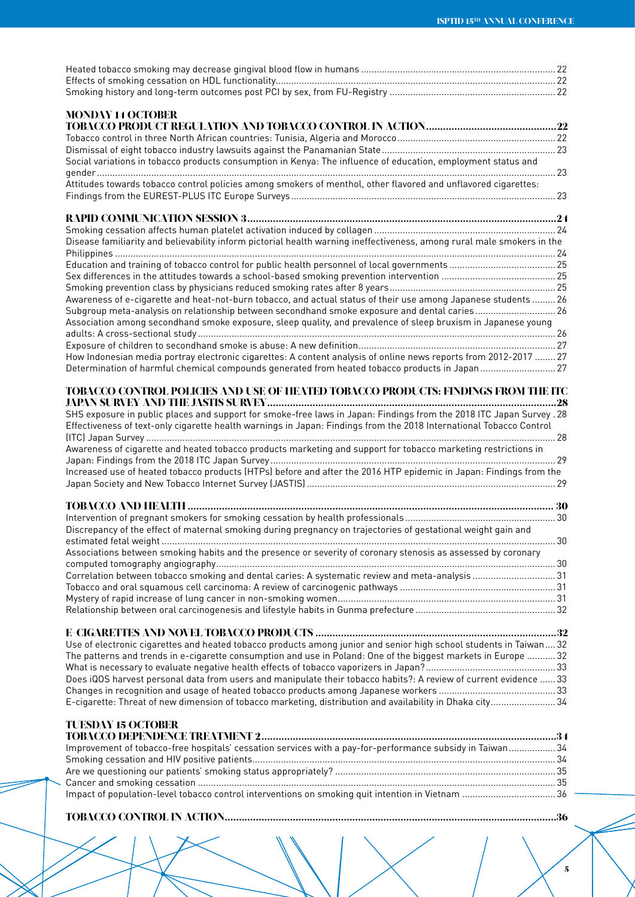Heated tobacco smoking may decrease gingival blood flow in humans ........ 22
Effects of smoking cessation on HDL functionality........ 22
Smoking history and long-term outcomes post PCI by sex, from FU-Registry ........ 22

## MONDAY 14 OCTOBER

### TOBACCO PRODUCT REGULATION AND TOBACCO CONTROL IN ACTION ........ 22

Tobacco control in three North African countries: Tunisia, Algeria and Morocco ........ 22
Dismissal of eight tobacco industry lawsuits against the Panamanian State ........ 23
Social variations in tobacco products consumption in Kenya: The influence of education, employment status and gender ........ 23
Attitudes towards tobacco control policies among smokers of menthol, other flavored and unflavored cigarettes: Findings from the EUREST-PLUS ITC Europe Surveys ........ 23

### RAPID COMMUNICATION SESSION 3 ........ 24

Smoking cessation affects human platelet activation induced by collagen ........ 24
Disease familiarity and believability inform pictorial health warning ineffectiveness, among rural male smokers in the Philippines ........ 24
Education and training of tobacco control for public health personnel of local governments ........ 25
Sex differences in the attitudes towards a school-based smoking prevention intervention ........ 25
Smoking prevention class by physicians reduced smoking rates after 8 years ........ 25
Awareness of e-cigarette and heat-not-burn tobacco, and actual status of their use among Japanese students ........ 26
Subgroup meta-analysis on relationship between secondhand smoke exposure and dental caries ........ 26
Association among secondhand smoke exposure, sleep quality, and prevalence of sleep bruxism in Japanese young adults: A cross-sectional study ........ 26
Exposure of children to secondhand smoke is abuse: A new definition ........ 27
How Indonesian media portray electronic cigarettes: A content analysis of online news reports from 2012-2017 ........ 27
Determination of harmful chemical compounds generated from heated tobacco products in Japan ........ 27

### TOBACCO CONTROL POLICIES AND USE OF HEATED TOBACCO PRODUCTS: FINDINGS FROM THE ITC JAPAN SURVEY AND THE JASTIS SURVEY ........ 28

SHS exposure in public places and support for smoke-free laws in Japan: Findings from the 2018 ITC Japan Survey . 28
Effectiveness of text-only cigarette health warnings in Japan: Findings from the 2018 International Tobacco Control (ITC) Japan Survey ........ 28
Awareness of cigarette and heated tobacco products marketing and support for tobacco marketing restrictions in Japan: Findings from the 2018 ITC Japan Survey ........ 29
Increased use of heated tobacco products (HTPs) before and after the 2016 HTP epidemic in Japan: Findings from the Japan Society and New Tobacco Internet Survey (JASTIS) ........ 29

### TOBACCO AND HEALTH ........ 30

Intervention of pregnant smokers for smoking cessation by health professionals ........ 30
Discrepancy of the effect of maternal smoking during pregnancy on trajectories of gestational weight gain and estimated fetal weight ........ 30
Associations between smoking habits and the presence or severity of coronary stenosis as assessed by coronary computed tomography angiography ........ 30
Correlation between tobacco smoking and dental caries: A systematic review and meta-analysis ........ 31
Tobacco and oral squamous cell carcinoma: A review of carcinogenic pathways ........ 31
Mystery of rapid increase of lung cancer in non-smoking women ........ 31
Relationship between oral carcinogenesis and lifestyle habits in Gunma prefecture ........ 32

### E-CIGARETTES AND NOVEL TOBACCO PRODUCTS ........ 32

Use of electronic cigarettes and heated tobacco products among junior and senior high school students in Taiwan ........ 32
The patterns and trends in e-cigarette consumption and use in Poland: One of the biggest markets in Europe ........ 32
What is necessary to evaluate negative health effects of tobacco vaporizers in Japan? ........ 33
Does iQOS harvest personal data from users and manipulate their tobacco habits?: A review of current evidence ........ 33
Changes in recognition and usage of heated tobacco products among Japanese workers ........ 33
E-cigarette: Threat of new dimension of tobacco marketing, distribution and availability in Dhaka city ........ 34

## TUESDAY 15 OCTOBER

### TOBACCO DEPENDENCE TREATMENT 2 ........ 34

Improvement of tobacco-free hospitals' cessation services with a pay-for-performance subsidy in Taiwan ........ 34
Smoking cessation and HIV positive patients ........ 34
Are we questioning our patients' smoking status appropriately? ........ 35
Cancer and smoking cessation ........ 35
Impact of population-level tobacco control interventions on smoking quit intention in Vietnam ........ 36

### TOBACCO CONTROL IN ACTION ........ 36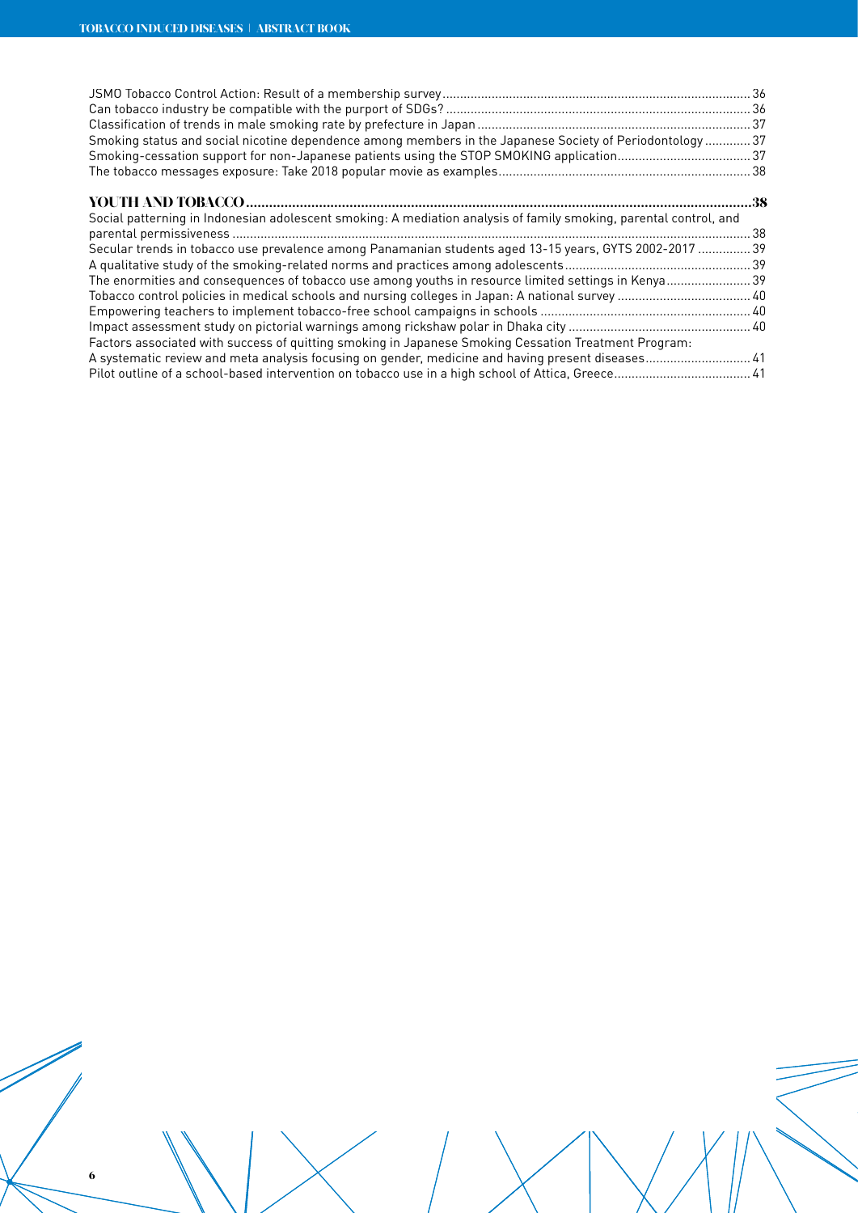JSMO Tobacco Control Action: Result of a membership survey ........................................................................................ 36
Can tobacco industry be compatible with the purport of SDGs? ...................................................................................... 36
Classification of trends in male smoking rate by prefecture in Japan ............................................................................. 37
Smoking status and social nicotine dependence among members in the Japanese Society of Periodontology ............. 37
Smoking-cessation support for non-Japanese patients using the STOP SMOKING application ...................................... 37
The tobacco messages exposure: Take 2018 popular movie as examples ....................................................................... 38

## YOUTH AND TOBACCO ........................................................................................................................ 38

Social patterning in Indonesian adolescent smoking: A mediation analysis of family smoking, parental control, and parental permissiveness .................................................................................................................................................. 38
Secular trends in tobacco use prevalence among Panamanian students aged 13-15 years, GYTS 2002-2017 ............... 39
A qualitative study of the smoking-related norms and practices among adolescents ..................................................... 39
The enormities and consequences of tobacco use among youths in resource limited settings in Kenya ........................ 39
Tobacco control policies in medical schools and nursing colleges in Japan: A national survey ...................................... 40
Empowering teachers to implement tobacco-free school campaigns in schools ............................................................ 40
Impact assessment study on pictorial warnings among rickshaw polar in Dhaka city .................................................... 40
Factors associated with success of quitting smoking in Japanese Smoking Cessation Treatment Program: A systematic review and meta analysis focusing on gender, medicine and having present diseases .............................. 41
Pilot outline of a school-based intervention on tobacco use in a high school of Attica, Greece ....................................... 41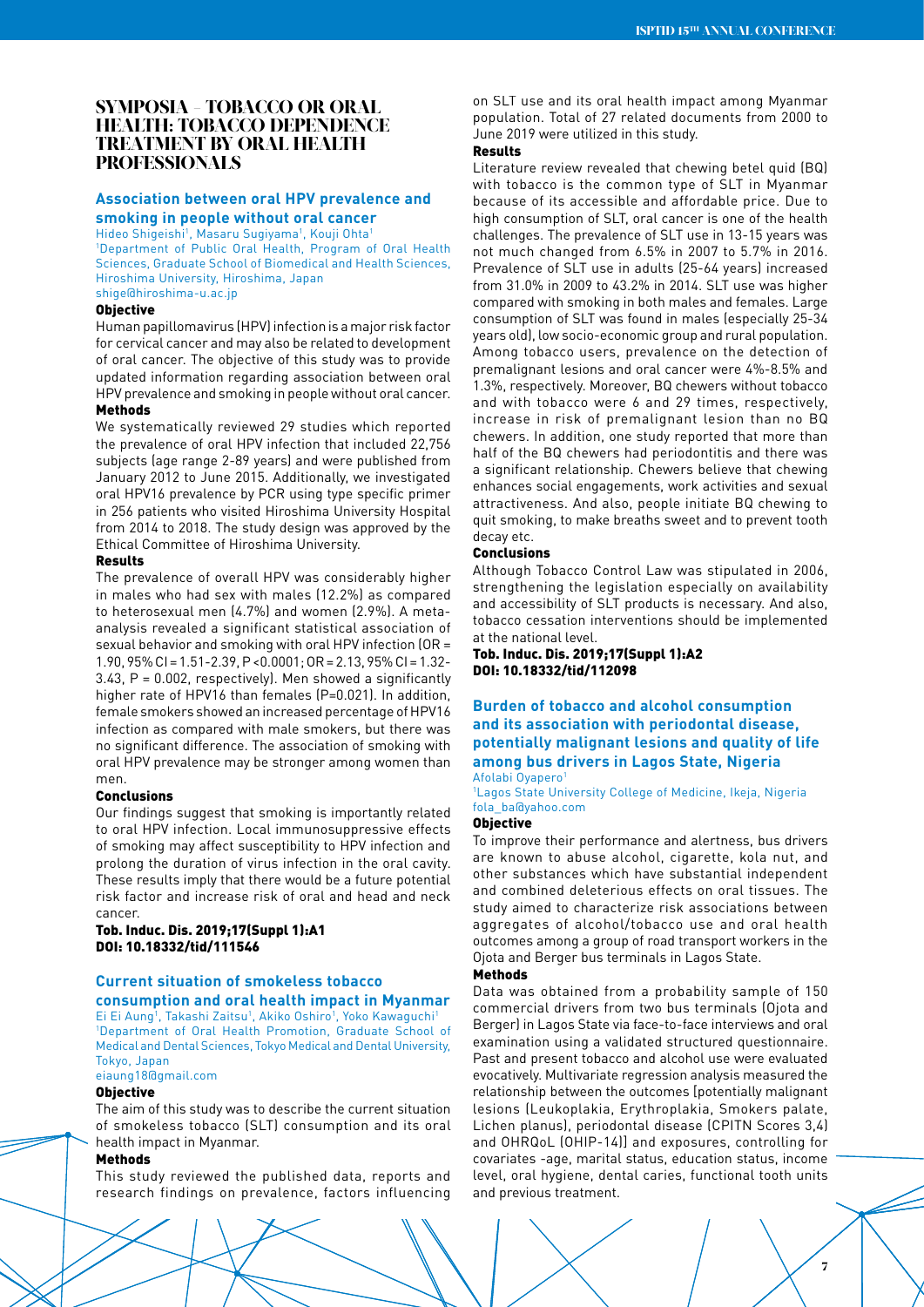# SYMPOSIA – TOBACCO OR ORAL HEALTH: TOBACCO DEPENDENCE TREATMENT BY ORAL HEALTH PROFESSIONALS

## Association between oral HPV prevalence and smoking in people without oral cancer

Hideo Shigeishi[1], Masaru Sugiyama[1], Kouji Ohta[1]
[1]Department of Public Oral Health, Program of Oral Health Sciences, Graduate School of Biomedical and Health Sciences, Hiroshima University, Hiroshima, Japan
shige@hiroshima-u.ac.jp

### Objective

Human papillomavirus (HPV) infection is a major risk factor for cervical cancer and may also be related to development of oral cancer. The objective of this study was to provide updated information regarding association between oral HPV prevalence and smoking in people without oral cancer.

### Methods

We systematically reviewed 29 studies which reported the prevalence of oral HPV infection that included 22,756 subjects (age range 2-89 years) and were published from January 2012 to June 2015. Additionally, we investigated oral HPV16 prevalence by PCR using type specific primer in 256 patients who visited Hiroshima University Hospital from 2014 to 2018. The study design was approved by the Ethical Committee of Hiroshima University.

### Results

The prevalence of overall HPV was considerably higher in males who had sex with males (12.2%) as compared to heterosexual men (4.7%) and women (2.9%). A meta-analysis revealed a significant statistical association of sexual behavior and smoking with oral HPV infection (OR = 1.90, 95% CI = 1.51-2.39, P <0.0001; OR = 2.13, 95% CI = 1.32-3.43, P = 0.002, respectively). Men showed a significantly higher rate of HPV16 than females (P=0.021). In addition, female smokers showed an increased percentage of HPV16 infection as compared with male smokers, but there was no significant difference. The association of smoking with oral HPV prevalence may be stronger among women than men.

### Conclusions

Our findings suggest that smoking is importantly related to oral HPV infection. Local immunosuppressive effects of smoking may affect susceptibility to HPV infection and prolong the duration of virus infection in the oral cavity. These results imply that there would be a future potential risk factor and increase risk of oral and head and neck cancer.

**Tob. Induc. Dis. 2019;17(Suppl 1):A1**
**DOI: 10.18332/tid/111546**

## Current situation of smokeless tobacco consumption and oral health impact in Myanmar

Ei Ei Aung[1], Takashi Zaitsu[1], Akiko Oshiro[1], Yoko Kawaguchi[1]
[1]Department of Oral Health Promotion, Graduate School of Medical and Dental Sciences, Tokyo Medical and Dental University, Tokyo, Japan
eiaung18@gmail.com

### Objective

The aim of this study was to describe the current situation of smokeless tobacco (SLT) consumption and its oral health impact in Myanmar.

### Methods

This study reviewed the published data, reports and research findings on prevalence, factors influencing on SLT use and its oral health impact among Myanmar population. Total of 27 related documents from 2000 to June 2019 were utilized in this study.

### Results

Literature review revealed that chewing betel quid (BQ) with tobacco is the common type of SLT in Myanmar because of its accessible and affordable price. Due to high consumption of SLT, oral cancer is one of the health challenges. The prevalence of SLT use in 13-15 years was not much changed from 6.5% in 2007 to 5.7% in 2016. Prevalence of SLT use in adults (25-64 years) increased from 31.0% in 2009 to 43.2% in 2014. SLT use was higher compared with smoking in both males and females. Large consumption of SLT was found in males (especially 25-34 years old), low socio-economic group and rural population. Among tobacco users, prevalence on the detection of premalignant lesions and oral cancer were 4%-8.5% and 1.3%, respectively. Moreover, BQ chewers without tobacco and with tobacco were 6 and 29 times, respectively, increase in risk of premalignant lesion than no BQ chewers. In addition, one study reported that more than half of the BQ chewers had periodontitis and there was a significant relationship. Chewers believe that chewing enhances social engagements, work activities and sexual attractiveness. And also, people initiate BQ chewing to quit smoking, to make breaths sweet and to prevent tooth decay etc.

### Conclusions

Although Tobacco Control Law was stipulated in 2006, strengthening the legislation especially on availability and accessibility of SLT products is necessary. And also, tobacco cessation interventions should be implemented at the national level.

**Tob. Induc. Dis. 2019;17(Suppl 1):A2**
**DOI: 10.18332/tid/112098**

## Burden of tobacco and alcohol consumption and its association with periodontal disease, potentially malignant lesions and quality of life among bus drivers in Lagos State, Nigeria

Afolabi Oyapero[1]
[1]Lagos State University College of Medicine, Ikeja, Nigeria
fola_ba@yahoo.com

### Objective

To improve their performance and alertness, bus drivers are known to abuse alcohol, cigarette, kola nut, and other substances which have substantial independent and combined deleterious effects on oral tissues. The study aimed to characterize risk associations between aggregates of alcohol/tobacco use and oral health outcomes among a group of road transport workers in the Ojota and Berger bus terminals in Lagos State.

### Methods

Data was obtained from a probability sample of 150 commercial drivers from two bus terminals (Ojota and Berger) in Lagos State via face-to-face interviews and oral examination using a validated structured questionnaire. Past and present tobacco and alcohol use were evaluated evocatively. Multivariate regression analysis measured the relationship between the outcomes (potentially malignant lesions (Leukoplakia, Erythroplakia, Smokers palate, Lichen planus), periodontal disease (CPITN Scores 3,4) and OHRQoL (OHIP-14)] and exposures, controlling for covariates -age, marital status, education status, income level, oral hygiene, dental caries, functional tooth units and previous treatment.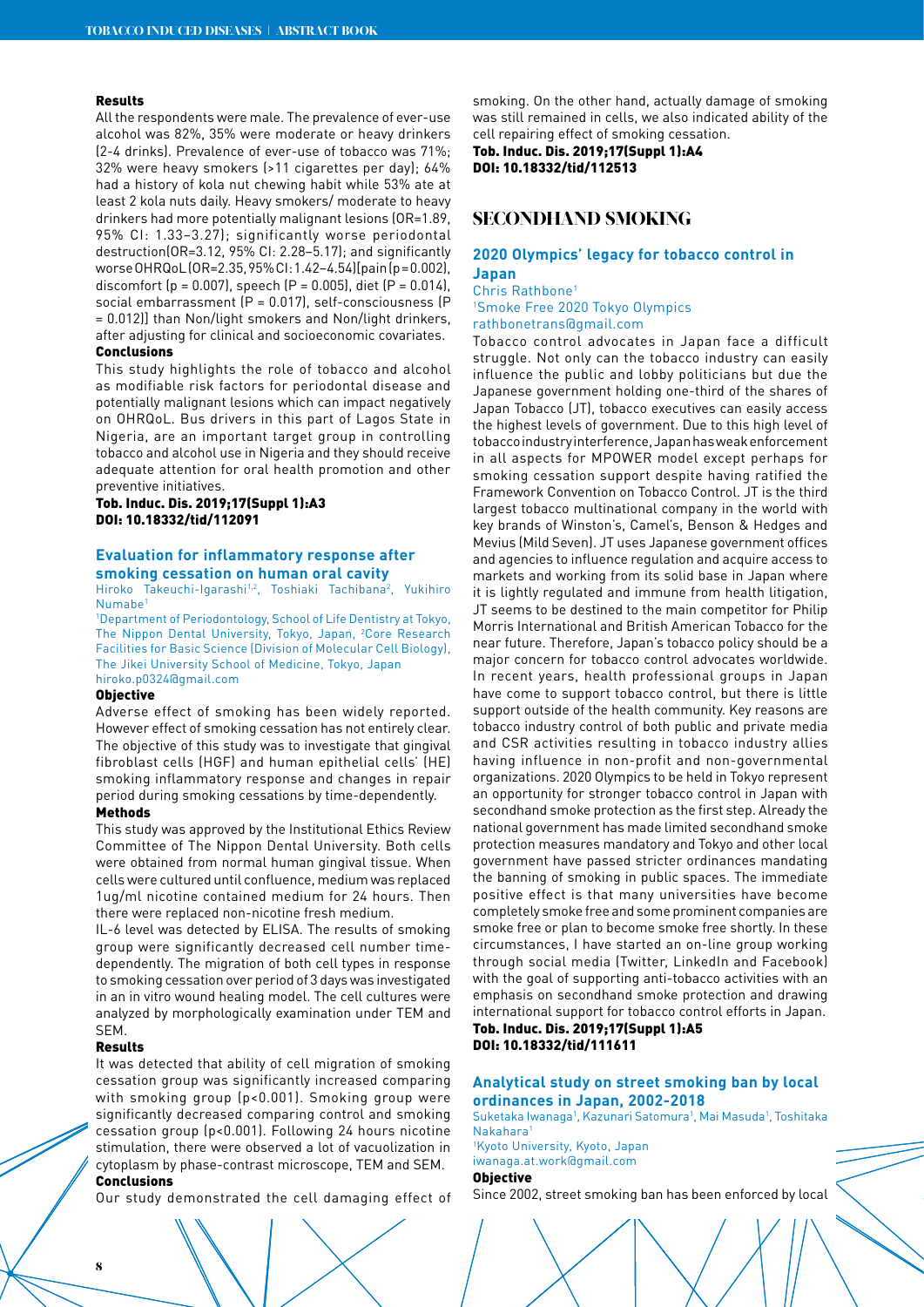#### Results

All the respondents were male. The prevalence of ever-use alcohol was 82%, 35% were moderate or heavy drinkers (2-4 drinks). Prevalence of ever-use of tobacco was 71%; 32% were heavy smokers (>11 cigarettes per day); 64% had a history of kola nut chewing habit while 53% ate at least 2 kola nuts daily. Heavy smokers/ moderate to heavy drinkers had more potentially malignant lesions (OR=1.89, 95% CI: 1.33–3.27); significantly worse periodontal destruction(OR=3.12, 95% CI: 2.28–5.17); and significantly worse OHRQoL (OR=2.35, 95% CI: 1.42–4.54)[pain (p=0.002), discomfort (p = 0.007), speech (P = 0.005), diet (P = 0.014), social embarrassment (P = 0.017), self-consciousness (P = 0.012)] than Non/light smokers and Non/light drinkers, after adjusting for clinical and socioeconomic covariates.

#### Conclusions

This study highlights the role of tobacco and alcohol as modifiable risk factors for periodontal disease and potentially malignant lesions which can impact negatively on OHRQoL. Bus drivers in this part of Lagos State in Nigeria, are an important target group in controlling tobacco and alcohol use in Nigeria and they should receive adequate attention for oral health promotion and other preventive initiatives.

**Tob. Induc. Dis. 2019;17(Suppl 1):A3**
**DOI: 10.18332/tid/112091**

### Evaluation for inflammatory response after smoking cessation on human oral cavity

Hiroko Takeuchi-Igarashi[1,2], Toshiaki Tachibana[2], Yukihiro Numabe[1]

[1]Department of Periodontology, School of Life Dentistry at Tokyo, The Nippon Dental University, Tokyo, Japan, [2]Core Research Facilities for Basic Science (Division of Molecular Cell Biology), The Jikei University School of Medicine, Tokyo, Japan
hiroko.p0324@gmail.com

#### Objective

Adverse effect of smoking has been widely reported. However effect of smoking cessation has not entirely clear. The objective of this study was to investigate that gingival fibroblast cells (HGF) and human epithelial cells' (HE) smoking inflammatory response and changes in repair period during smoking cessations by time-dependently.

#### Methods

This study was approved by the Institutional Ethics Review Committee of The Nippon Dental University. Both cells were obtained from normal human gingival tissue. When cells were cultured until confluence, medium was replaced 1ug/ml nicotine contained medium for 24 hours. Then there were replaced non-nicotine fresh medium.

IL-6 level was detected by ELISA. The results of smoking group were significantly decreased cell number time-dependently. The migration of both cell types in response to smoking cessation over period of 3 days was investigated in an in vitro wound healing model. The cell cultures were analyzed by morphologically examination under TEM and SEM.

#### Results

It was detected that ability of cell migration of smoking cessation group was significantly increased comparing with smoking group (p<0.001). Smoking group were significantly decreased comparing control and smoking cessation group (p<0.001). Following 24 hours nicotine stimulation, there were observed a lot of vacuolization in cytoplasm by phase-contrast microscope, TEM and SEM.

#### Conclusions

Our study demonstrated the cell damaging effect of smoking. On the other hand, actually damage of smoking was still remained in cells, we also indicated ability of the cell repairing effect of smoking cessation.

**Tob. Induc. Dis. 2019;17(Suppl 1):A4**
**DOI: 10.18332/tid/112513**

## SECONDHAND SMOKING

### 2020 Olympics' legacy for tobacco control in Japan

Chris Rathbone[1]

[1]Smoke Free 2020 Tokyo Olympics
rathbonetrans@gmail.com

Tobacco control advocates in Japan face a difficult struggle. Not only can the tobacco industry can easily influence the public and lobby politicians but due the Japanese government holding one-third of the shares of Japan Tobacco (JT), tobacco executives can easily access the highest levels of government. Due to this high level of tobacco industry interference, Japan has weak enforcement in all aspects for MPOWER model except perhaps for smoking cessation support despite having ratified the Framework Convention on Tobacco Control. JT is the third largest tobacco multinational company in the world with key brands of Winston's, Camel's, Benson & Hedges and Mevius (Mild Seven). JT uses Japanese government offices and agencies to influence regulation and acquire access to markets and working from its solid base in Japan where it is lightly regulated and immune from health litigation, JT seems to be destined to the main competitor for Philip Morris International and British American Tobacco for the near future. Therefore, Japan's tobacco policy should be a major concern for tobacco control advocates worldwide. In recent years, health professional groups in Japan have come to support tobacco control, but there is little support outside of the health community. Key reasons are tobacco industry control of both public and private media and CSR activities resulting in tobacco industry allies having influence in non-profit and non-governmental organizations. 2020 Olympics to be held in Tokyo represent an opportunity for stronger tobacco control in Japan with secondhand smoke protection as the first step. Already the national government has made limited secondhand smoke protection measures mandatory and Tokyo and other local government have passed stricter ordinances mandating the banning of smoking in public spaces. The immediate positive effect is that many universities have become completely smoke free and some prominent companies are smoke free or plan to become smoke free shortly. In these circumstances, I have started an on-line group working through social media (Twitter, LinkedIn and Facebook) with the goal of supporting anti-tobacco activities with an emphasis on secondhand smoke protection and drawing international support for tobacco control efforts in Japan.

**Tob. Induc. Dis. 2019;17(Suppl 1):A5**
**DOI: 10.18332/tid/111611**

### Analytical study on street smoking ban by local ordinances in Japan, 2002-2018

Suketaka Iwanaga[1], Kazunari Satomura[1], Mai Masuda[1], Toshitaka Nakahara[1]

[1]Kyoto University, Kyoto, Japan
iwanaga.at.work@gmail.com

#### Objective

Since 2002, street smoking ban has been enforced by local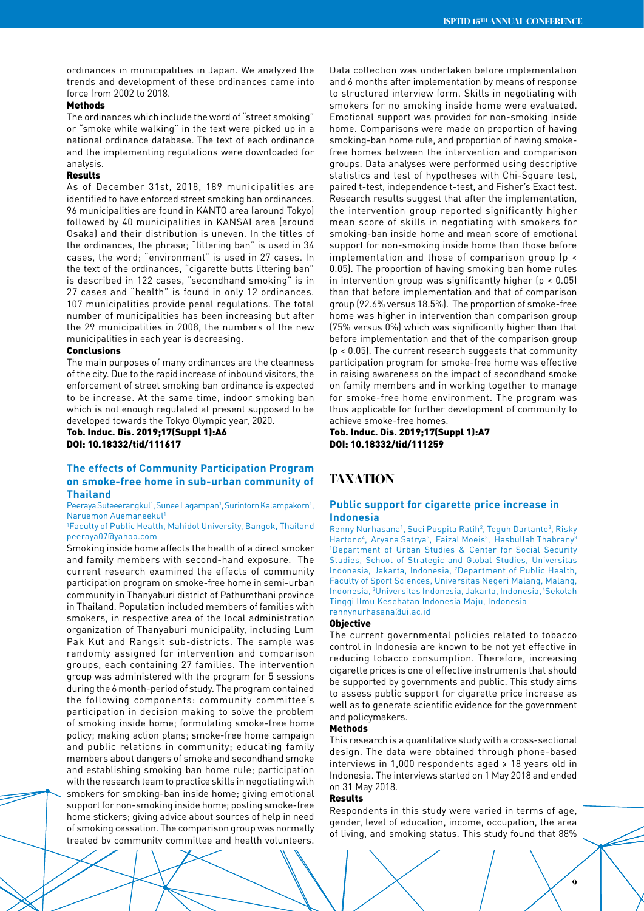ordinances in municipalities in Japan. We analyzed the trends and development of these ordinances came into force from 2002 to 2018.

**Methods**

The ordinances which include the word of "street smoking" or "smoke while walking" in the text were picked up in a national ordinance database. The text of each ordinance and the implementing regulations were downloaded for analysis.

**Results**

As of December 31st, 2018, 189 municipalities are identified to have enforced street smoking ban ordinances. 96 municipalities are found in KANTO area (around Tokyo) followed by 40 municipalities in KANSAI area (around Osaka) and their distribution is uneven. In the titles of the ordinances, the phrase; "littering ban" is used in 34 cases, the word; "environment" is used in 27 cases. In the text of the ordinances, "cigarette butts littering ban" is described in 122 cases, "secondhand smoking" is in 27 cases and "health" is found in only 12 ordinances. 107 municipalities provide penal regulations. The total number of municipalities has been increasing but after the 29 municipalities in 2008, the numbers of the new municipalities in each year is decreasing.

**Conclusions**

The main purposes of many ordinances are the cleanness of the city. Due to the rapid increase of inbound visitors, the enforcement of street smoking ban ordinance is expected to be increase. At the same time, indoor smoking ban which is not enough regulated at present supposed to be developed towards the Tokyo Olympic year, 2020.

**Tob. Induc. Dis. 2019;17(Suppl 1):A6**
**DOI: 10.18332/tid/111617**

### The effects of Community Participation Program on smoke-free home in sub-urban community of Thailand

Peeraya Suteeerangkul[1], Sunee Lagampan[1], Surintorn Kalampakorn[1], Naruemon Auemaneekul[1]

[1]Faculty of Public Health, Mahidol University, Bangok, Thailand
peeraya07@yahoo.com

Smoking inside home affects the health of a direct smoker and family members with second-hand exposure. The current research examined the effects of community participation program on smoke-free home in semi-urban community in Thanyaburi district of Pathumthani province in Thailand. Population included members of families with smokers, in respective area of the local administration organization of Thanyaburi municipality, including Lum Pak Kut and Rangsit sub-districts. The sample was randomly assigned for intervention and comparison groups, each containing 27 families. The intervention group was administered with the program for 5 sessions during the 6 month-period of study. The program contained the following components: community committee's participation in decision making to solve the problem of smoking inside home; formulating smoke-free home policy; making action plans; smoke-free home campaign and public relations in community; educating family members about dangers of smoke and secondhand smoke and establishing smoking ban home rule; participation with the research team to practice skills in negotiating with smokers for smoking-ban inside home; giving emotional support for non-smoking inside home; posting smoke-free home stickers; giving advice about sources of help in need of smoking cessation. The comparison group was normally treated by community committee and health volunteers. Data collection was undertaken before implementation and 6 months after implementation by means of response to structured interview form. Skills in negotiating with smokers for no smoking inside home were evaluated. Emotional support was provided for non-smoking inside home. Comparisons were made on proportion of having smoking-ban home rule, and proportion of having smoke-free homes between the intervention and comparison groups. Data analyses were performed using descriptive statistics and test of hypotheses with Chi-Square test, paired t-test, independence t-test, and Fisher's Exact test. Research results suggest that after the implementation, the intervention group reported significantly higher mean score of skills in negotiating with smokers for smoking-ban inside home and mean score of emotional support for non-smoking inside home than those before implementation and those of comparison group ($p < 0.05$). The proportion of having smoking ban home rules in intervention group was significantly higher ($p < 0.05$) than that before implementation and that of comparison group (92.6% versus 18.5%). The proportion of smoke-free home was higher in intervention than comparison group (75% versus 0%) which was significantly higher than that before implementation and that of the comparison group ($p < 0.05$). The current research suggests that community participation program for smoke-free home was effective in raising awareness on the impact of secondhand smoke on family members and in working together to manage for smoke-free home environment. The program was thus applicable for further development of community to achieve smoke-free homes.

**Tob. Induc. Dis. 2019;17(Suppl 1):A7**
**DOI: 10.18332/tid/111259**

## TAXATION

### Public support for cigarette price increase in Indonesia

Renny Nurhasana[1], Suci Puspita Ratih[2], Teguh Dartanto[3], Risky Hartono[4], Aryana Satrya[3], Faizal Moeis[3], Hasbullah Thabrany[3]

[1]Department of Urban Studies & Center for Social Security Studies, School of Strategic and Global Studies, Universitas Indonesia, Jakarta, Indonesia, [2]Department of Public Health, Faculty of Sport Sciences, Universitas Negeri Malang, Malang, Indonesia, [3]Universitas Indonesia, Jakarta, Indonesia, [4]Sekolah Tinggi Ilmu Kesehatan Indonesia Maju, Indonesia
rennynurhasana@ui.ac.id

**Objective**

The current governmental policies related to tobacco control in Indonesia are known to be not yet effective in reducing tobacco consumption. Therefore, increasing cigarette prices is one of effective instruments that should be supported by governments and public. This study aims to assess public support for cigarette price increase as well as to generate scientific evidence for the government and policymakers.

**Methods**

This research is a quantitative study with a cross-sectional design. The data were obtained through phone-based interviews in 1,000 respondents aged ≥ 18 years old in Indonesia. The interviews started on 1 May 2018 and ended on 31 May 2018.

**Results**

Respondents in this study were varied in terms of age, gender, level of education, income, occupation, the area of living, and smoking status. This study found that 88%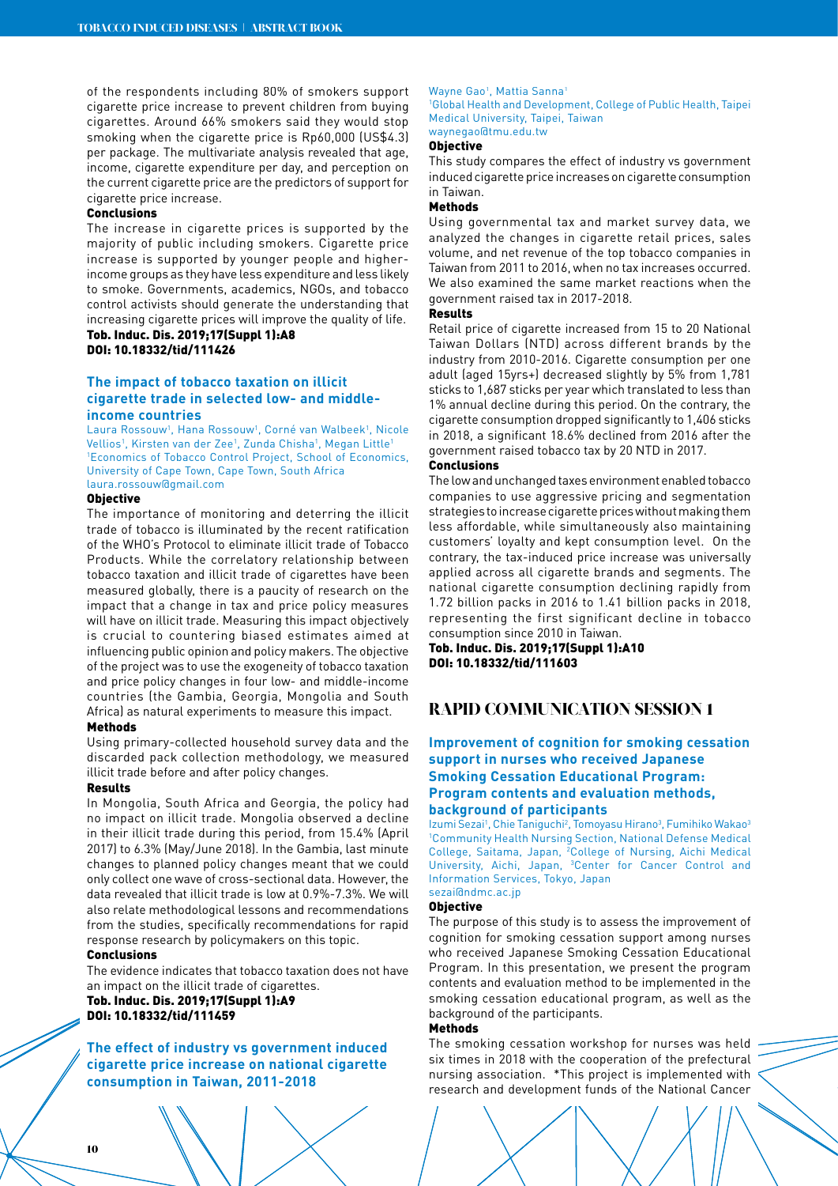of the respondents including 80% of smokers support cigarette price increase to prevent children from buying cigarettes. Around 66% smokers said they would stop smoking when the cigarette price is Rp60,000 (US$4.3) per package. The multivariate analysis revealed that age, income, cigarette expenditure per day, and perception on the current cigarette price are the predictors of support for cigarette price increase.

**Conclusions**

The increase in cigarette prices is supported by the majority of public including smokers. Cigarette price increase is supported by younger people and higher-income groups as they have less expenditure and less likely to smoke. Governments, academics, NGOs, and tobacco control activists should generate the understanding that increasing cigarette prices will improve the quality of life.

**Tob. Induc. Dis. 2019;17(Suppl 1):A8**
**DOI: 10.18332/tid/111426**

## The impact of tobacco taxation on illicit cigarette trade in selected low- and middle-income countries

Laura Rossouw[1], Hana Rossouw[1], Corné van Walbeek[1], Nicole Vellios[1], Kirsten van der Zee[1], Zunda Chisha[1], Megan Little[1]
[1]Economics of Tobacco Control Project, School of Economics, University of Cape Town, Cape Town, South Africa
laura.rossouw@gmail.com

**Objective**

The importance of monitoring and deterring the illicit trade of tobacco is illuminated by the recent ratification of the WHO's Protocol to eliminate illicit trade of Tobacco Products. While the correlatory relationship between tobacco taxation and illicit trade of cigarettes have been measured globally, there is a paucity of research on the impact that a change in tax and price policy measures will have on illicit trade. Measuring this impact objectively is crucial to countering biased estimates aimed at influencing public opinion and policy makers. The objective of the project was to use the exogeneity of tobacco taxation and price policy changes in four low- and middle-income countries (the Gambia, Georgia, Mongolia and South Africa) as natural experiments to measure this impact.

**Methods**

Using primary-collected household survey data and the discarded pack collection methodology, we measured illicit trade before and after policy changes.

**Results**

In Mongolia, South Africa and Georgia, the policy had no impact on illicit trade. Mongolia observed a decline in their illicit trade during this period, from 15.4% (April 2017) to 6.3% (May/June 2018). In the Gambia, last minute changes to planned policy changes meant that we could only collect one wave of cross-sectional data. However, the data revealed that illicit trade is low at 0.9%-7.3%. We will also relate methodological lessons and recommendations from the studies, specifically recommendations for rapid response research by policymakers on this topic.

**Conclusions**

The evidence indicates that tobacco taxation does not have an impact on the illicit trade of cigarettes.

**Tob. Induc. Dis. 2019;17(Suppl 1):A9**
**DOI: 10.18332/tid/111459**

## The effect of industry vs government induced cigarette price increase on national cigarette consumption in Taiwan, 2011-2018

Wayne Gao[1], Mattia Sanna[1]
[1]Global Health and Development, College of Public Health, Taipei Medical University, Taipei, Taiwan
waynegao@tmu.edu.tw

**Objective**

This study compares the effect of industry vs government induced cigarette price increases on cigarette consumption in Taiwan.

**Methods**

Using governmental tax and market survey data, we analyzed the changes in cigarette retail prices, sales volume, and net revenue of the top tobacco companies in Taiwan from 2011 to 2016, when no tax increases occurred. We also examined the same market reactions when the government raised tax in 2017-2018.

**Results**

Retail price of cigarette increased from 15 to 20 National Taiwan Dollars (NTD) across different brands by the industry from 2010-2016. Cigarette consumption per one adult (aged 15yrs+) decreased slightly by 5% from 1,781 sticks to 1,687 sticks per year which translated to less than 1% annual decline during this period. On the contrary, the cigarette consumption dropped significantly to 1,406 sticks in 2018, a significant 18.6% declined from 2016 after the government raised tobacco tax by 20 NTD in 2017.

**Conclusions**

The low and unchanged taxes environment enabled tobacco companies to use aggressive pricing and segmentation strategies to increase cigarette prices without making them less affordable, while simultaneously also maintaining customers' loyalty and kept consumption level. On the contrary, the tax-induced price increase was universally applied across all cigarette brands and segments. The national cigarette consumption declining rapidly from 1.72 billion packs in 2016 to 1.41 billion packs in 2018, representing the first significant decline in tobacco consumption since 2010 in Taiwan.

**Tob. Induc. Dis. 2019;17(Suppl 1):A10**
**DOI: 10.18332/tid/111603**

# RAPID COMMUNICATION SESSION 1

## Improvement of cognition for smoking cessation support in nurses who received Japanese Smoking Cessation Educational Program: Program contents and evaluation methods, background of participants

Izumi Sezai[1], Chie Taniguchi[2], Tomoyasu Hirano[3], Fumihiko Wakao[3]
[1]Community Health Nursing Section, National Defense Medical College, Saitama, Japan, [2]College of Nursing, Aichi Medical University, Aichi, Japan, [3]Center for Cancer Control and Information Services, Tokyo, Japan
sezai@ndmc.ac.jp

**Objective**

The purpose of this study is to assess the improvement of cognition for smoking cessation support among nurses who received Japanese Smoking Cessation Educational Program. In this presentation, we present the program contents and evaluation method to be implemented in the smoking cessation educational program, as well as the background of the participants.

**Methods**

The smoking cessation workshop for nurses was held six times in 2018 with the cooperation of the prefectural nursing association. *This project is implemented with research and development funds of the National Cancer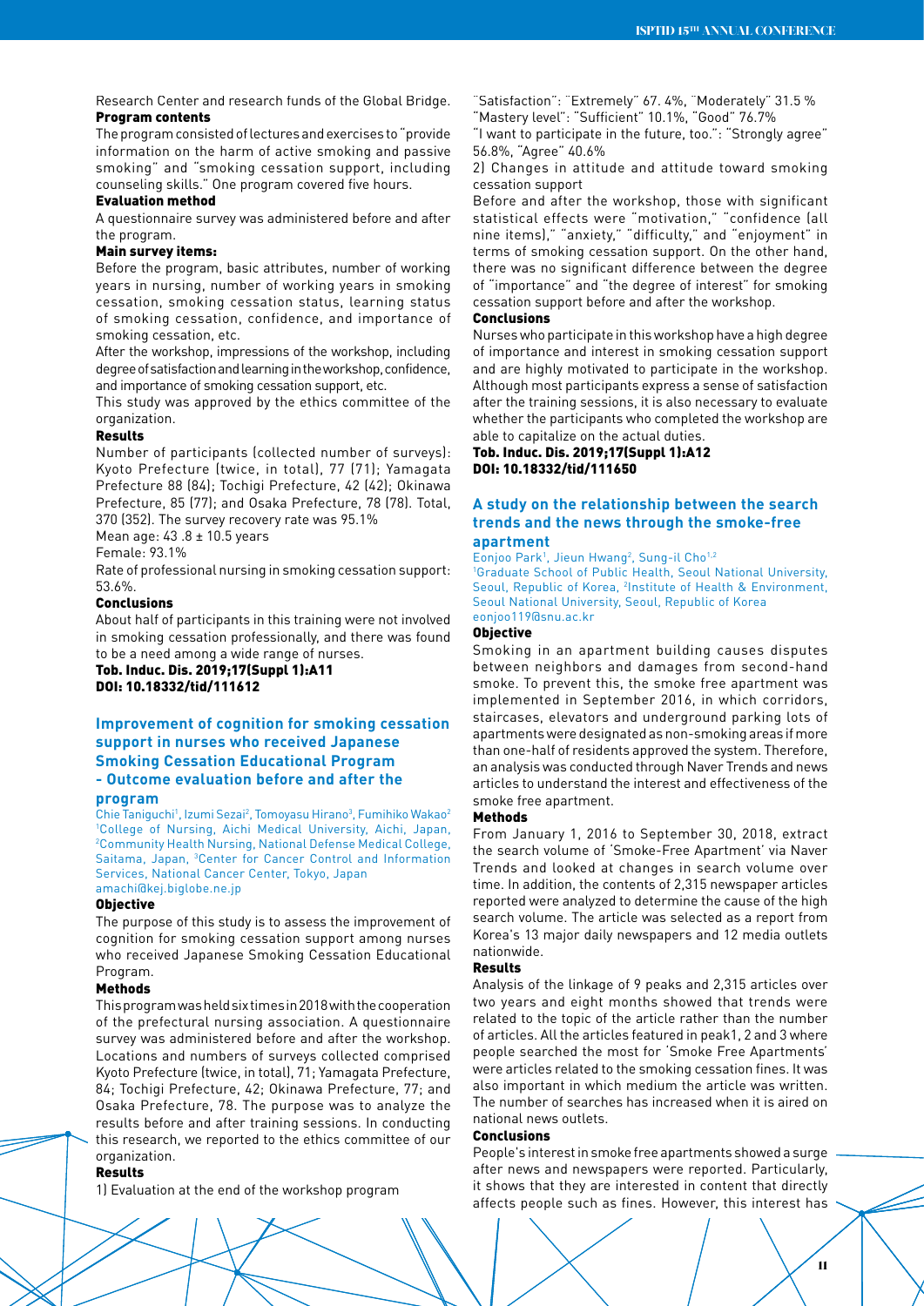Research Center and research funds of the Global Bridge.

**Program contents**

The program consisted of lectures and exercises to "provide information on the harm of active smoking and passive smoking" and "smoking cessation support, including counseling skills." One program covered five hours.

**Evaluation method**

A questionnaire survey was administered before and after the program.

**Main survey items:**

Before the program, basic attributes, number of working years in nursing, number of working years in smoking cessation, smoking cessation status, learning status of smoking cessation, confidence, and importance of smoking cessation, etc.

After the workshop, impressions of the workshop, including degree of satisfaction and learning in the workshop, confidence, and importance of smoking cessation support, etc.

This study was approved by the ethics committee of the organization.

**Results**

Number of participants (collected number of surveys): Kyoto Prefecture (twice, in total), 77 (71); Yamagata Prefecture 88 (84); Tochigi Prefecture, 42 (42); Okinawa Prefecture, 85 (77); and Osaka Prefecture, 78 (78). Total, 370 (352). The survey recovery rate was 95.1%

Mean age: 43 .8 ± 10.5 years

Female: 93.1%

Rate of professional nursing in smoking cessation support: 53.6%.

**Conclusions**

About half of participants in this training were not involved in smoking cessation professionally, and there was found to be a need among a wide range of nurses.

**Tob. Induc. Dis. 2019;17(Suppl 1):A11**
**DOI: 10.18332/tid/111612**

## Improvement of cognition for smoking cessation support in nurses who received Japanese Smoking Cessation Educational Program - Outcome evaluation before and after the program

Chie Taniguchi[1], Izumi Sezai[2], Tomoyasu Hirano[3], Fumihiko Wakao[2]

[1]College of Nursing, Aichi Medical University, Aichi, Japan, [2]Community Health Nursing, National Defense Medical College, Saitama, Japan, [3]Center for Cancer Control and Information Services, National Cancer Center, Tokyo, Japan

amachi@kej.biglobe.ne.jp

**Objective**

The purpose of this study is to assess the improvement of cognition for smoking cessation support among nurses who received Japanese Smoking Cessation Educational Program.

**Methods**

This program was held six times in 2018 with the cooperation of the prefectural nursing association. A questionnaire survey was administered before and after the workshop. Locations and numbers of surveys collected comprised Kyoto Prefecture (twice, in total), 71; Yamagata Prefecture, 84; Tochigi Prefecture, 42; Okinawa Prefecture, 77; and Osaka Prefecture, 78. The purpose was to analyze the results before and after training sessions. In conducting this research, we reported to the ethics committee of our organization.

**Results**

1) Evaluation at the end of the workshop program

"Satisfaction": "Extremely" 67. 4%, "Moderately" 31.5 %

"Mastery level": "Sufficient" 10.1%, "Good" 76.7%

"I want to participate in the future, too.": "Strongly agree" 56.8%, "Agree" 40.6%

2) Changes in attitude and attitude toward smoking cessation support

Before and after the workshop, those with significant statistical effects were "motivation," "confidence (all nine items)," "anxiety," "difficulty," and "enjoyment" in terms of smoking cessation support. On the other hand, there was no significant difference between the degree of "importance" and "the degree of interest" for smoking cessation support before and after the workshop.

**Conclusions**

Nurses who participate in this workshop have a high degree of importance and interest in smoking cessation support and are highly motivated to participate in the workshop. Although most participants express a sense of satisfaction after the training sessions, it is also necessary to evaluate whether the participants who completed the workshop are able to capitalize on the actual duties.

**Tob. Induc. Dis. 2019;17(Suppl 1):A12**
**DOI: 10.18332/tid/111650**

## A study on the relationship between the search trends and the news through the smoke-free apartment

Eonjoo Park[1], Jieun Hwang[2], Sung-il Cho[1,2]

[1]Graduate School of Public Health, Seoul National University, Seoul, Republic of Korea, [2]Institute of Health & Environment, Seoul National University, Seoul, Republic of Korea

eonjoo119@snu.ac.kr

**Objective**

Smoking in an apartment building causes disputes between neighbors and damages from second-hand smoke. To prevent this, the smoke free apartment was implemented in September 2016, in which corridors, staircases, elevators and underground parking lots of apartments were designated as non-smoking areas if more than one-half of residents approved the system. Therefore, an analysis was conducted through Naver Trends and news articles to understand the interest and effectiveness of the smoke free apartment.

**Methods**

From January 1, 2016 to September 30, 2018, extract the search volume of 'Smoke-Free Apartment' via Naver Trends and looked at changes in search volume over time. In addition, the contents of 2,315 newspaper articles reported were analyzed to determine the cause of the high search volume. The article was selected as a report from Korea's 13 major daily newspapers and 12 media outlets nationwide.

**Results**

Analysis of the linkage of 9 peaks and 2,315 articles over two years and eight months showed that trends were related to the topic of the article rather than the number of articles. All the articles featured in peak1, 2 and 3 where people searched the most for 'Smoke Free Apartments' were articles related to the smoking cessation fines. It was also important in which medium the article was written. The number of searches has increased when it is aired on national news outlets.

**Conclusions**

People's interest in smoke free apartments showed a surge after news and newspapers were reported. Particularly, it shows that they are interested in content that directly affects people such as fines. However, this interest has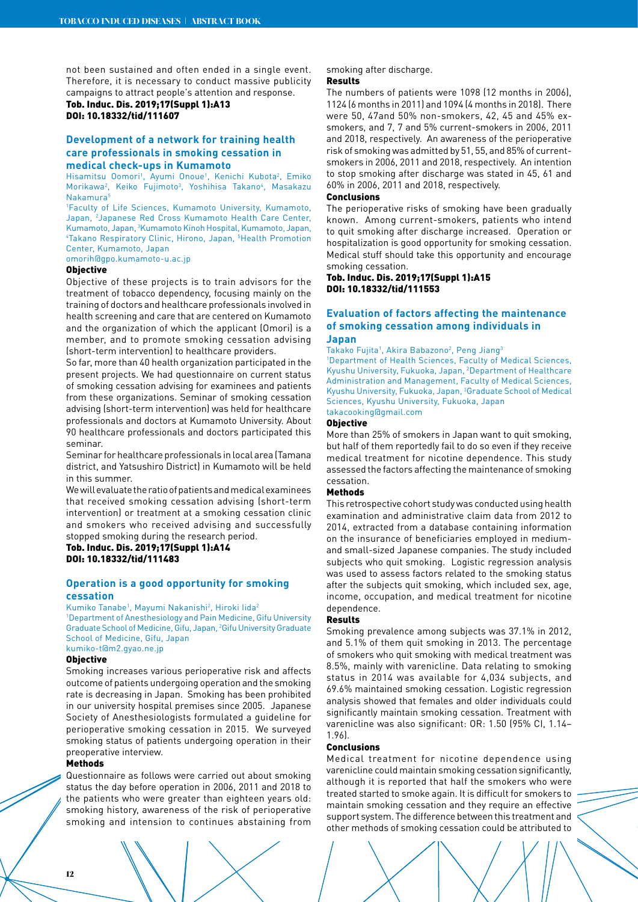not been sustained and often ended in a single event. Therefore, it is necessary to conduct massive publicity campaigns to attract people's attention and response.

**Tob. Induc. Dis. 2019;17(Suppl 1):A13**
**DOI: 10.18332/tid/111607**

## Development of a network for training health care professionals in smoking cessation in medical check-ups in Kumamoto

Hisamitsu Oomori[1], Ayumi Onoue[1], Kenichi Kubota[2], Emiko Morikawa[2], Keiko Fujimoto[3], Yoshihisa Takano[4], Masakazu Nakamura[5]

[1]Faculty of Life Sciences, Kumamoto University, Kumamoto, Japan, [2]Japanese Red Cross Kumamoto Health Care Center, Kumamoto, Japan, [3]Kumamoto Kinoh Hospital, Kumamoto, Japan, [4]Takano Respiratory Clinic, Hirono, Japan, [5]Health Promotion Center, Kumamoto, Japan

omorih@gpo.kumamoto-u.ac.jp

**Objective**

Objective of these projects is to train advisors for the treatment of tobacco dependency, focusing mainly on the training of doctors and healthcare professionals involved in health screening and care that are centered on Kumamoto and the organization of which the applicant (Omori) is a member, and to promote smoking cessation advising (short-term intervention) to healthcare providers.

So far, more than 40 health organization participated in the present projects. We had questionnaire on current status of smoking cessation advising for examinees and patients from these organizations. Seminar of smoking cessation advising (short-term intervention) was held for healthcare professionals and doctors at Kumamoto University. About 90 healthcare professionals and doctors participated this seminar.

Seminar for healthcare professionals in local area (Tamana district, and Yatsushiro District) in Kumamoto will be held in this summer.

We will evaluate the ratio of patients and medical examinees that received smoking cessation advising (short-term intervention) or treatment at a smoking cessation clinic and smokers who received advising and successfully stopped smoking during the research period.

**Tob. Induc. Dis. 2019;17(Suppl 1):A14**
**DOI: 10.18332/tid/111483**

## Operation is a good opportunity for smoking cessation

Kumiko Tanabe[1], Mayumi Nakanishi[2], Hiroki Iida[2]

[1]Department of Anesthesiology and Pain Medicine, Gifu University Graduate School of Medicine, Gifu, Japan, [2]Gifu University Graduate School of Medicine, Gifu, Japan

kumiko-t@m2.gyao.ne.jp

**Objective**

Smoking increases various perioperative risk and affects outcome of patients undergoing operation and the smoking rate is decreasing in Japan. Smoking has been prohibited in our university hospital premises since 2005. Japanese Society of Anesthesiologists formulated a guideline for perioperative smoking cessation in 2015. We surveyed smoking status of patients undergoing operation in their preoperative interview.

**Methods**

Questionnaire as follows were carried out about smoking status the day before operation in 2006, 2011 and 2018 to the patients who were greater than eighteen years old: smoking history, awareness of the risk of perioperative smoking and intension to continues abstaining from smoking after discharge.

**Results**

The numbers of patients were 1098 (12 months in 2006), 1124 (6 months in 2011) and 1094 (4 months in 2018). There were 50, 47and 50% non-smokers, 42, 45 and 45% ex-smokers, and 7, 7 and 5% current-smokers in 2006, 2011 and 2018, respectively. An awareness of the perioperative risk of smoking was admitted by 51, 55, and 85% of current-smokers in 2006, 2011 and 2018, respectively. An intention to stop smoking after discharge was stated in 45, 61 and 60% in 2006, 2011 and 2018, respectively.

**Conclusions**

The perioperative risks of smoking have been gradually known. Among current-smokers, patients who intend to quit smoking after discharge increased. Operation or hospitalization is good opportunity for smoking cessation. Medical stuff should take this opportunity and encourage smoking cessation.

**Tob. Induc. Dis. 2019;17(Suppl 1):A15**
**DOI: 10.18332/tid/111553**

## Evaluation of factors affecting the maintenance of smoking cessation among individuals in Japan

Takako Fujita[1], Akira Babazono[2], Peng Jiang[3]

[1]Department of Health Sciences, Faculty of Medical Sciences, Kyushu University, Fukuoka, Japan, [2]Department of Healthcare Administration and Management, Faculty of Medical Sciences, Kyushu University, Fukuoka, Japan, [3]Graduate School of Medical Sciences, Kyushu University, Fukuoka, Japan

takacooking@gmail.com

**Objective**

More than 25% of smokers in Japan want to quit smoking, but half of them reportedly fail to do so even if they receive medical treatment for nicotine dependence. This study assessed the factors affecting the maintenance of smoking cessation.

**Methods**

This retrospective cohort study was conducted using health examination and administrative claim data from 2012 to 2014, extracted from a database containing information on the insurance of beneficiaries employed in medium- and small-sized Japanese companies. The study included subjects who quit smoking. Logistic regression analysis was used to assess factors related to the smoking status after the subjects quit smoking, which included sex, age, income, occupation, and medical treatment for nicotine dependence.

**Results**

Smoking prevalence among subjects was 37.1% in 2012, and 5.1% of them quit smoking in 2013. The percentage of smokers who quit smoking with medical treatment was 8.5%, mainly with varenicline. Data relating to smoking status in 2014 was available for 4,034 subjects, and 69.6% maintained smoking cessation. Logistic regression analysis showed that females and older individuals could significantly maintain smoking cessation. Treatment with varenicline was also significant: OR: 1.50 (95% CI, 1.14–1.96).

**Conclusions**

Medical treatment for nicotine dependence using varenicline could maintain smoking cessation significantly, although it is reported that half the smokers who were treated started to smoke again. It is difficult for smokers to maintain smoking cessation and they require an effective support system. The difference between this treatment and other methods of smoking cessation could be attributed to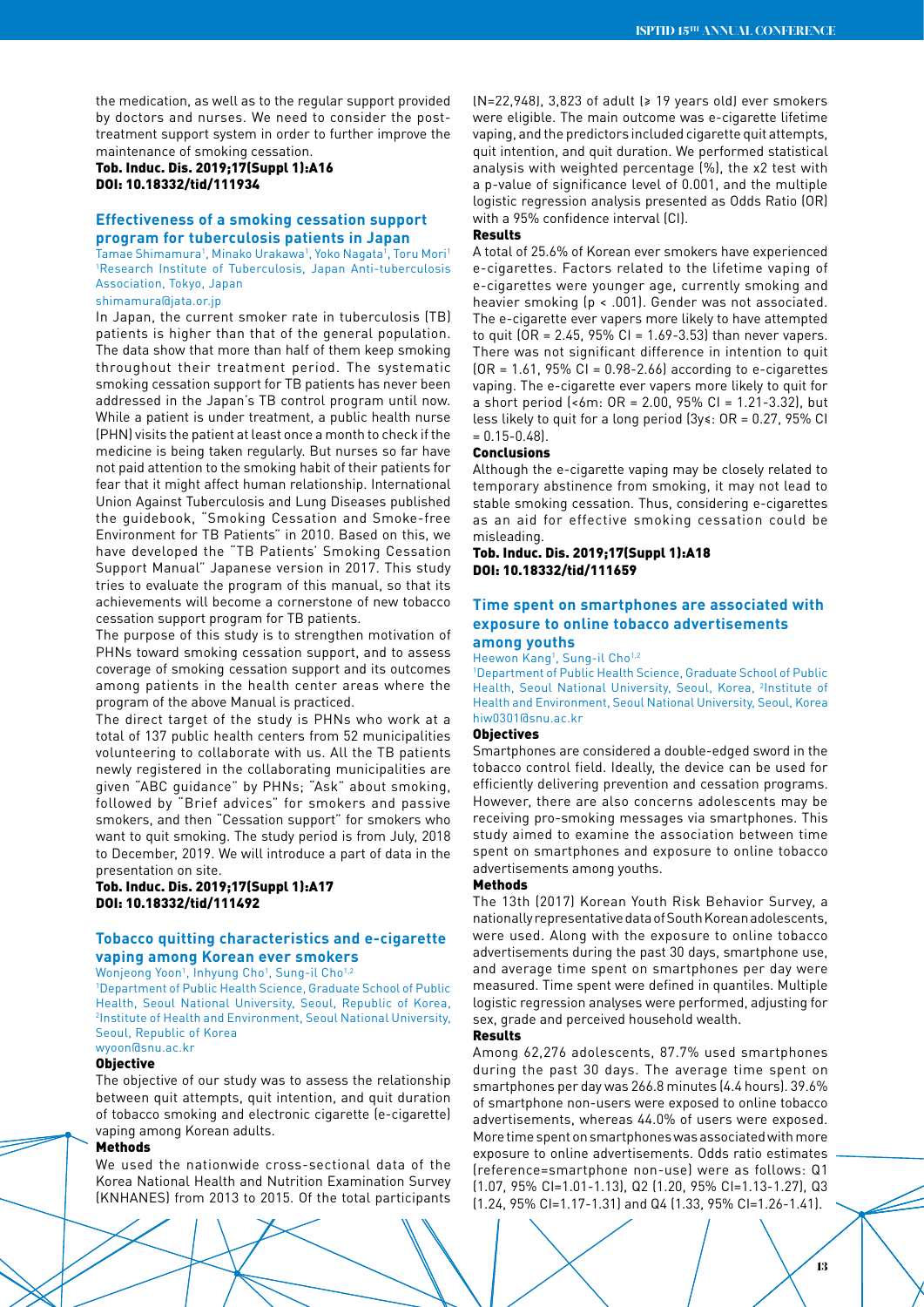the medication, as well as to the regular support provided by doctors and nurses. We need to consider the post-treatment support system in order to further improve the maintenance of smoking cessation.

**Tob. Induc. Dis. 2019;17(Suppl 1):A16**
**DOI: 10.18332/tid/111934**

## Effectiveness of a smoking cessation support program for tuberculosis patients in Japan

Tamae Shimamura[1], Minako Urakawa[1], Yoko Nagata[1], Toru Mori[1]

[1]Research Institute of Tuberculosis, Japan Anti-tuberculosis Association, Tokyo, Japan

shimamura@jata.or.jp

In Japan, the current smoker rate in tuberculosis (TB) patients is higher than that of the general population. The data show that more than half of them keep smoking throughout their treatment period. The systematic smoking cessation support for TB patients has never been addressed in the Japan's TB control program until now. While a patient is under treatment, a public health nurse (PHN) visits the patient at least once a month to check if the medicine is being taken regularly. But nurses so far have not paid attention to the smoking habit of their patients for fear that it might affect human relationship. International Union Against Tuberculosis and Lung Diseases published the guidebook, "Smoking Cessation and Smoke-free Environment for TB Patients" in 2010. Based on this, we have developed the "TB Patients' Smoking Cessation Support Manual" Japanese version in 2017. This study tries to evaluate the program of this manual, so that its achievements will become a cornerstone of new tobacco cessation support program for TB patients.

The purpose of this study is to strengthen motivation of PHNs toward smoking cessation support, and to assess coverage of smoking cessation support and its outcomes among patients in the health center areas where the program of the above Manual is practiced.

The direct target of the study is PHNs who work at a total of 137 public health centers from 52 municipalities volunteering to collaborate with us. All the TB patients newly registered in the collaborating municipalities are given "ABC guidance" by PHNs; "Ask" about smoking, followed by "Brief advices" for smokers and passive smokers, and then "Cessation support" for smokers who want to quit smoking. The study period is from July, 2018 to December, 2019. We will introduce a part of data in the presentation on site.

**Tob. Induc. Dis. 2019;17(Suppl 1):A17**
**DOI: 10.18332/tid/111492**

## Tobacco quitting characteristics and e-cigarette vaping among Korean ever smokers

Wonjeong Yoon[1], Inhyung Cho[1], Sung-il Cho[1,2]

[1]Department of Public Health Science, Graduate School of Public Health, Seoul National University, Seoul, Republic of Korea, [2]Institute of Health and Environment, Seoul National University, Seoul, Republic of Korea

wyoon@snu.ac.kr

### Objective

The objective of our study was to assess the relationship between quit attempts, quit intention, and quit duration of tobacco smoking and electronic cigarette (e-cigarette) vaping among Korean adults.

### Methods

We used the nationwide cross-sectional data of the Korea National Health and Nutrition Examination Survey (KNHANES) from 2013 to 2015. Of the total participants (N=22,948), 3,823 of adult (≥ 19 years old) ever smokers were eligible. The main outcome was e-cigarette lifetime vaping, and the predictors included cigarette quit attempts, quit intention, and quit duration. We performed statistical analysis with weighted percentage (%), the x2 test with a p-value of significance level of 0.001, and the multiple logistic regression analysis presented as Odds Ratio (OR) with a 95% confidence interval (CI).

### Results

A total of 25.6% of Korean ever smokers have experienced e-cigarettes. Factors related to the lifetime vaping of e-cigarettes were younger age, currently smoking and heavier smoking ($p < .001$). Gender was not associated. The e-cigarette ever vapers more likely to have attempted to quit (OR = 2.45, 95% CI = 1.69-3.53) than never vapers. There was not significant difference in intention to quit (OR = 1.61, 95% CI = 0.98-2.66) according to e-cigarettes vaping. The e-cigarette ever vapers more likely to quit for a short period (<6m: OR = 2.00, 95% CI = 1.21-3.32), but less likely to quit for a long period (3y≤: OR = 0.27, 95% CI = 0.15-0.48).

### Conclusions

Although the e-cigarette vaping may be closely related to temporary abstinence from smoking, it may not lead to stable smoking cessation. Thus, considering e-cigarettes as an aid for effective smoking cessation could be misleading.

**Tob. Induc. Dis. 2019;17(Suppl 1):A18**
**DOI: 10.18332/tid/111659**

## Time spent on smartphones are associated with exposure to online tobacco advertisements among youths

Heewon Kang[1], Sung-il Cho[1,2]

[1]Department of Public Health Science, Graduate School of Public Health, Seoul National University, Seoul, Korea, [2]Institute of Health and Environment, Seoul National University, Seoul, Korea

hiw0301@snu.ac.kr

### Objectives

Smartphones are considered a double-edged sword in the tobacco control field. Ideally, the device can be used for efficiently delivering prevention and cessation programs. However, there are also concerns adolescents may be receiving pro-smoking messages via smartphones. This study aimed to examine the association between time spent on smartphones and exposure to online tobacco advertisements among youths.

### Methods

The 13th (2017) Korean Youth Risk Behavior Survey, a nationally representative data of South Korean adolescents, were used. Along with the exposure to online tobacco advertisements during the past 30 days, smartphone use, and average time spent on smartphones per day were measured. Time spent were defined in quantiles. Multiple logistic regression analyses were performed, adjusting for sex, grade and perceived household wealth.

### Results

Among 62,276 adolescents, 87.7% used smartphones during the past 30 days. The average time spent on smartphones per day was 266.8 minutes (4.4 hours). 39.6% of smartphone non-users were exposed to online tobacco advertisements, whereas 44.0% of users were exposed. More time spent on smartphones was associated with more exposure to online advertisements. Odds ratio estimates (reference=smartphone non-use) were as follows: Q1 (1.07, 95% CI=1.01-1.13), Q2 (1.20, 95% CI=1.13-1.27), Q3 (1.24, 95% CI=1.17-1.31) and Q4 (1.33, 95% CI=1.26-1.41).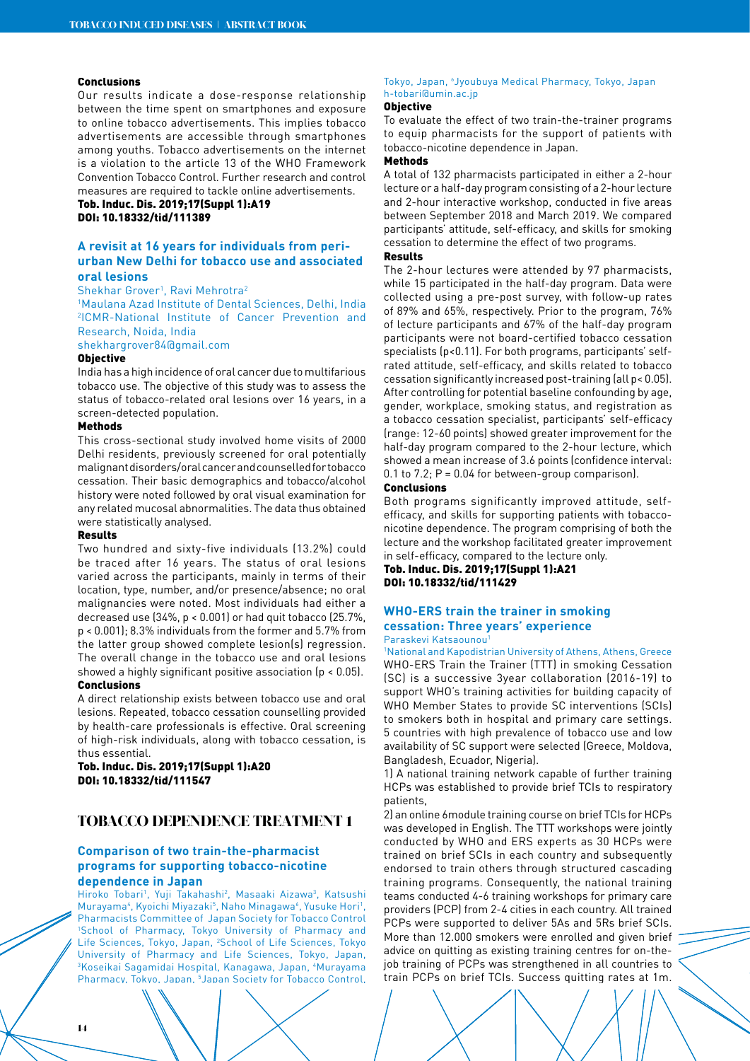### Conclusions

Our results indicate a dose-response relationship between the time spent on smartphones and exposure to online tobacco advertisements. This implies tobacco advertisements are accessible through smartphones among youths. Tobacco advertisements on the internet is a violation to the article 13 of the WHO Framework Convention Tobacco Control. Further research and control measures are required to tackle online advertisements.

**Tob. Induc. Dis. 2019;17(Suppl 1):A19**
**DOI: 10.18332/tid/111389**

## A revisit at 16 years for individuals from peri-urban New Delhi for tobacco use and associated oral lesions

Shekhar Grover[1], Ravi Mehrotra[2]

[1]Maulana Azad Institute of Dental Sciences, Delhi, India [2]ICMR-National Institute of Cancer Prevention and Research, Noida, India

shekhargrover84@gmail.com

### Objective

India has a high incidence of oral cancer due to multifarious tobacco use. The objective of this study was to assess the status of tobacco-related oral lesions over 16 years, in a screen-detected population.

### Methods

This cross-sectional study involved home visits of 2000 Delhi residents, previously screened for oral potentially malignant disorders/oral cancer and counselled for tobacco cessation. Their basic demographics and tobacco/alcohol history were noted followed by oral visual examination for any related mucosal abnormalities. The data thus obtained were statistically analysed.

### Results

Two hundred and sixty-five individuals (13.2%) could be traced after 16 years. The status of oral lesions varied across the participants, mainly in terms of their location, type, number, and/or presence/absence; no oral malignancies were noted. Most individuals had either a decreased use (34%, $p < 0.001$) or had quit tobacco (25.7%, $p < 0.001$); 8.3% individuals from the former and 5.7% from the latter group showed complete lesion(s) regression. The overall change in the tobacco use and oral lesions showed a highly significant positive association ($p < 0.05$).

### Conclusions

A direct relationship exists between tobacco use and oral lesions. Repeated, tobacco cessation counselling provided by health-care professionals is effective. Oral screening of high-risk individuals, along with tobacco cessation, is thus essential.

**Tob. Induc. Dis. 2019;17(Suppl 1):A20**
**DOI: 10.18332/tid/111547**

# TOBACCO DEPENDENCE TREATMENT 1

## Comparison of two train-the-pharmacist programs for supporting tobacco-nicotine dependence in Japan

Hiroko Tobari[1], Yuji Takahashi[2], Masaaki Aizawa[3], Katsushi Murayama[4], Kyoichi Miyazaki[5], Naho Minagawa[6], Yusuke Hori[1], Pharmacists Committee of Japan Society for Tobacco Control

[1]School of Pharmacy, Tokyo University of Pharmacy and Life Sciences, Tokyo, Japan, [2]School of Life Sciences, Tokyo University of Pharmacy and Life Sciences, Tokyo, Japan, [3]Koseikai Sagamidai Hospital, Kanagawa, Japan, [4]Murayama Pharmacy, Tokyo, Japan, [5]Japan Society for Tobacco Control, Tokyo, Japan, [6]Jyoubuya Medical Pharmacy, Tokyo, Japan

h-tobari@umin.ac.jp

### Objective

To evaluate the effect of two train-the-trainer programs to equip pharmacists for the support of patients with tobacco-nicotine dependence in Japan.

### Methods

A total of 132 pharmacists participated in either a 2-hour lecture or a half-day program consisting of a 2-hour lecture and 2-hour interactive workshop, conducted in five areas between September 2018 and March 2019. We compared participants' attitude, self-efficacy, and skills for smoking cessation to determine the effect of two programs.

### Results

The 2-hour lectures were attended by 97 pharmacists, while 15 participated in the half-day program. Data were collected using a pre-post survey, with follow-up rates of 89% and 65%, respectively. Prior to the program, 76% of lecture participants and 67% of the half-day program participants were not board-certified tobacco cessation specialists ($p<0.11$). For both programs, participants' self-rated attitude, self-efficacy, and skills related to tobacco cessation significantly increased post-training (all $p< 0.05$). After controlling for potential baseline confounding by age, gender, workplace, smoking status, and registration as a tobacco cessation specialist, participants' self-efficacy (range: 12-60 points) showed greater improvement for the half-day program compared to the 2-hour lecture, which showed a mean increase of 3.6 points (confidence interval: 0.1 to 7.2; $P = 0.04$ for between-group comparison).

### Conclusions

Both programs significantly improved attitude, self-efficacy, and skills for supporting patients with tobacco-nicotine dependence. The program comprising of both the lecture and the workshop facilitated greater improvement in self-efficacy, compared to the lecture only.

**Tob. Induc. Dis. 2019;17(Suppl 1):A21**
**DOI: 10.18332/tid/111429**

## WHO-ERS train the trainer in smoking cessation: Three years' experience

Paraskevi Katsaounou[1]

[1]National and Kapodistrian University of Athens, Athens, Greece

WHO-ERS Train the Trainer (TTT) in smoking Cessation (SC) is a successive 3year collaboration (2016-19) to support WHO's training activities for building capacity of WHO Member States to provide SC interventions (SCIs) to smokers both in hospital and primary care settings. 5 countries with high prevalence of tobacco use and low availability of SC support were selected (Greece, Moldova, Bangladesh, Ecuador, Nigeria).

1) A national training network capable of further training HCPs was established to provide brief TCIs to respiratory patients,

2) an online 6module training course on brief TCIs for HCPs was developed in English. The TTT workshops were jointly conducted by WHO and ERS experts as 30 HCPs were trained on brief SCIs in each country and subsequently endorsed to train others through structured cascading training programs. Consequently, the national training teams conducted 4-6 training workshops for primary care providers (PCP) from 2-4 cities in each country. All trained PCPs were supported to deliver 5As and 5Rs brief SCIs. More than 12.000 smokers were enrolled and given brief advice on quitting as existing training centres for on-the-job training of PCPs was strengthened in all countries to train PCPs on brief TCIs. Success quitting rates at 1m.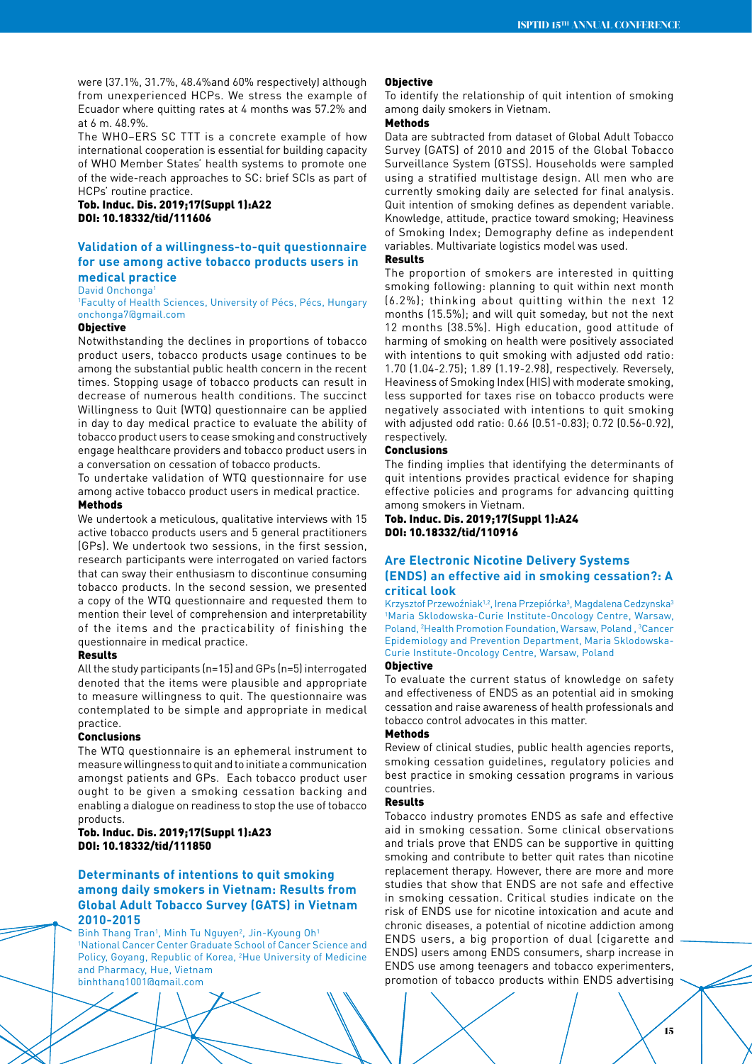were (37.1%, 31.7%, 48.4%and 60% respectively) although from unexperienced HCPs. We stress the example of Ecuador where quitting rates at 4 months was 57.2% and at 6 m. 48.9%.

The WHO–ERS SC TTT is a concrete example of how international cooperation is essential for building capacity of WHO Member States' health systems to promote one of the wide-reach approaches to SC: brief SCIs as part of HCPs' routine practice.

**Tob. Induc. Dis. 2019;17(Suppl 1):A22**
**DOI: 10.18332/tid/111606**

## Validation of a willingness-to-quit questionnaire for use among active tobacco products users in medical practice

David Onchonga[1]

[1]Faculty of Health Sciences, University of Pécs, Pécs, Hungary
onchonga7@gmail.com

### Objective

Notwithstanding the declines in proportions of tobacco product users, tobacco products usage continues to be among the substantial public health concern in the recent times. Stopping usage of tobacco products can result in decrease of numerous health conditions. The succinct Willingness to Quit (WTQ) questionnaire can be applied in day to day medical practice to evaluate the ability of tobacco product users to cease smoking and constructively engage healthcare providers and tobacco product users in a conversation on cessation of tobacco products.

To undertake validation of WTQ questionnaire for use among active tobacco product users in medical practice.

### Methods

We undertook a meticulous, qualitative interviews with 15 active tobacco products users and 5 general practitioners (GPs). We undertook two sessions, in the first session, research participants were interrogated on varied factors that can sway their enthusiasm to discontinue consuming tobacco products. In the second session, we presented a copy of the WTQ questionnaire and requested them to mention their level of comprehension and interpretability of the items and the practicability of finishing the questionnaire in medical practice.

### Results

All the study participants (n=15) and GPs (n=5) interrogated denoted that the items were plausible and appropriate to measure willingness to quit. The questionnaire was contemplated to be simple and appropriate in medical practice.

### Conclusions

The WTQ questionnaire is an ephemeral instrument to measure willingness to quit and to initiate a communication amongst patients and GPs. Each tobacco product user ought to be given a smoking cessation backing and enabling a dialogue on readiness to stop the use of tobacco products.

**Tob. Induc. Dis. 2019;17(Suppl 1):A23**
**DOI: 10.18332/tid/111850**

## Determinants of intentions to quit smoking among daily smokers in Vietnam: Results from Global Adult Tobacco Survey (GATS) in Vietnam 2010-2015

Binh Thang Tran[1], Minh Tu Nguyen[2], Jin-Kyoung Oh[1]

[1]National Cancer Center Graduate School of Cancer Science and Policy, Goyang, Republic of Korea, [2]Hue University of Medicine and Pharmacy, Hue, Vietnam
binhthang1001@gmail.com

### Objective

To identify the relationship of quit intention of smoking among daily smokers in Vietnam.

### Methods

Data are subtracted from dataset of Global Adult Tobacco Survey (GATS) of 2010 and 2015 of the Global Tobacco Surveillance System (GTSS). Households were sampled using a stratified multistage design. All men who are currently smoking daily are selected for final analysis. Quit intention of smoking defines as dependent variable. Knowledge, attitude, practice toward smoking; Heaviness of Smoking Index; Demography define as independent variables. Multivariate logistics model was used.

### Results

The proportion of smokers are interested in quitting smoking following: planning to quit within next month (6.2%); thinking about quitting within the next 12 months (15.5%); and will quit someday, but not the next 12 months (38.5%). High education, good attitude of harming of smoking on health were positively associated with intentions to quit smoking with adjusted odd ratio: 1.70 (1.04-2.75); 1.89 (1.19-2.98), respectively. Reversely, Heaviness of Smoking Index (HIS) with moderate smoking, less supported for taxes rise on tobacco products were negatively associated with intentions to quit smoking with adjusted odd ratio: 0.66 (0.51-0.83); 0.72 (0.56-0.92), respectively.

### Conclusions

The finding implies that identifying the determinants of quit intentions provides practical evidence for shaping effective policies and programs for advancing quitting among smokers in Vietnam.

**Tob. Induc. Dis. 2019;17(Suppl 1):A24**
**DOI: 10.18332/tid/110916**

## Are Electronic Nicotine Delivery Systems (ENDS) an effective aid in smoking cessation?: A critical look

Krzysztof Przewoźniak[1,2], Irena Przepiórka[3], Magdalena Cedzynska[3]

[1]Maria Sklodowska-Curie Institute-Oncology Centre, Warsaw, Poland, [2]Health Promotion Foundation, Warsaw, Poland , [3]Cancer Epidemiology and Prevention Department, Maria Sklodowska-Curie Institute-Oncology Centre, Warsaw, Poland

### Objective

To evaluate the current status of knowledge on safety and effectiveness of ENDS as an potential aid in smoking cessation and raise awareness of health professionals and tobacco control advocates in this matter.

### Methods

Review of clinical studies, public health agencies reports, smoking cessation guidelines, regulatory policies and best practice in smoking cessation programs in various countries.

### Results

Tobacco industry promotes ENDS as safe and effective aid in smoking cessation. Some clinical observations and trials prove that ENDS can be supportive in quitting smoking and contribute to better quit rates than nicotine replacement therapy. However, there are more and more studies that show that ENDS are not safe and effective in smoking cessation. Critical studies indicate on the risk of ENDS use for nicotine intoxication and acute and chronic diseases, a potential of nicotine addiction among ENDS users, a big proportion of dual (cigarette and ENDS) users among ENDS consumers, sharp increase in ENDS use among teenagers and tobacco experimenters, promotion of tobacco products within ENDS advertising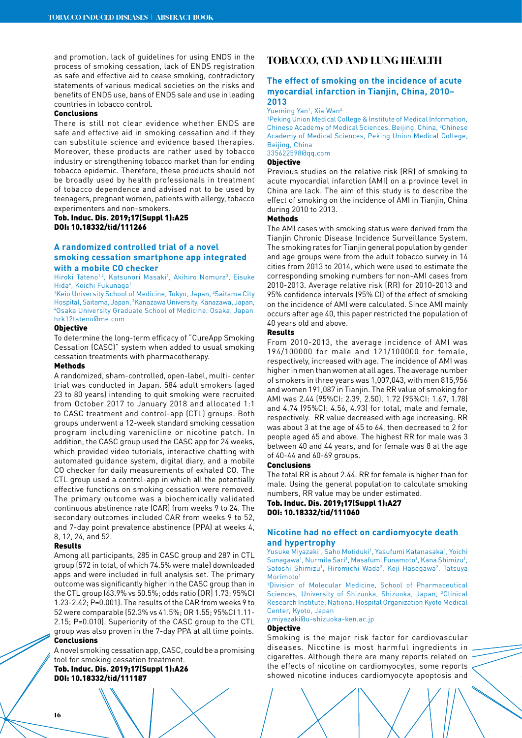and promotion, lack of guidelines for using ENDS in the process of smoking cessation, lack of ENDS registration as safe and effective aid to cease smoking, contradictory statements of various medical societies on the risks and benefits of ENDS use, bans of ENDS sale and use in leading countries in tobacco control.

**Conclusions**

There is still not clear evidence whether ENDS are safe and effective aid in smoking cessation and if they can substitute science and evidence based therapies. Moreover, these products are rather used by tobacco industry or strengthening tobacco market than for ending tobacco epidemic. Therefore, these products should not be broadly used by health professionals in treatment of tobacco dependence and advised not to be used by teenagers, pregnant women, patients with allergy, tobacco experimenters and non-smokers.

**Tob. Induc. Dis. 2019;17(Suppl 1):A25**
**DOI: 10.18332/tid/111266**

### A randomized controlled trial of a novel smoking cessation smartphone app integrated with a mobile CO checker

Hiroki Tateno[1,2], Katsunori Masaki[1], Akihiro Nomura[3], Eisuke Hida[4], Koichi Fukunaga[1]

[1]Keio University School of Medicine, Tokyo, Japan, [2]Saitama City Hospital, Saitama, Japan, [3]Kanazawa University, Kanazawa, Japan, [4]Osaka University Graduate School of Medicine, Osaka, Japan
hrk12tateno@me.com

**Objective**

To determine the long-term efficacy of "CureApp Smoking Cessation (CASC)" system when added to usual smoking cessation treatments with pharmacotherapy.

**Methods**

A randomized, sham-controlled, open-label, multi- center trial was conducted in Japan. 584 adult smokers (aged 23 to 80 years) intending to quit smoking were recruited from October 2017 to January 2018 and allocated 1:1 to CASC treatment and control-app (CTL) groups. Both groups underwent a 12-week standard smoking cessation program including varenicline or nicotine patch. In addition, the CASC group used the CASC app for 24 weeks, which provided video tutorials, interactive chatting with automated guidance system, digital diary, and a mobile CO checker for daily measurements of exhaled CO. The CTL group used a control-app in which all the potentially effective functions on smoking cessation were removed. The primary outcome was a biochemically validated continuous abstinence rate (CAR) from weeks 9 to 24. The secondary outcomes included CAR from weeks 9 to 52, and 7-day point prevalence abstinence (PPA) at weeks 4, 8, 12, 24, and 52.

**Results**

Among all participants, 285 in CASC group and 287 in CTL group (572 in total, of which 74.5% were male) downloaded apps and were included in full analysis set. The primary outcome was significantly higher in the CASC group than in the CTL group (63.9% vs 50.5%; odds ratio [OR] 1.73; 95%CI 1.23-2.42; P=0.001). The results of the CAR from weeks 9 to 52 were comparable (52.3% vs 41.5%; OR 1.55; 95%CI 1.11-2.15; P=0.010). Superiority of the CASC group to the CTL group was also proven in the 7-day PPA at all time points.

**Conclusions**

A novel smoking cessation app, CASC, could be a promising tool for smoking cessation treatment.

**Tob. Induc. Dis. 2019;17(Suppl 1):A26**
**DOI: 10.18332/tid/111187**

## TOBACCO, CVD AND LUNG HEALTH

### The effect of smoking on the incidence of acute myocardial infarction in Tianjin, China, 2010–2013

Yueming Yan[1], Xia Wan[2]

[1]Peking Union Medical College & Institute of Medical Information, Chinese Academy of Medical Sciences, Beijing, China, [2]Chinese Academy of Medical Sciences, Peking Union Medical College, Beijing, China
335622598@qq.com

**Objective**

Previous studies on the relative risk (RR) of smoking to acute myocardial infarction (AMI) on a province level in China are lack. The aim of this study is to describe the effect of smoking on the incidence of AMI in Tianjin, China during 2010 to 2013.

**Methods**

The AMI cases with smoking status were derived from the Tianjin Chronic Disease Incidence Surveillance System. The smoking rates for Tianjin general population by gender and age groups were from the adult tobacco survey in 14 cities from 2013 to 2014, which were used to estimate the corresponding smoking numbers for non-AMI cases from 2010-2013. Average relative risk (RR) for 2010-2013 and 95% confidence intervals (95% CI) of the effect of smoking on the incidence of AMI were calculated. Since AMI mainly occurs after age 40, this paper restricted the population of 40 years old and above.

**Results**

From 2010-2013, the average incidence of AMI was 194/100000 for male and 121/100000 for female, respectively, increased with age. The incidence of AMI was higher in men than women at all ages. The average number of smokers in three years was 1,007,043, with men 815,956 and women 191,087 in Tianjin. The RR value of smoking for AMI was 2.44 (95%CI: 2.39, 2.50), 1.72 (95%CI: 1.67, 1.78) and 4.74 (95%CI: 4.56, 4.93) for total, male and female, respectively. RR value decreased with age increasing. RR was about 3 at the age of 45 to 64, then decreased to 2 for people aged 65 and above. The highest RR for male was 3 between 40 and 44 years, and for female was 8 at the age of 40-44 and 60-69 groups.

**Conclusions**

The total RR is about 2.44. RR for female is higher than for male. Using the general population to calculate smoking numbers, RR value may be under estimated.

**Tob. Induc. Dis. 2019;17(Suppl 1):A27**
**DOI: 10.18332/tid/111060**

### Nicotine had no effect on cardiomyocyte death and hypertrophy

Yusuke Miyazaki[1], Saho Motiduki[1], Yasufumi Katanasaka[1], Yoichi Sunagawa[1], Nurmila Sari[1], Masafumi Funamoto[1], Kana Shimizu[1], Satoshi Shimizu[1], Hiromichi Wada[2], Koji Hasegawa[2], Tatsuya Morimoto[1]

[1]Division of Molecular Medicine, School of Pharmaceutical Sciences, University of Shizuoka, Shizuoka, Japan, [2]Clinical Research Institute, National Hospital Organization Kyoto Medical Center, Kyoto, Japan
y.miyazaki@u-shizuoka-ken.ac.jp

**Objective**

Smoking is the major risk factor for cardiovascular diseases. Nicotine is most harmful ingredients in cigarettes. Although there are many reports related on the effects of nicotine on cardiomyocytes, some reports showed nicotine induces cardiomyocyte apoptosis and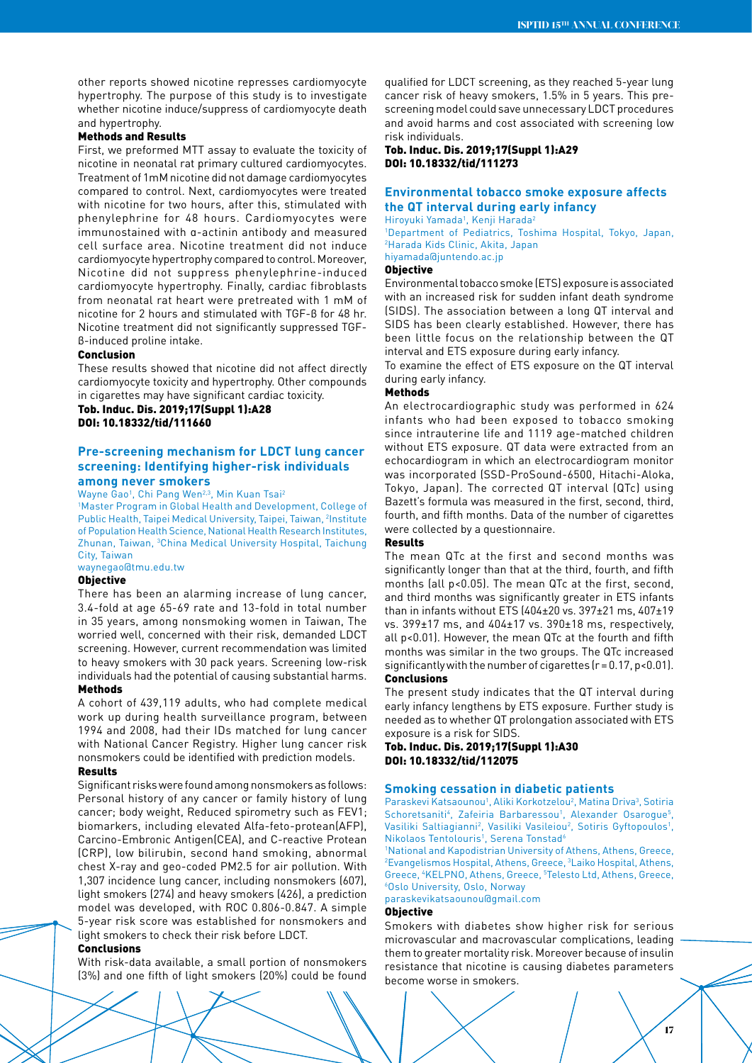other reports showed nicotine represses cardiomyocyte hypertrophy. The purpose of this study is to investigate whether nicotine induce/suppress of cardiomyocyte death and hypertrophy.

**Methods and Results**

First, we preformed MTT assay to evaluate the toxicity of nicotine in neonatal rat primary cultured cardiomyocytes. Treatment of 1mM nicotine did not damage cardiomyocytes compared to control. Next, cardiomyocytes were treated with nicotine for two hours, after this, stimulated with phenylephrine for 48 hours. Cardiomyocytes were immunostained with α-actinin antibody and measured cell surface area. Nicotine treatment did not induce cardiomyocyte hypertrophy compared to control. Moreover, Nicotine did not suppress phenylephrine-induced cardiomyocyte hypertrophy. Finally, cardiac fibroblasts from neonatal rat heart were pretreated with 1 mM of nicotine for 2 hours and stimulated with TGF-β for 48 hr. Nicotine treatment did not significantly suppressed TGF-β-induced proline intake.

**Conclusion**

These results showed that nicotine did not affect directly cardiomyocyte toxicity and hypertrophy. Other compounds in cigarettes may have significant cardiac toxicity.

**Tob. Induc. Dis. 2019;17(Suppl 1):A28**
**DOI: 10.18332/tid/111660**

## Pre-screening mechanism for LDCT lung cancer screening: Identifying higher-risk individuals among never smokers

Wayne Gao[1], Chi Pang Wen[2,3], Min Kuan Tsai[2]

[1]Master Program in Global Health and Development, College of Public Health, Taipei Medical University, Taipei, Taiwan, [2]Institute of Population Health Science, National Health Research Institutes, Zhunan, Taiwan, [3]China Medical University Hospital, Taichung City, Taiwan

waynegao@tmu.edu.tw

**Objective**

There has been an alarming increase of lung cancer, 3.4-fold at age 65-69 rate and 13-fold in total number in 35 years, among nonsmoking women in Taiwan, The worried well, concerned with their risk, demanded LDCT screening. However, current recommendation was limited to heavy smokers with 30 pack years. Screening low-risk individuals had the potential of causing substantial harms.

**Methods**

A cohort of 439,119 adults, who had complete medical work up during health surveillance program, between 1994 and 2008, had their IDs matched for lung cancer with National Cancer Registry. Higher lung cancer risk nonsmokers could be identified with prediction models.

**Results**

Significant risks were found among nonsmokers as follows: Personal history of any cancer or family history of lung cancer; body weight, Reduced spirometry such as FEV1; biomarkers, including elevated Alfa-feto-protean(AFP), Carcino-Embronic Antigen(CEA), and C-reactive Protean (CRP), low bilirubin, second hand smoking, abnormal chest X-ray and geo-coded PM2.5 for air pollution. With 1,307 incidence lung cancer, including nonsmokers (607), light smokers (274) and heavy smokers (426), a prediction model was developed, with ROC 0.806-0.847. A simple 5-year risk score was established for nonsmokers and light smokers to check their risk before LDCT.

**Conclusions**

With risk-data available, a small portion of nonsmokers (3%) and one fifth of light smokers (20%) could be found qualified for LDCT screening, as they reached 5-year lung cancer risk of heavy smokers, 1.5% in 5 years. This pre-screening model could save unnecessary LDCT procedures and avoid harms and cost associated with screening low risk individuals.

**Tob. Induc. Dis. 2019;17(Suppl 1):A29**
**DOI: 10.18332/tid/111273**

## Environmental tobacco smoke exposure affects the QT interval during early infancy

Hiroyuki Yamada[1], Kenji Harada[2]

[1]Department of Pediatrics, Toshima Hospital, Tokyo, Japan, [2]Harada Kids Clinic, Akita, Japan

hiyamada@juntendo.ac.jp

**Objective**

Environmental tobacco smoke (ETS) exposure is associated with an increased risk for sudden infant death syndrome (SIDS). The association between a long QT interval and SIDS has been clearly established. However, there has been little focus on the relationship between the QT interval and ETS exposure during early infancy.

To examine the effect of ETS exposure on the QT interval during early infancy.

**Methods**

An electrocardiographic study was performed in 624 infants who had been exposed to tobacco smoking since intrauterine life and 1119 age-matched children without ETS exposure. QT data were extracted from an echocardiogram in which an electrocardiogram monitor was incorporated (SSD-ProSound-6500, Hitachi-Aloka, Tokyo, Japan). The corrected QT interval (QTc) using Bazett's formula was measured in the first, second, third, fourth, and fifth months. Data of the number of cigarettes were collected by a questionnaire.

**Results**

The mean QTc at the first and second months was significantly longer than that at the third, fourth, and fifth months (all $p<0.05$). The mean QTc at the first, second, and third months was significantly greater in ETS infants than in infants without ETS (404±20 vs. 397±21 ms, 407±19 vs. 399±17 ms, and 404±17 vs. 390±18 ms, respectively, all $p<0.01$). However, the mean QTc at the fourth and fifth months was similar in the two groups. The QTc increased significantly with the number of cigarettes ($r = 0.17$, $p<0.01$).

**Conclusions**

The present study indicates that the QT interval during early infancy lengthens by ETS exposure. Further study is needed as to whether QT prolongation associated with ETS exposure is a risk for SIDS.

**Tob. Induc. Dis. 2019;17(Suppl 1):A30**
**DOI: 10.18332/tid/112075**

## Smoking cessation in diabetic patients

Paraskevi Katsaounou[1], Aliki Korkotzelou[2], Matina Driva[3], Sotiria Schoretsaniti[4], Zafeiria Barbaressou[1], Alexander Osarogue[5], Vasiliki Saltiagianni[2], Vasiliki Vasileiou[2], Sotiris Gyftopoulos[1], Nikolaos Tentolouris[1], Serena Tonstad[6]

[1]National and Kapodistrian University of Athens, Athens, Greece, [2]Evangelismos Hospital, Athens, Greece, [3]Laiko Hospital, Athens, Greece, [4]KELPNO, Athens, Greece, [5]Telesto Ltd, Athens, Greece, [6]Oslo University, Oslo, Norway

paraskevikatsaounou@gmail.com

**Objective**

Smokers with diabetes show higher risk for serious microvascular and macrovascular complications, leading them to greater mortality risk. Moreover because of insulin resistance that nicotine is causing diabetes parameters become worse in smokers.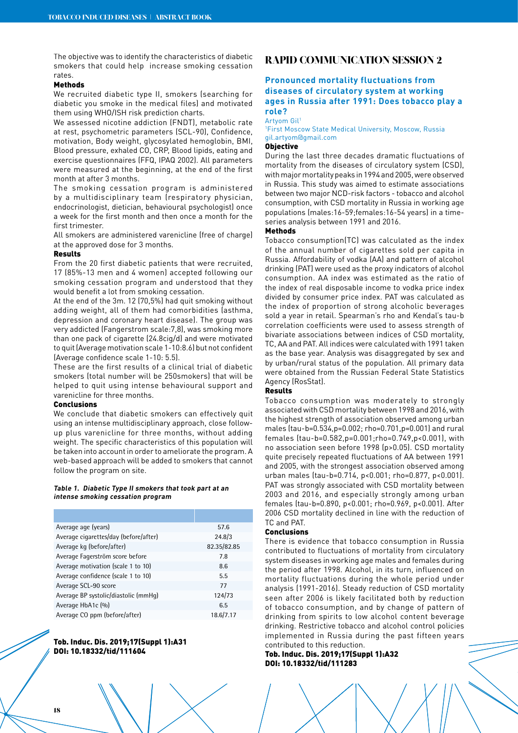The objective was to identify the characteristics of diabetic smokers that could help increase smoking cessation rates.

**Methods**

We recruited diabetic type II, smokers (searching for diabetic you smoke in the medical files) and motivated them using WHO/ISH risk prediction charts.

We assessed nicotine addiction (FNDT), metabolic rate at rest, psychometric parameters (SCL-90), Confidence, motivation, Body weight, glycosylated hemoglobin, BMI, Blood pressure, exhaled CO, CRP, Blood lipids, eating and exercise questionnaires (FFQ, IPAQ 2002). All parameters were measured at the beginning, at the end of the first month at after 3 months.

The smoking cessation program is administered by a multidisciplinary team (respiratory physician, endocrinologist, dietician, behavioural psychologist) once a week for the first month and then once a month for the first trimester.

All smokers are administered varenicline (free of charge) at the approved dose for 3 months.

**Results**

From the 20 first diabetic patients that were recruited, 17 (85%-13 men and 4 women) accepted following our smoking cessation program and understood that they would benefit a lot from smoking cessation.

At the end of the 3m. 12 (70,5%) had quit smoking without adding weight, all of them had comorbidities (asthma, depression and coronary heart disease). The group was very addicted (Fangerstrom scale:7,8), was smoking more than one pack of cigarette (24.8cig/d) and were motivated to quit (Average motivation scale 1-10:8.6) but not confident (Average confidence scale 1-10: 5.5).

These are the first results of a clinical trial of diabetic smokers (total number will be 250smokers) that will be helped to quit using intense behavioural support and varenicline for three months.

**Conclusions**

We conclude that diabetic smokers can effectively quit using an intense multidisciplinary approach, close follow-up plus varenicline for three months, without adding weight. The specific characteristics of this population will be taken into account in order to ameliorate the program. A web-based approach will be added to smokers that cannot follow the program on site.

***Table 1. Diabetic Type II smokers that took part at an intense smoking cessation program***

| | |
|---|---|
| Average age (years) | 57.6 |
| Average cigarettes/day (before/after) | 24.8/3 |
| Average kg (before/after) | 82.35/82.85 |
| Average Fagerström score before | 7.8 |
| Average motivation (scale 1 to 10) | 8.6 |
| Average confidence (scale 1 to 10) | 5.5 |
| Average SCL-90 score | 77 |
| Average BP systolic/diastolic (mmHg) | 124/73 |
| Average HbA1c (%) | 6.5 |
| Average CO ppm (before/after) | 18.6/7.17 |

**Tob. Induc. Dis. 2019;17(Suppl 1):A31**
**DOI: 10.18332/tid/111604**

# RAPID COMMUNICATION SESSION 2

## Pronounced mortality fluctuations from diseases of circulatory system at working ages in Russia after 1991: Does tobacco play a role?

Artyom Gil[1]

[1]First Moscow State Medical University, Moscow, Russia
gil.artyom@gmail.com

**Objective**

During the last three decades dramatic fluctuations of mortality from the diseases of circulatory system (CSD), with major mortality peaks in 1994 and 2005, were observed in Russia. This study was aimed to estimate associations between two major NCD-risk factors - tobacco and alcohol consumption, with CSD mortality in Russia in working age populations (males:16-59;females:16-54 years) in a time-series analysis between 1991 and 2016.

**Methods**

Tobacco consumption(TC) was calculated as the index of the annual number of cigarettes sold per capita in Russia. Affordability of vodka (AA) and pattern of alcohol drinking (PAT) were used as the proxy indicators of alcohol consumption. AA index was estimated as the ratio of the index of real disposable income to vodka price index divided by consumer price index. PAT was calculated as the index of proportion of strong alcoholic beverages sold a year in retail. Spearman's rho and Kendal's tau-b correlation coefficients were used to assess strength of bivariate associations between indices of CSD mortality, TC, AA and PAT. All indices were calculated with 1991 taken as the base year. Analysis was disaggregated by sex and by urban/rural status of the population. All primary data were obtained from the Russian Federal State Statistics Agency (RosStat).

**Results**

Tobacco consumption was moderately to strongly associated with CSD mortality between 1998 and 2016, with the highest strength of association observed among urban males (tau-b=0.534,p=0.002; rho=0.701,p=0.001) and rural females (tau-b=0.582,p=0.001;rho=0.749,p<0.001), with no association seen before 1998 (p>0.05). CSD mortality quite precisely repeated fluctuations of AA between 1991 and 2005, with the strongest association observed among urban males (tau-b=0.714, p<0.001; rho=0.877, p<0.001). PAT was strongly associated with CSD mortality between 2003 and 2016, and especially strongly among urban females (tau-b=0.890, p<0.001; rho=0.969, p<0.001). After 2006 CSD mortality declined in line with the reduction of TC and PAT.

**Conclusions**

There is evidence that tobacco consumption in Russia contributed to fluctuations of mortality from circulatory system diseases in working age males and females during the period after 1998. Alcohol, in its turn, influenced on mortality fluctuations during the whole period under analysis (1991-2016). Steady reduction of CSD mortality seen after 2006 is likely facilitated both by reduction of tobacco consumption, and by change of pattern of drinking from spirits to low alcohol content beverage drinking. Restrictive tobacco and alcohol control policies implemented in Russia during the past fifteen years contributed to this reduction.

**Tob. Induc. Dis. 2019;17(Suppl 1):A32**
**DOI: 10.18332/tid/111283**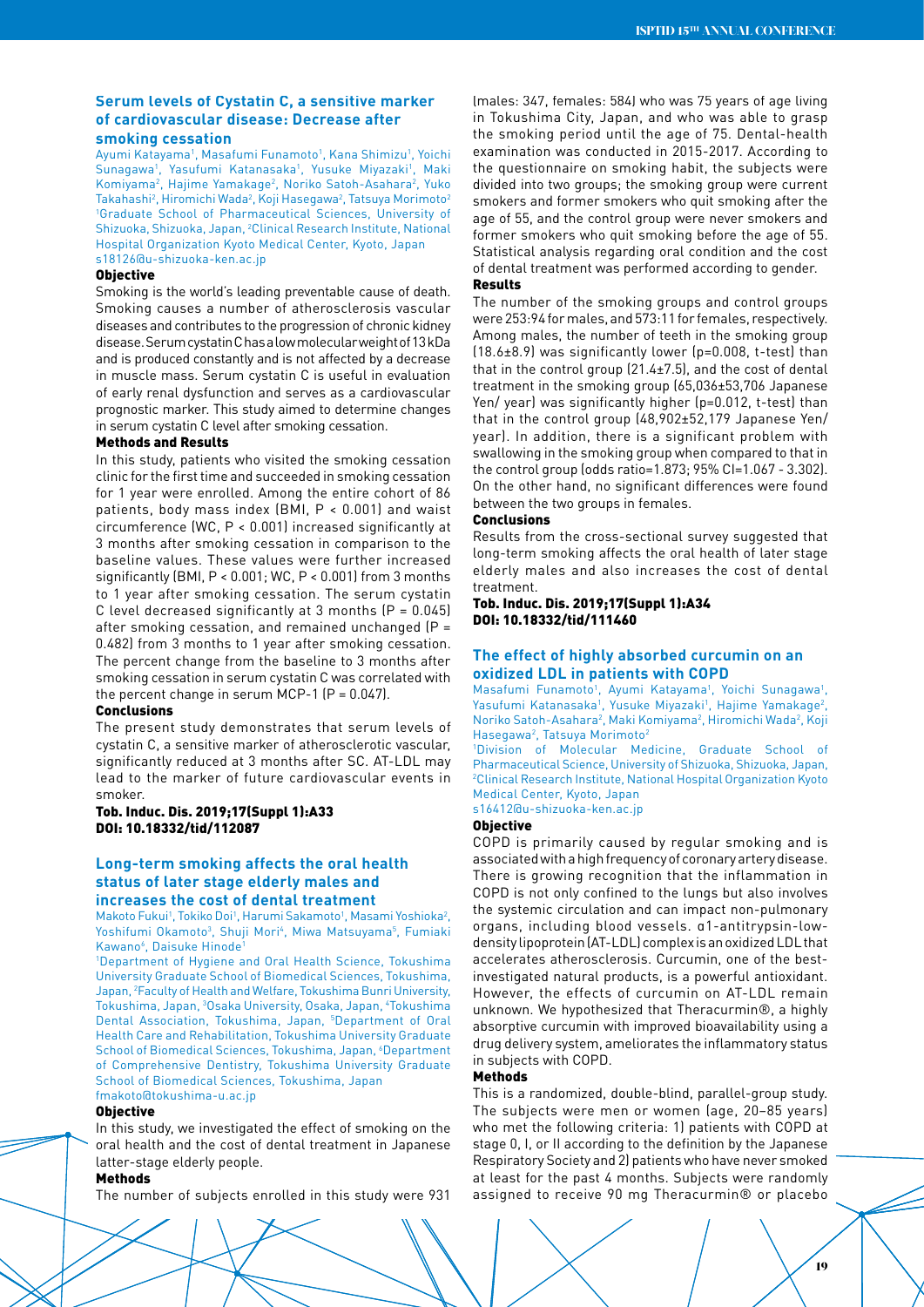## Serum levels of Cystatin C, a sensitive marker of cardiovascular disease: Decrease after smoking cessation

Ayumi Katayama[1], Masafumi Funamoto[1], Kana Shimizu[1], Yoichi Sunagawa[1], Yasufumi Katanasaka[1], Yusuke Miyazaki[1], Maki Komiyama[2], Hajime Yamakage[2], Noriko Satoh-Asahara[2], Yuko Takahashi[2], Hiromichi Wada[2], Koji Hasegawa[2], Tatsuya Morimoto[2]

[1]Graduate School of Pharmaceutical Sciences, University of Shizuoka, Shizuoka, Japan, [2]Clinical Research Institute, National Hospital Organization Kyoto Medical Center, Kyoto, Japan

s18126@u-shizuoka-ken.ac.jp

### Objective

Smoking is the world's leading preventable cause of death. Smoking causes a number of atherosclerosis vascular diseases and contributes to the progression of chronic kidney disease. Serum cystatin C has a low molecular weight of 13 kDa and is produced constantly and is not affected by a decrease in muscle mass. Serum cystatin C is useful in evaluation of early renal dysfunction and serves as a cardiovascular prognostic marker. This study aimed to determine changes in serum cystatin C level after smoking cessation.

### Methods and Results

In this study, patients who visited the smoking cessation clinic for the first time and succeeded in smoking cessation for 1 year were enrolled. Among the entire cohort of 86 patients, body mass index (BMI, $P < 0.001$) and waist circumference (WC, $P < 0.001$) increased significantly at 3 months after smoking cessation in comparison to the baseline values. These values were further increased significantly (BMI, $P < 0.001$; WC, $P < 0.001$) from 3 months to 1 year after smoking cessation. The serum cystatin C level decreased significantly at 3 months ($P = 0.045$) after smoking cessation, and remained unchanged ($P = 0.482$) from 3 months to 1 year after smoking cessation. The percent change from the baseline to 3 months after smoking cessation in serum cystatin C was correlated with the percent change in serum MCP-1 ($P = 0.047$).

### Conclusions

The present study demonstrates that serum levels of cystatin C, a sensitive marker of atherosclerotic vascular, significantly reduced at 3 months after SC. AT-LDL may lead to the marker of future cardiovascular events in smoker.

**Tob. Induc. Dis. 2019;17(Suppl 1):A33**
**DOI: 10.18332/tid/112087**

## Long-term smoking affects the oral health status of later stage elderly males and increases the cost of dental treatment

Makoto Fukui[1], Tokiko Doi[1], Harumi Sakamoto[1], Masami Yoshioka[2], Yoshifumi Okamoto[3], Shuji Mori[4], Miwa Matsuyama[5], Fumiaki Kawano[6], Daisuke Hinode[1]

[1]Department of Hygiene and Oral Health Science, Tokushima University Graduate School of Biomedical Sciences, Tokushima, Japan, [2]Faculty of Health and Welfare, Tokushima Bunri University, Tokushima, Japan, [3]Osaka University, Osaka, Japan, [4]Tokushima Dental Association, Tokushima, Japan, [5]Department of Oral Health Care and Rehabilitation, Tokushima University Graduate School of Biomedical Sciences, Tokushima, Japan, [6]Department of Comprehensive Dentistry, Tokushima University Graduate School of Biomedical Sciences, Tokushima, Japan

fmakoto@tokushima-u.ac.jp

### Objective

In this study, we investigated the effect of smoking on the oral health and the cost of dental treatment in Japanese latter-stage elderly people.

### Methods

The number of subjects enrolled in this study were 931 (males: 347, females: 584) who was 75 years of age living in Tokushima City, Japan, and who was able to grasp the smoking period until the age of 75. Dental-health examination was conducted in 2015-2017. According to the questionnaire on smoking habit, the subjects were divided into two groups; the smoking group were current smokers and former smokers who quit smoking after the age of 55, and the control group were never smokers and former smokers who quit smoking before the age of 55. Statistical analysis regarding oral condition and the cost of dental treatment was performed according to gender.

### Results

The number of the smoking groups and control groups were 253:94 for males, and 573:11 for females, respectively. Among males, the number of teeth in the smoking group (18.6±8.9) was significantly lower ($p=0.008$, t-test) than that in the control group (21.4±7.5), and the cost of dental treatment in the smoking group (65,036±53,706 Japanese Yen/ year) was significantly higher ($p=0.012$, t-test) than that in the control group (48,902±52,179 Japanese Yen/ year). In addition, there is a significant problem with swallowing in the smoking group when compared to that in the control group (odds ratio=1.873; 95% CI=1.067 - 3.302). On the other hand, no significant differences were found between the two groups in females.

### Conclusions

Results from the cross-sectional survey suggested that long-term smoking affects the oral health of later stage elderly males and also increases the cost of dental treatment.

**Tob. Induc. Dis. 2019;17(Suppl 1):A34**
**DOI: 10.18332/tid/111460**

## The effect of highly absorbed curcumin on an oxidized LDL in patients with COPD

Masafumi Funamoto[1], Ayumi Katayama[1], Yoichi Sunagawa[1], Yasufumi Katanasaka[1], Yusuke Miyazaki[1], Hajime Yamakage[2], Noriko Satoh-Asahara[2], Maki Komiyama[2], Hiromichi Wada[2], Koji Hasegawa[2], Tatsuya Morimoto[2]

[1]Division of Molecular Medicine, Graduate School of Pharmaceutical Science, University of Shizuoka, Shizuoka, Japan, [2]Clinical Research Institute, National Hospital Organization Kyoto Medical Center, Kyoto, Japan

s16412@u-shizuoka-ken.ac.jp

### Objective

COPD is primarily caused by regular smoking and is associated with a high frequency of coronary artery disease. There is growing recognition that the inflammation in COPD is not only confined to the lungs but also involves the systemic circulation and can impact non-pulmonary organs, including blood vessels. α1-antitrypsin-low-density lipoprotein (AT-LDL) complex is an oxidized LDL that accelerates atherosclerosis. Curcumin, one of the best-investigated natural products, is a powerful antioxidant. However, the effects of curcumin on AT-LDL remain unknown. We hypothesized that Theracurmin®, a highly absorptive curcumin with improved bioavailability using a drug delivery system, ameliorates the inflammatory status in subjects with COPD.

### Methods

This is a randomized, double-blind, parallel-group study. The subjects were men or women (age, 20–85 years) who met the following criteria: 1) patients with COPD at stage 0, I, or II according to the definition by the Japanese Respiratory Society and 2) patients who have never smoked at least for the past 4 months. Subjects were randomly assigned to receive 90 mg Theracurmin® or placebo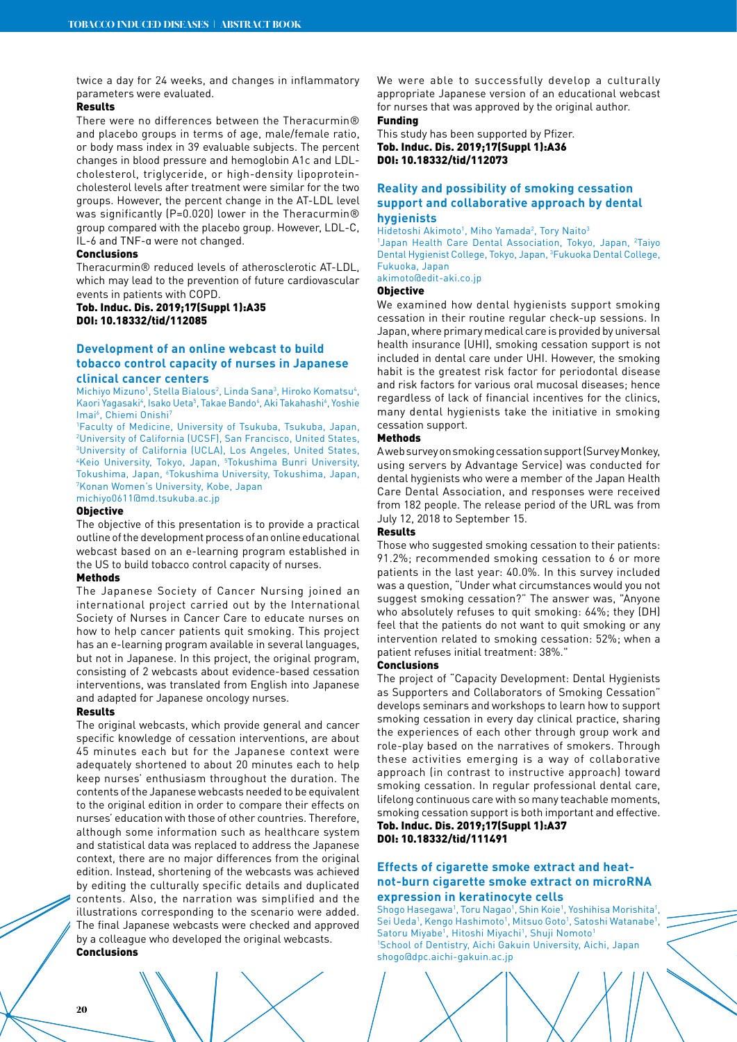twice a day for 24 weeks, and changes in inflammatory parameters were evaluated.

**Results**

There were no differences between the Theracurmin® and placebo groups in terms of age, male/female ratio, or body mass index in 39 evaluable subjects. The percent changes in blood pressure and hemoglobin A1c and LDL-cholesterol, triglyceride, or high-density lipoprotein-cholesterol levels after treatment were similar for the two groups. However, the percent change in the AT-LDL level was significantly (P=0.020) lower in the Theracurmin® group compared with the placebo group. However, LDL-C, IL-6 and TNF-α were not changed.

**Conclusions**

Theracurmin® reduced levels of atherosclerotic AT-LDL, which may lead to the prevention of future cardiovascular events in patients with COPD.

**Tob. Induc. Dis. 2019;17(Suppl 1):A35**
**DOI: 10.18332/tid/112085**

## Development of an online webcast to build tobacco control capacity of nurses in Japanese clinical cancer centers

Michiyo Mizuno[1], Stella Bialous[2], Linda Sana[3], Hiroko Komatsu[4], Kaori Yagasaki[4], Isako Ueta[5], Takae Bando[6], Aki Takahashi[6], Yoshie Imai[6], Chiemi Onishi[7]

[1]Faculty of Medicine, University of Tsukuba, Tsukuba, Japan, [2]University of California (UCSF), San Francisco, United States, [3]University of California (UCLA), Los Angeles, United States, [4]Keio University, Tokyo, Japan, [5]Tokushima Bunri University, Tokushima, Japan, [6]Tokushima University, Tokushima, Japan, [7]Konan Women's University, Kobe, Japan

michiyo0611@md.tsukuba.ac.jp

**Objective**

The objective of this presentation is to provide a practical outline of the development process of an online educational webcast based on an e-learning program established in the US to build tobacco control capacity of nurses.

**Methods**

The Japanese Society of Cancer Nursing joined an international project carried out by the International Society of Nurses in Cancer Care to educate nurses on how to help cancer patients quit smoking. This project has an e-learning program available in several languages, but not in Japanese. In this project, the original program, consisting of 2 webcasts about evidence-based cessation interventions, was translated from English into Japanese and adapted for Japanese oncology nurses.

**Results**

The original webcasts, which provide general and cancer specific knowledge of cessation interventions, are about 45 minutes each but for the Japanese context were adequately shortened to about 20 minutes each to help keep nurses' enthusiasm throughout the duration. The contents of the Japanese webcasts needed to be equivalent to the original edition in order to compare their effects on nurses' education with those of other countries. Therefore, although some information such as healthcare system and statistical data was replaced to address the Japanese context, there are no major differences from the original edition. Instead, shortening of the webcasts was achieved by editing the culturally specific details and duplicated contents. Also, the narration was simplified and the illustrations corresponding to the scenario were added. The final Japanese webcasts were checked and approved by a colleague who developed the original webcasts.

**Conclusions**

We were able to successfully develop a culturally appropriate Japanese version of an educational webcast for nurses that was approved by the original author.

**Funding**

This study has been supported by Pfizer.

**Tob. Induc. Dis. 2019;17(Suppl 1):A36**
**DOI: 10.18332/tid/112073**

## Reality and possibility of smoking cessation support and collaborative approach by dental hygienists

Hidetoshi Akimoto[1], Miho Yamada[2], Tory Naito[3]

[1]Japan Health Care Dental Association, Tokyo, Japan, [2]Taiyo Dental Hygienist College, Tokyo, Japan, [3]Fukuoka Dental College, Fukuoka, Japan

akimoto@edit-aki.co.jp

**Objective**

We examined how dental hygienists support smoking cessation in their routine regular check-up sessions. In Japan, where primary medical care is provided by universal health insurance (UHI), smoking cessation support is not included in dental care under UHI. However, the smoking habit is the greatest risk factor for periodontal disease and risk factors for various oral mucosal diseases; hence regardless of lack of financial incentives for the clinics, many dental hygienists take the initiative in smoking cessation support.

**Methods**

A web survey on smoking cessation support (Survey Monkey, using servers by Advantage Service) was conducted for dental hygienists who were a member of the Japan Health Care Dental Association, and responses were received from 182 people. The release period of the URL was from July 12, 2018 to September 15.

**Results**

Those who suggested smoking cessation to their patients: 91.2%; recommended smoking cessation to 6 or more patients in the last year: 40.0%. In this survey included was a question, "Under what circumstances would you not suggest smoking cessation?" The answer was, "Anyone who absolutely refuses to quit smoking: 64%; they (DH) feel that the patients do not want to quit smoking or any intervention related to smoking cessation: 52%; when a patient refuses initial treatment: 38%."

**Conclusions**

The project of "Capacity Development: Dental Hygienists as Supporters and Collaborators of Smoking Cessation" develops seminars and workshops to learn how to support smoking cessation in every day clinical practice, sharing the experiences of each other through group work and role-play based on the narratives of smokers. Through these activities emerging is a way of collaborative approach (in contrast to instructive approach) toward smoking cessation. In regular professional dental care, lifelong continuous care with so many teachable moments, smoking cessation support is both important and effective.

**Tob. Induc. Dis. 2019;17(Suppl 1):A37**
**DOI: 10.18332/tid/111491**

## Effects of cigarette smoke extract and heat-not-burn cigarette smoke extract on microRNA expression in keratinocyte cells

Shogo Hasegawa[1], Toru Nagao[1], Shin Koie[1], Yoshihisa Morishita[1], Sei Ueda[1], Kengo Hashimoto[1], Mitsuo Goto[1], Satoshi Watanabe[1], Satoru Miyabe[1], Hitoshi Miyachi[1], Shuji Nomoto[1]

[1]School of Dentistry, Aichi Gakuin University, Aichi, Japan

shogo@dpc.aichi-gakuin.ac.jp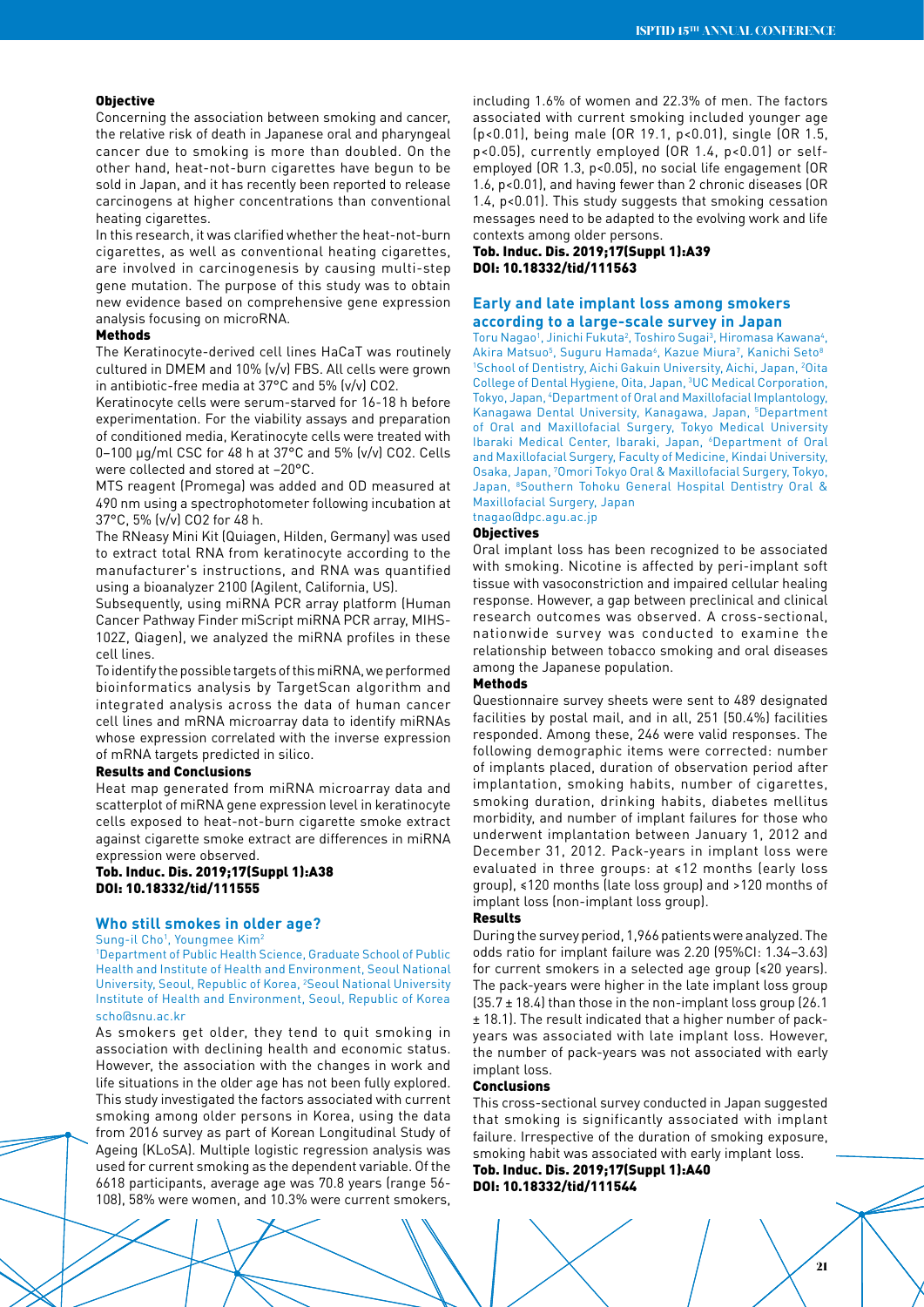### Objective

Concerning the association between smoking and cancer, the relative risk of death in Japanese oral and pharyngeal cancer due to smoking is more than doubled. On the other hand, heat-not-burn cigarettes have begun to be sold in Japan, and it has recently been reported to release carcinogens at higher concentrations than conventional heating cigarettes.

In this research, it was clarified whether the heat-not-burn cigarettes, as well as conventional heating cigarettes, are involved in carcinogenesis by causing multi-step gene mutation. The purpose of this study was to obtain new evidence based on comprehensive gene expression analysis focusing on microRNA.

### Methods

The Keratinocyte-derived cell lines HaCaT was routinely cultured in DMEM and 10% (v/v) FBS. All cells were grown in antibiotic-free media at 37°C and 5% (v/v) $CO_2$.

Keratinocyte cells were serum-starved for 16-18 h before experimentation. For the viability assays and preparation of conditioned media, Keratinocyte cells were treated with 0–100 μg/ml CSC for 48 h at 37°C and 5% (v/v) $CO_2$. Cells were collected and stored at –20°C.

MTS reagent (Promega) was added and OD measured at 490 nm using a spectrophotometer following incubation at 37°C, 5% (v/v) $CO_2$ for 48 h.

The RNeasy Mini Kit (Quiagen, Hilden, Germany) was used to extract total RNA from keratinocyte according to the manufacturer's instructions, and RNA was quantified using a bioanalyzer 2100 (Agilent, California, US).

Subsequently, using miRNA PCR array platform (Human Cancer Pathway Finder miScript miRNA PCR array, MIHS-102Z, Qiagen), we analyzed the miRNA profiles in these cell lines.

To identify the possible targets of this miRNA, we performed bioinformatics analysis by TargetScan algorithm and integrated analysis across the data of human cancer cell lines and mRNA microarray data to identify miRNAs whose expression correlated with the inverse expression of mRNA targets predicted in silico.

### Results and Conclusions

Heat map generated from miRNA microarray data and scatterplot of miRNA gene expression level in keratinocyte cells exposed to heat-not-burn cigarette smoke extract against cigarette smoke extract are differences in miRNA expression were observed.

**Tob. Induc. Dis. 2019;17(Suppl 1):A38**
**DOI: 10.18332/tid/111555**

## Who still smokes in older age?

Sung-il Cho[1], Youngmee Kim[2]

[1]Department of Public Health Science, Graduate School of Public Health and Institute of Health and Environment, Seoul National University, Seoul, Republic of Korea, [2]Seoul National University Institute of Health and Environment, Seoul, Republic of Korea

scho@snu.ac.kr

As smokers get older, they tend to quit smoking in association with declining health and economic status. However, the association with the changes in work and life situations in the older age has not been fully explored. This study investigated the factors associated with current smoking among older persons in Korea, using the data from 2016 survey as part of Korean Longitudinal Study of Ageing (KLoSA). Multiple logistic regression analysis was used for current smoking as the dependent variable. Of the 6618 participants, average age was 70.8 years (range 56-108), 58% were women, and 10.3% were current smokers, including 1.6% of women and 22.3% of men. The factors associated with current smoking included younger age ($p<0.01$), being male (OR 19.1, $p<0.01$), single (OR 1.5, $p<0.05$), currently employed (OR 1.4, $p<0.01$) or self-employed (OR 1.3, $p<0.05$), no social life engagement (OR 1.6, $p<0.01$), and having fewer than 2 chronic diseases (OR 1.4, $p<0.01$). This study suggests that smoking cessation messages need to be adapted to the evolving work and life contexts among older persons.

**Tob. Induc. Dis. 2019;17(Suppl 1):A39**
**DOI: 10.18332/tid/111563**

## Early and late implant loss among smokers according to a large-scale survey in Japan

Toru Nagao[1], Jinichi Fukuta[2], Toshiro Sugai[3], Hiromasa Kawana[4], Akira Matsuo[5], Suguru Hamada[6], Kazue Miura[7], Kanichi Seto[8]

[1]School of Dentistry, Aichi Gakuin University, Aichi, Japan, [2]Oita College of Dental Hygiene, Oita, Japan, [3]UC Medical Corporation, Tokyo, Japan, [4]Department of Oral and Maxillofacial Implantology, Kanagawa Dental University, Kanagawa, Japan, [5]Department of Oral and Maxillofacial Surgery, Tokyo Medical University Ibaraki Medical Center, Ibaraki, Japan, [6]Department of Oral and Maxillofacial Surgery, Faculty of Medicine, Kindai University, Osaka, Japan, [7]Omori Tokyo Oral & Maxillofacial Surgery, Tokyo, Japan, [8]Southern Tohoku General Hospital Dentistry Oral & Maxillofacial Surgery, Japan

tnagao@dpc.agu.ac.jp

### Objectives

Oral implant loss has been recognized to be associated with smoking. Nicotine is affected by peri-implant soft tissue with vasoconstriction and impaired cellular healing response. However, a gap between preclinical and clinical research outcomes was observed. A cross-sectional, nationwide survey was conducted to examine the relationship between tobacco smoking and oral diseases among the Japanese population.

### Methods

Questionnaire survey sheets were sent to 489 designated facilities by postal mail, and in all, 251 (50.4%) facilities responded. Among these, 246 were valid responses. The following demographic items were corrected: number of implants placed, duration of observation period after implantation, smoking habits, number of cigarettes, smoking duration, drinking habits, diabetes mellitus morbidity, and number of implant failures for those who underwent implantation between January 1, 2012 and December 31, 2012. Pack-years in implant loss were evaluated in three groups: at ≤12 months (early loss group), ≤120 months (late loss group) and >120 months of implant loss (non-implant loss group).

### Results

During the survey period, 1,966 patients were analyzed. The odds ratio for implant failure was 2.20 (95%CI: 1.34–3.63) for current smokers in a selected age group (≤20 years). The pack-years were higher in the late implant loss group (35.7 ± 18.4) than those in the non-implant loss group (26.1 ± 18.1). The result indicated that a higher number of pack-years was associated with late implant loss. However, the number of pack-years was not associated with early implant loss.

### Conclusions

This cross-sectional survey conducted in Japan suggested that smoking is significantly associated with implant failure. Irrespective of the duration of smoking exposure, smoking habit was associated with early implant loss.

**Tob. Induc. Dis. 2019;17(Suppl 1):A40**
**DOI: 10.18332/tid/111544**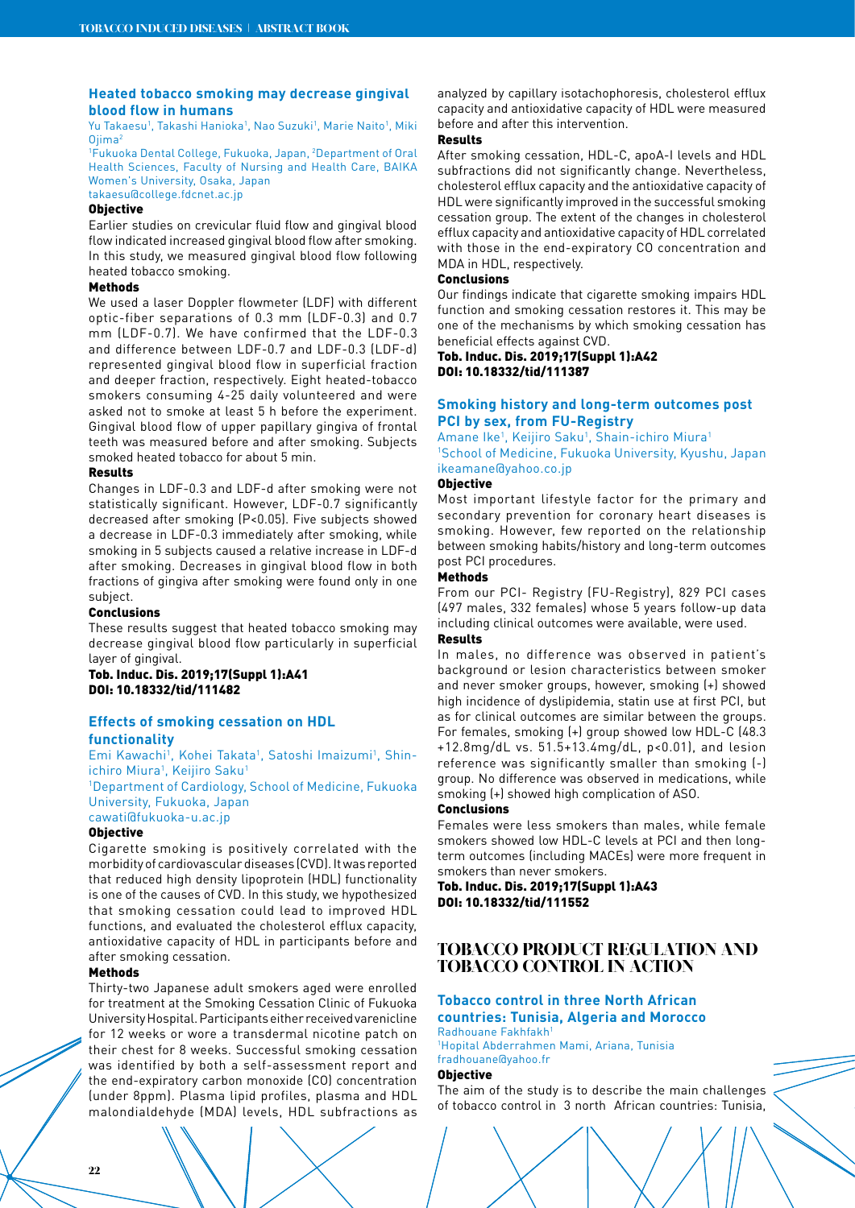### Heated tobacco smoking may decrease gingival blood flow in humans

Yu Takaesu[1], Takashi Hanioka[1], Nao Suzuki[1], Marie Naito[1], Miki Ojima[2]

[1]Fukuoka Dental College, Fukuoka, Japan, [2]Department of Oral Health Sciences, Faculty of Nursing and Health Care, BAIKA Women's University, Osaka, Japan

takaesu@college.fdcnet.ac.jp

**Objective**

Earlier studies on crevicular fluid flow and gingival blood flow indicated increased gingival blood flow after smoking. In this study, we measured gingival blood flow following heated tobacco smoking.

**Methods**

We used a laser Doppler flowmeter (LDF) with different optic-fiber separations of 0.3 mm (LDF-0.3) and 0.7 mm (LDF-0.7). We have confirmed that the LDF-0.3 and difference between LDF-0.7 and LDF-0.3 (LDF-d) represented gingival blood flow in superficial fraction and deeper fraction, respectively. Eight heated-tobacco smokers consuming 4-25 daily volunteered and were asked not to smoke at least 5 h before the experiment. Gingival blood flow of upper papillary gingiva of frontal teeth was measured before and after smoking. Subjects smoked heated tobacco for about 5 min.

**Results**

Changes in LDF-0.3 and LDF-d after smoking were not statistically significant. However, LDF-0.7 significantly decreased after smoking ($P<0.05$). Five subjects showed a decrease in LDF-0.3 immediately after smoking, while smoking in 5 subjects caused a relative increase in LDF-d after smoking. Decreases in gingival blood flow in both fractions of gingiva after smoking were found only in one subject.

**Conclusions**

These results suggest that heated tobacco smoking may decrease gingival blood flow particularly in superficial layer of gingival.

**Tob. Induc. Dis. 2019;17(Suppl 1):A41**
**DOI: 10.18332/tid/111482**

### Effects of smoking cessation on HDL functionality

Emi Kawachi[1], Kohei Takata[1], Satoshi Imaizumi[1], Shin-ichiro Miura[1], Keijiro Saku[1]

[1]Department of Cardiology, School of Medicine, Fukuoka University, Fukuoka, Japan

cawati@fukuoka-u.ac.jp

**Objective**

Cigarette smoking is positively correlated with the morbidity of cardiovascular diseases (CVD). It was reported that reduced high density lipoprotein (HDL) functionality is one of the causes of CVD. In this study, we hypothesized that smoking cessation could lead to improved HDL functions, and evaluated the cholesterol efflux capacity, antioxidative capacity of HDL in participants before and after smoking cessation.

**Methods**

Thirty-two Japanese adult smokers aged were enrolled for treatment at the Smoking Cessation Clinic of Fukuoka University Hospital. Participants either received varenicline for 12 weeks or wore a transdermal nicotine patch on their chest for 8 weeks. Successful smoking cessation was identified by both a self-assessment report and the end-expiratory carbon monoxide (CO) concentration (under 8ppm). Plasma lipid profiles, plasma and HDL malondialdehyde (MDA) levels, HDL subfractions as analyzed by capillary isotachophoresis, cholesterol efflux capacity and antioxidative capacity of HDL were measured before and after this intervention.

**Results**

After smoking cessation, HDL-C, apoA-I levels and HDL subfractions did not significantly change. Nevertheless, cholesterol efflux capacity and the antioxidative capacity of HDL were significantly improved in the successful smoking cessation group. The extent of the changes in cholesterol efflux capacity and antioxidative capacity of HDL correlated with those in the end-expiratory CO concentration and MDA in HDL, respectively.

**Conclusions**

Our findings indicate that cigarette smoking impairs HDL function and smoking cessation restores it. This may be one of the mechanisms by which smoking cessation has beneficial effects against CVD.

**Tob. Induc. Dis. 2019;17(Suppl 1):A42**
**DOI: 10.18332/tid/111387**

### Smoking history and long-term outcomes post PCI by sex, from FU-Registry

Amane Ike[1], Keijiro Saku[1], Shain-ichiro Miura[1]

[1]School of Medicine, Fukuoka University, Kyushu, Japan

ikeamane@yahoo.co.jp

**Objective**

Most important lifestyle factor for the primary and secondary prevention for coronary heart diseases is smoking. However, few reported on the relationship between smoking habits/history and long-term outcomes post PCI procedures.

**Methods**

From our PCI- Registry (FU-Registry), 829 PCI cases (497 males, 332 females) whose 5 years follow-up data including clinical outcomes were available, were used.

**Results**

In males, no difference was observed in patient's background or lesion characteristics between smoker and never smoker groups, however, smoking (+) showed high incidence of dyslipidemia, statin use at first PCI, but as for clinical outcomes are similar between the groups. For females, smoking (+) group showed low HDL-C (48.3 +12.8mg/dL vs. 51.5+13.4mg/dL, $p<0.01$), and lesion reference was significantly smaller than smoking (-) group. No difference was observed in medications, while smoking (+) showed high complication of ASO.

**Conclusions**

Females were less smokers than males, while female smokers showed low HDL-C levels at PCI and then long-term outcomes (including MACEs) were more frequent in smokers than never smokers.

**Tob. Induc. Dis. 2019;17(Suppl 1):A43**
**DOI: 10.18332/tid/111552**

## TOBACCO PRODUCT REGULATION AND TOBACCO CONTROL IN ACTION

### Tobacco control in three North African countries: Tunisia, Algeria and Morocco

Radhouane Fakhfakh[1]

[1]Hopital Abderrahmen Mami, Ariana, Tunisia

fradhouane@yahoo.fr

**Objective**

The aim of the study is to describe the main challenges of tobacco control in 3 north African countries: Tunisia,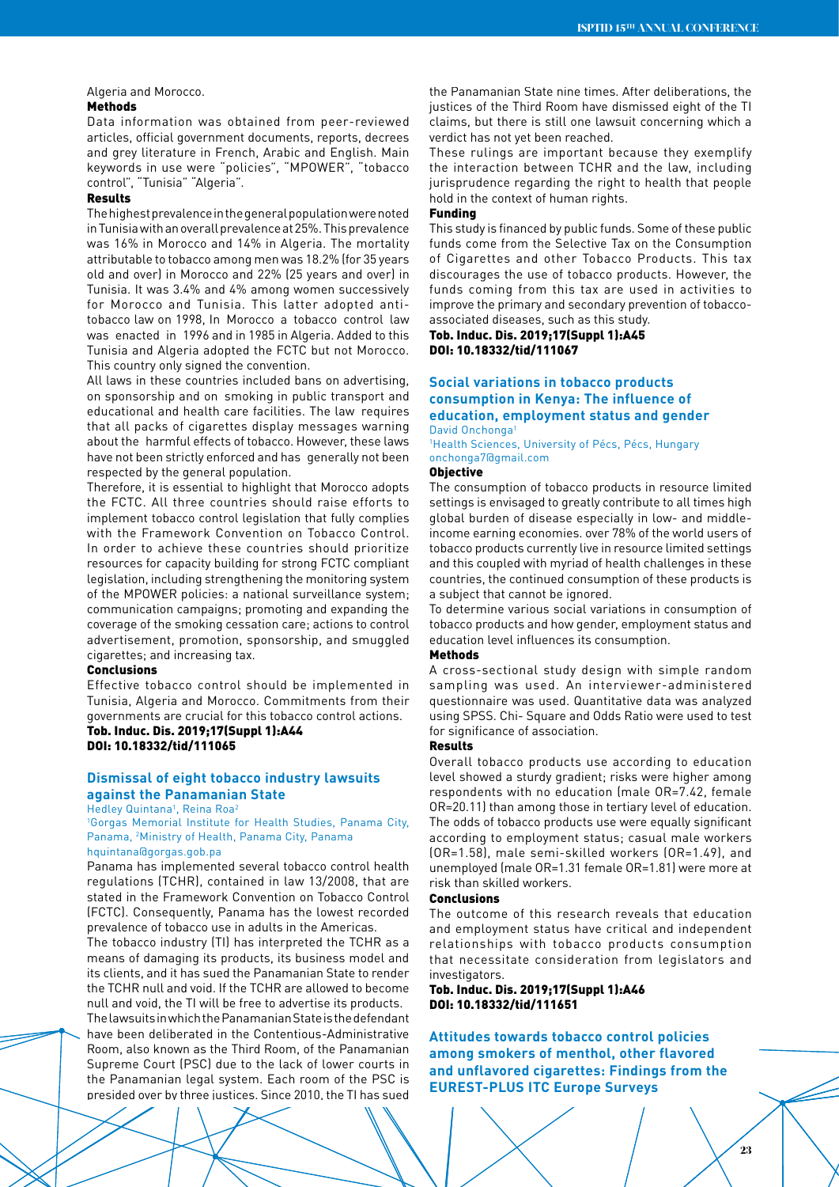Algeria and Morocco.

**Methods**

Data information was obtained from peer-reviewed articles, official government documents, reports, decrees and grey literature in French, Arabic and English. Main keywords in use were "policies", "MPOWER", "tobacco control", "Tunisia" "Algeria".

**Results**

The highest prevalence in the general population were noted in Tunisia with an overall prevalence at 25%. This prevalence was 16% in Morocco and 14% in Algeria. The mortality attributable to tobacco among men was 18.2% (for 35 years old and over) in Morocco and 22% (25 years and over) in Tunisia. It was 3.4% and 4% among women successively for Morocco and Tunisia. This latter adopted anti-tobacco law on 1998, In Morocco a tobacco control law was enacted in 1996 and in 1985 in Algeria. Added to this Tunisia and Algeria adopted the FCTC but not Morocco. This country only signed the convention.

All laws in these countries included bans on advertising, on sponsorship and on smoking in public transport and educational and health care facilities. The law requires that all packs of cigarettes display messages warning about the harmful effects of tobacco. However, these laws have not been strictly enforced and has generally not been respected by the general population.

Therefore, it is essential to highlight that Morocco adopts the FCTC. All three countries should raise efforts to implement tobacco control legislation that fully complies with the Framework Convention on Tobacco Control. In order to achieve these countries should prioritize resources for capacity building for strong FCTC compliant legislation, including strengthening the monitoring system of the MPOWER policies: a national surveillance system; communication campaigns; promoting and expanding the coverage of the smoking cessation care; actions to control advertisement, promotion, sponsorship, and smuggled cigarettes; and increasing tax.

**Conclusions**

Effective tobacco control should be implemented in Tunisia, Algeria and Morocco. Commitments from their governments are crucial for this tobacco control actions.

**Tob. Induc. Dis. 2019;17(Suppl 1):A44**
**DOI: 10.18332/tid/111065**

## Dismissal of eight tobacco industry lawsuits against the Panamanian State

Hedley Quintana[1], Reina Roa[2]

[1]Gorgas Memorial Institute for Health Studies, Panama City, Panama, [2]Ministry of Health, Panama City, Panama
hquintana@gorgas.gob.pa

Panama has implemented several tobacco control health regulations (TCHR), contained in law 13/2008, that are stated in the Framework Convention on Tobacco Control (FCTC). Consequently, Panama has the lowest recorded prevalence of tobacco use in adults in the Americas.

The tobacco industry (TI) has interpreted the TCHR as a means of damaging its products, its business model and its clients, and it has sued the Panamanian State to render the TCHR null and void. If the TCHR are allowed to become null and void, the TI will be free to advertise its products.

The lawsuits in which the Panamanian State is the defendant have been deliberated in the Contentious-Administrative Room, also known as the Third Room, of the Panamanian Supreme Court (PSC) due to the lack of lower courts in the Panamanian legal system. Each room of the PSC is presided over by three justices. Since 2010, the TI has sued the Panamanian State nine times. After deliberations, the justices of the Third Room have dismissed eight of the TI claims, but there is still one lawsuit concerning which a verdict has not yet been reached.

These rulings are important because they exemplify the interaction between TCHR and the law, including jurisprudence regarding the right to health that people hold in the context of human rights.

**Funding**

This study is financed by public funds. Some of these public funds come from the Selective Tax on the Consumption of Cigarettes and other Tobacco Products. This tax discourages the use of tobacco products. However, the funds coming from this tax are used in activities to improve the primary and secondary prevention of tobacco-associated diseases, such as this study.

**Tob. Induc. Dis. 2019;17(Suppl 1):A45**
**DOI: 10.18332/tid/111067**

## Social variations in tobacco products consumption in Kenya: The influence of education, employment status and gender

David Onchonga[1]

[1]Health Sciences, University of Pécs, Pécs, Hungary
onchonga7@gmail.com

**Objective**

The consumption of tobacco products in resource limited settings is envisaged to greatly contribute to all times high global burden of disease especially in low- and middle-income earning economies. over 78% of the world users of tobacco products currently live in resource limited settings and this coupled with myriad of health challenges in these countries, the continued consumption of these products is a subject that cannot be ignored.

To determine various social variations in consumption of tobacco products and how gender, employment status and education level influences its consumption.

**Methods**

A cross-sectional study design with simple random sampling was used. An interviewer-administered questionnaire was used. Quantitative data was analyzed using SPSS. Chi- Square and Odds Ratio were used to test for significance of association.

**Results**

Overall tobacco products use according to education level showed a sturdy gradient; risks were higher among respondents with no education (male OR=7.42, female OR=20.11) than among those in tertiary level of education. The odds of tobacco products use were equally significant according to employment status; casual male workers (OR=1.58), male semi-skilled workers (OR=1.49), and unemployed (male OR=1.31 female OR=1.81) were more at risk than skilled workers.

**Conclusions**

The outcome of this research reveals that education and employment status have critical and independent relationships with tobacco products consumption that necessitate consideration from legislators and investigators.

**Tob. Induc. Dis. 2019;17(Suppl 1):A46**
**DOI: 10.18332/tid/111651**

## Attitudes towards tobacco control policies among smokers of menthol, other flavored and unflavored cigarettes: Findings from the EUREST-PLUS ITC Europe Surveys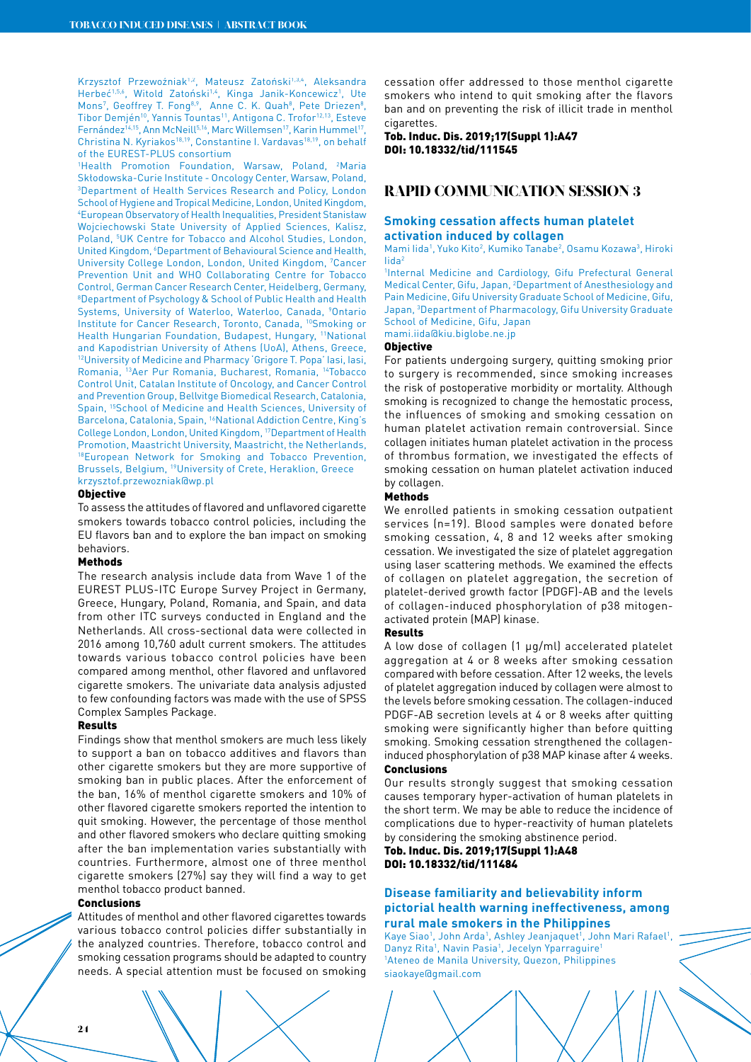Krzysztof Przewoźniak[1,2], Mateusz Zatoński[1,3,4], Aleksandra Herbeć[1,5,6], Witold Zatoński[1,4], Kinga Janik-Koncewicz[1], Ute Mons[7], Geoffrey T. Fong[8,9], Anne C. K. Quah[8], Pete Driezen[8], Tibor Demjén[10], Yannis Tountas[11], Antigona C. Trofor[12,13], Esteve Fernández[14,15], Ann McNeill[5,16], Marc Willemsen[17], Karin Hummel[17], Christina N. Kyriakos[18,19], Constantine I. Vardavas[18,19], on behalf of the EUREST-PLUS consortium

[1]Health Promotion Foundation, Warsaw, Poland, [2]Maria Skłodowska-Curie Institute - Oncology Center, Warsaw, Poland, [3]Department of Health Services Research and Policy, London School of Hygiene and Tropical Medicine, London, United Kingdom, [4]European Observatory of Health Inequalities, President Stanisław Wojciechowski State University of Applied Sciences, Kalisz, Poland, [5]UK Centre for Tobacco and Alcohol Studies, London, United Kingdom, [6]Department of Behavioural Science and Health, University College London, London, United Kingdom, [7]Cancer Prevention Unit and WHO Collaborating Centre for Tobacco Control, German Cancer Research Center, Heidelberg, Germany, [8]Department of Psychology & School of Public Health and Health Systems, University of Waterloo, Waterloo, Canada, [9]Ontario Institute for Cancer Research, Toronto, Canada, [10]Smoking or Health Hungarian Foundation, Budapest, Hungary, [11]National and Kapodistrian University of Athens (UoA), Athens, Greece, [12]University of Medicine and Pharmacy 'Grigore T. Popa' Iasi, Iasi, Romania, [13]Aer Pur Romania, Bucharest, Romania, [14]Tobacco Control Unit, Catalan Institute of Oncology, and Cancer Control and Prevention Group, Bellvitge Biomedical Research, Catalonia, Spain, [15]School of Medicine and Health Sciences, University of Barcelona, Catalonia, Spain, [16]National Addiction Centre, King's College London, London, United Kingdom, [17]Department of Health Promotion, Maastricht University, Maastricht, the Netherlands, [18]European Network for Smoking and Tobacco Prevention, Brussels, Belgium, [19]University of Crete, Heraklion, Greece

krzysztof.przewozniak@wp.pl

**Objective**

To assess the attitudes of flavored and unflavored cigarette smokers towards tobacco control policies, including the EU flavors ban and to explore the ban impact on smoking behaviors.

**Methods**

The research analysis include data from Wave 1 of the EUREST PLUS-ITC Europe Survey Project in Germany, Greece, Hungary, Poland, Romania, and Spain, and data from other ITC surveys conducted in England and the Netherlands. All cross-sectional data were collected in 2016 among 10,760 adult current smokers. The attitudes towards various tobacco control policies have been compared among menthol, other flavored and unflavored cigarette smokers. The univariate data analysis adjusted to few confounding factors was made with the use of SPSS Complex Samples Package.

**Results**

Findings show that menthol smokers are much less likely to support a ban on tobacco additives and flavors than other cigarette smokers but they are more supportive of smoking ban in public places. After the enforcement of the ban, 16% of menthol cigarette smokers and 10% of other flavored cigarette smokers reported the intention to quit smoking. However, the percentage of those menthol and other flavored smokers who declare quitting smoking after the ban implementation varies substantially with countries. Furthermore, almost one of three menthol cigarette smokers (27%) say they will find a way to get menthol tobacco product banned.

**Conclusions**

Attitudes of menthol and other flavored cigarettes towards various tobacco control policies differ substantially in the analyzed countries. Therefore, tobacco control and smoking cessation programs should be adapted to country needs. A special attention must be focused on smoking cessation offer addressed to those menthol cigarette smokers who intend to quit smoking after the flavors ban and on preventing the risk of illicit trade in menthol cigarettes.

**Tob. Induc. Dis. 2019;17(Suppl 1):A47**
**DOI: 10.18332/tid/111545**

## RAPID COMMUNICATION SESSION 3

### Smoking cessation affects human platelet activation induced by collagen

Mami Iida[1], Yuko Kito[2], Kumiko Tanabe[2], Osamu Kozawa[3], Hiroki Iida[2]

[1]Internal Medicine and Cardiology, Gifu Prefectural General Medical Center, Gifu, Japan, [2]Department of Anesthesiology and Pain Medicine, Gifu University Graduate School of Medicine, Gifu, Japan, [3]Department of Pharmacology, Gifu University Graduate School of Medicine, Gifu, Japan

mami.iida@kiu.biglobe.ne.jp

**Objective**

For patients undergoing surgery, quitting smoking prior to surgery is recommended, since smoking increases the risk of postoperative morbidity or mortality. Although smoking is recognized to change the hemostatic process, the influences of smoking and smoking cessation on human platelet activation remain controversial. Since collagen initiates human platelet activation in the process of thrombus formation, we investigated the effects of smoking cessation on human platelet activation induced by collagen.

**Methods**

We enrolled patients in smoking cessation outpatient services (n=19). Blood samples were donated before smoking cessation, 4, 8 and 12 weeks after smoking cessation. We investigated the size of platelet aggregation using laser scattering methods. We examined the effects of collagen on platelet aggregation, the secretion of platelet-derived growth factor (PDGF)-AB and the levels of collagen-induced phosphorylation of p38 mitogen-activated protein (MAP) kinase.

**Results**

A low dose of collagen (1 μg/ml) accelerated platelet aggregation at 4 or 8 weeks after smoking cessation compared with before cessation. After 12 weeks, the levels of platelet aggregation induced by collagen were almost to the levels before smoking cessation. The collagen-induced PDGF-AB secretion levels at 4 or 8 weeks after quitting smoking were significantly higher than before quitting smoking. Smoking cessation strengthened the collagen-induced phosphorylation of p38 MAP kinase after 4 weeks.

**Conclusions**

Our results strongly suggest that smoking cessation causes temporary hyper-activation of human platelets in the short term. We may be able to reduce the incidence of complications due to hyper-reactivity of human platelets by considering the smoking abstinence period.

**Tob. Induc. Dis. 2019;17(Suppl 1):A48**
**DOI: 10.18332/tid/111484**

### Disease familiarity and believability inform pictorial health warning ineffectiveness, among rural male smokers in the Philippines

Kaye Siao[1], John Arda[1], Ashley Jeanjaquet[1], John Mari Rafael[1], Danyz Rita[1], Navin Pasia[1], Jecelyn Yparraguire[1]

[1]Ateneo de Manila University, Quezon, Philippines

siaokaye@gmail.com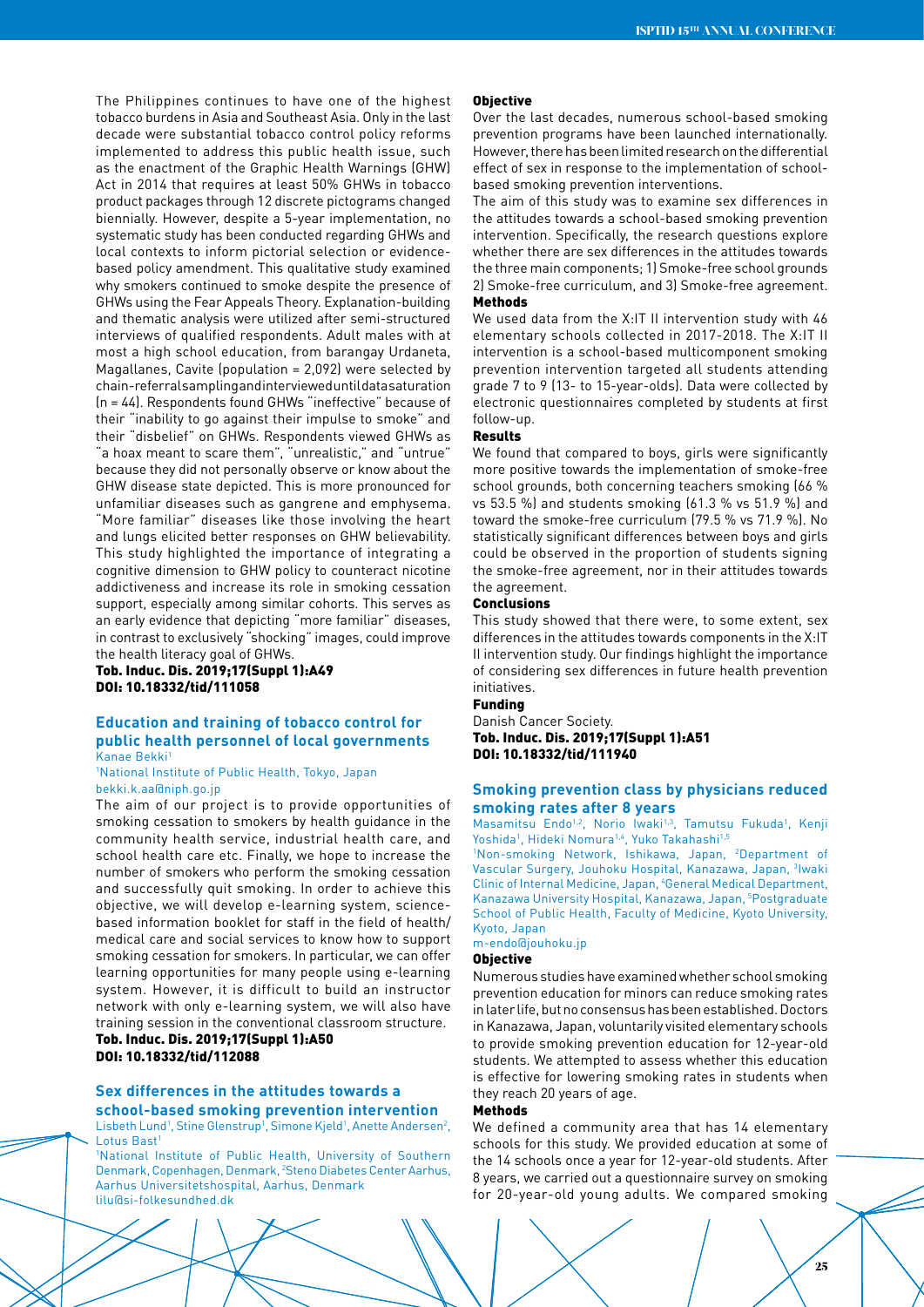The Philippines continues to have one of the highest tobacco burdens in Asia and Southeast Asia. Only in the last decade were substantial tobacco control policy reforms implemented to address this public health issue, such as the enactment of the Graphic Health Warnings (GHW) Act in 2014 that requires at least 50% GHWs in tobacco product packages through 12 discrete pictograms changed biennially. However, despite a 5-year implementation, no systematic study has been conducted regarding GHWs and local contexts to inform pictorial selection or evidence-based policy amendment. This qualitative study examined why smokers continued to smoke despite the presence of GHWs using the Fear Appeals Theory. Explanation-building and thematic analysis were utilized after semi-structured interviews of qualified respondents. Adult males with at most a high school education, from barangay Urdaneta, Magallanes, Cavite (population = 2,092) were selected by chain-referral sampling and interviewed until data saturation (n = 44). Respondents found GHWs "ineffective" because of their "inability to go against their impulse to smoke" and their "disbelief" on GHWs. Respondents viewed GHWs as "a hoax meant to scare them", "unrealistic," and "untrue" because they did not personally observe or know about the GHW disease state depicted. This is more pronounced for unfamiliar diseases such as gangrene and emphysema. "More familiar" diseases like those involving the heart and lungs elicited better responses on GHW believability. This study highlighted the importance of integrating a cognitive dimension to GHW policy to counteract nicotine addictiveness and increase its role in smoking cessation support, especially among similar cohorts. This serves as an early evidence that depicting "more familiar" diseases, in contrast to exclusively "shocking" images, could improve the health literacy goal of GHWs.

**Tob. Induc. Dis. 2019;17(Suppl 1):A49**
**DOI: 10.18332/tid/111058**

## Education and training of tobacco control for public health personnel of local governments

Kanae Bekki[1]

[1]National Institute of Public Health, Tokyo, Japan
bekki.k.aa@niph.go.jp

The aim of our project is to provide opportunities of smoking cessation to smokers by health guidance in the community health service, industrial health care, and school health care etc. Finally, we hope to increase the number of smokers who perform the smoking cessation and successfully quit smoking. In order to achieve this objective, we will develop e-learning system, science-based information booklet for staff in the field of health/medical care and social services to know how to support smoking cessation for smokers. In particular, we can offer learning opportunities for many people using e-learning system. However, it is difficult to build an instructor network with only e-learning system, we will also have training session in the conventional classroom structure.

**Tob. Induc. Dis. 2019;17(Suppl 1):A50**
**DOI: 10.18332/tid/112088**

## Sex differences in the attitudes towards a school-based smoking prevention intervention

Lisbeth Lund[1], Stine Glenstrup[1], Simone Kjeld[1], Anette Andersen[2], Lotus Bast[1]

[1]National Institute of Public Health, University of Southern Denmark, Copenhagen, Denmark, [2]Steno Diabetes Center Aarhus, Aarhus Universitetshospital, Aarhus, Denmark
lilu@si-folkesundhed.dk

### Objective

Over the last decades, numerous school-based smoking prevention programs have been launched internationally. However, there has been limited research on the differential effect of sex in response to the implementation of school-based smoking prevention interventions.

The aim of this study was to examine sex differences in the attitudes towards a school-based smoking prevention intervention. Specifically, the research questions explore whether there are sex differences in the attitudes towards the three main components; 1) Smoke-free school grounds 2) Smoke-free curriculum, and 3) Smoke-free agreement.

### Methods

We used data from the X:IT II intervention study with 46 elementary schools collected in 2017-2018. The X:IT II intervention is a school-based multicomponent smoking prevention intervention targeted all students attending grade 7 to 9 (13- to 15-year-olds). Data were collected by electronic questionnaires completed by students at first follow-up.

### Results

We found that compared to boys, girls were significantly more positive towards the implementation of smoke-free school grounds, both concerning teachers smoking (66 % vs 53.5 %) and students smoking (61.3 % vs 51.9 %) and toward the smoke-free curriculum (79.5 % vs 71.9 %). No statistically significant differences between boys and girls could be observed in the proportion of students signing the smoke-free agreement, nor in their attitudes towards the agreement.

### Conclusions

This study showed that there were, to some extent, sex differences in the attitudes towards components in the X:IT II intervention study. Our findings highlight the importance of considering sex differences in future health prevention initiatives.

### Funding

Danish Cancer Society.

**Tob. Induc. Dis. 2019;17(Suppl 1):A51**
**DOI: 10.18332/tid/111940**

## Smoking prevention class by physicians reduced smoking rates after 8 years

Masamitsu Endo[1,2], Norio Iwaki[1,3], Tamutsu Fukuda[1], Kenji Yoshida[1], Hideki Nomura[1,4], Yuko Takahashi[1,5]

[1]Non-smoking Network, Ishikawa, Japan, [2]Department of Vascular Surgery, Jouhoku Hospital, Kanazawa, Japan, [3]Iwaki Clinic of Internal Medicine, Japan, [4]General Medical Department, Kanazawa University Hospital, Kanazawa, Japan, [5]Postgraduate School of Public Health, Faculty of Medicine, Kyoto University, Kyoto, Japan
m-endo@jouhoku.jp

### Objective

Numerous studies have examined whether school smoking prevention education for minors can reduce smoking rates in later life, but no consensus has been established. Doctors in Kanazawa, Japan, voluntarily visited elementary schools to provide smoking prevention education for 12-year-old students. We attempted to assess whether this education is effective for lowering smoking rates in students when they reach 20 years of age.

### Methods

We defined a community area that has 14 elementary schools for this study. We provided education at some of the 14 schools once a year for 12-year-old students. After 8 years, we carried out a questionnaire survey on smoking for 20-year-old young adults. We compared smoking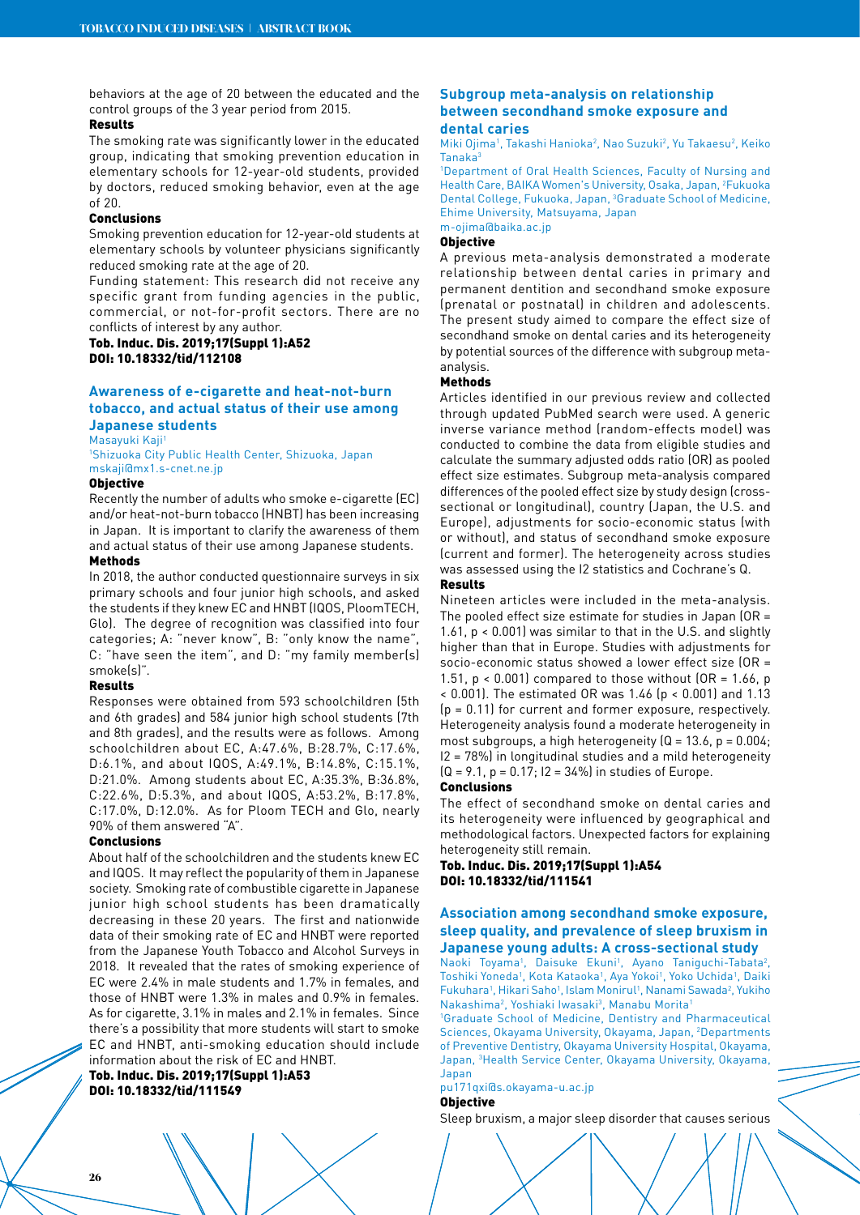behaviors at the age of 20 between the educated and the control groups of the 3 year period from 2015.

**Results**

The smoking rate was significantly lower in the educated group, indicating that smoking prevention education in elementary schools for 12-year-old students, provided by doctors, reduced smoking behavior, even at the age of 20.

**Conclusions**

Smoking prevention education for 12-year-old students at elementary schools by volunteer physicians significantly reduced smoking rate at the age of 20.

Funding statement: This research did not receive any specific grant from funding agencies in the public, commercial, or not-for-profit sectors. There are no conflicts of interest by any author.

**Tob. Induc. Dis. 2019;17(Suppl 1):A52**
**DOI: 10.18332/tid/112108**

## Awareness of e-cigarette and heat-not-burn tobacco, and actual status of their use among Japanese students

Masayuki Kaji[1]

[1]Shizuoka City Public Health Center, Shizuoka, Japan
mskaji@mx1.s-cnet.ne.jp

**Objective**

Recently the number of adults who smoke e-cigarette (EC) and/or heat-not-burn tobacco (HNBT) has been increasing in Japan. It is important to clarify the awareness of them and actual status of their use among Japanese students.

**Methods**

In 2018, the author conducted questionnaire surveys in six primary schools and four junior high schools, and asked the students if they knew EC and HNBT (IQOS, PloomTECH, Glo). The degree of recognition was classified into four categories; A: "never know", B: "only know the name", C: "have seen the item", and D: "my family member(s) smoke(s)".

**Results**

Responses were obtained from 593 schoolchildren (5th and 6th grades) and 584 junior high school students (7th and 8th grades), and the results were as follows. Among schoolchildren about EC, A:47.6%, B:28.7%, C:17.6%, D:6.1%, and about IQOS, A:49.1%, B:14.8%, C:15.1%, D:21.0%. Among students about EC, A:35.3%, B:36.8%, C:22.6%, D:5.3%, and about IQOS, A:53.2%, B:17.8%, C:17.0%, D:12.0%. As for Ploom TECH and Glo, nearly 90% of them answered "A".

**Conclusions**

About half of the schoolchildren and the students knew EC and IQOS. It may reflect the popularity of them in Japanese society. Smoking rate of combustible cigarette in Japanese junior high school students has been dramatically decreasing in these 20 years. The first and nationwide data of their smoking rate of EC and HNBT were reported from the Japanese Youth Tobacco and Alcohol Surveys in 2018. It revealed that the rates of smoking experience of EC were 2.4% in male students and 1.7% in females, and those of HNBT were 1.3% in males and 0.9% in females. As for cigarette, 3.1% in males and 2.1% in females. Since there's a possibility that more students will start to smoke EC and HNBT, anti-smoking education should include information about the risk of EC and HNBT.

**Tob. Induc. Dis. 2019;17(Suppl 1):A53**
**DOI: 10.18332/tid/111549**

## Subgroup meta-analysis on relationship between secondhand smoke exposure and dental caries

Miki Ojima[1], Takashi Hanioka[2], Nao Suzuki[2], Yu Takaesu[2], Keiko Tanaka[3]

[1]Department of Oral Health Sciences, Faculty of Nursing and Health Care, BAIKA Women's University, Osaka, Japan, [2]Fukuoka Dental College, Fukuoka, Japan, [3]Graduate School of Medicine, Ehime University, Matsuyama, Japan
m-ojima@baika.ac.jp

**Objective**

A previous meta-analysis demonstrated a moderate relationship between dental caries in primary and permanent dentition and secondhand smoke exposure (prenatal or postnatal) in children and adolescents. The present study aimed to compare the effect size of secondhand smoke on dental caries and its heterogeneity by potential sources of the difference with subgroup meta-analysis.

**Methods**

Articles identified in our previous review and collected through updated PubMed search were used. A generic inverse variance method (random-effects model) was conducted to combine the data from eligible studies and calculate the summary adjusted odds ratio (OR) as pooled effect size estimates. Subgroup meta-analysis compared differences of the pooled effect size by study design (cross-sectional or longitudinal), country (Japan, the U.S. and Europe), adjustments for socio-economic status (with or without), and status of secondhand smoke exposure (current and former). The heterogeneity across studies was assessed using the I2 statistics and Cochrane's Q.

**Results**

Nineteen articles were included in the meta-analysis. The pooled effect size estimate for studies in Japan (OR = 1.61, $p < 0.001$) was similar to that in the U.S. and slightly higher than that in Europe. Studies with adjustments for socio-economic status showed a lower effect size (OR = 1.51, $p < 0.001$) compared to those without (OR = 1.66, $p < 0.001$). The estimated OR was 1.46 ($p < 0.001$) and 1.13 ($p = 0.11$) for current and former exposure, respectively. Heterogeneity analysis found a moderate heterogeneity in most subgroups, a high heterogeneity (Q = 13.6, $p = 0.004$; I2 = 78%) in longitudinal studies and a mild heterogeneity (Q = 9.1, $p = 0.17$; I2 = 34%) in studies of Europe.

**Conclusions**

The effect of secondhand smoke on dental caries and its heterogeneity were influenced by geographical and methodological factors. Unexpected factors for explaining heterogeneity still remain.

**Tob. Induc. Dis. 2019;17(Suppl 1):A54**
**DOI: 10.18332/tid/111541**

## Association among secondhand smoke exposure, sleep quality, and prevalence of sleep bruxism in Japanese young adults: A cross-sectional study

Naoki Toyama[1], Daisuke Ekuni[1], Ayano Taniguchi-Tabata[2], Toshiki Yoneda[1], Kota Kataoka[1], Aya Yokoi[1], Yoko Uchida[1], Daiki Fukuhara[1], Hikari Saho[1], Islam Monirul[1], Nanami Sawada[2], Yukiho Nakashima[2], Yoshiaki Iwasaki[3], Manabu Morita[1]

[1]Graduate School of Medicine, Dentistry and Pharmaceutical Sciences, Okayama University, Okayama, Japan, [2]Departments of Preventive Dentistry, Okayama University Hospital, Okayama, Japan, [3]Health Service Center, Okayama University, Okayama, Japan
pu171qxi@s.okayama-u.ac.jp

**Objective**

Sleep bruxism, a major sleep disorder that causes serious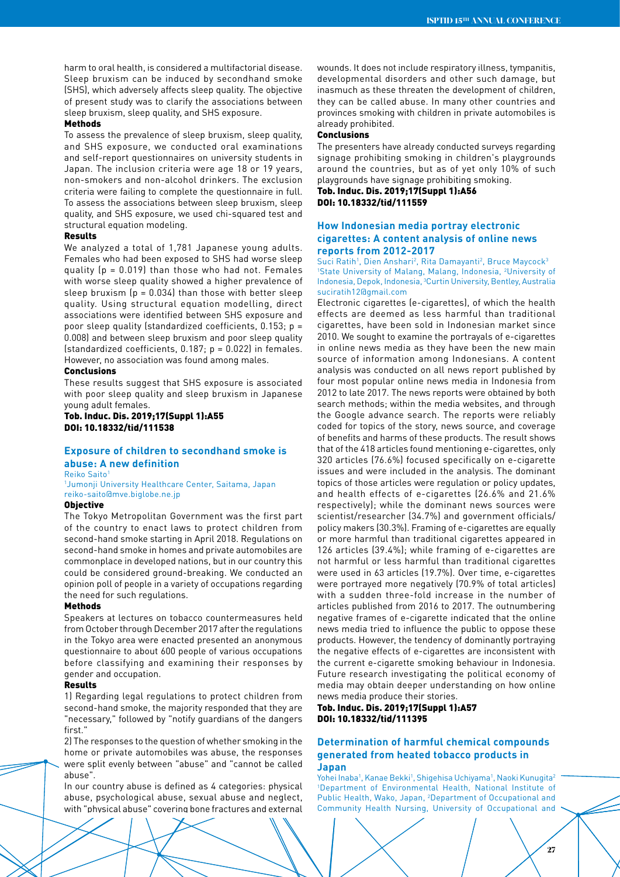harm to oral health, is considered a multifactorial disease. Sleep bruxism can be induced by secondhand smoke (SHS), which adversely affects sleep quality. The objective of present study was to clarify the associations between sleep bruxism, sleep quality, and SHS exposure.

#### Methods

To assess the prevalence of sleep bruxism, sleep quality, and SHS exposure, we conducted oral examinations and self-report questionnaires on university students in Japan. The inclusion criteria were age 18 or 19 years, non-smokers and non-alcohol drinkers. The exclusion criteria were failing to complete the questionnaire in full. To assess the associations between sleep bruxism, sleep quality, and SHS exposure, we used chi-squared test and structural equation modeling.

#### Results

We analyzed a total of 1,781 Japanese young adults. Females who had been exposed to SHS had worse sleep quality ($p = 0.019$) than those who had not. Females with worse sleep quality showed a higher prevalence of sleep bruxism ($p = 0.034$) than those with better sleep quality. Using structural equation modelling, direct associations were identified between SHS exposure and poor sleep quality (standardized coefficients, 0.153; $p = 0.008$) and between sleep bruxism and poor sleep quality (standardized coefficients, 0.187; $p = 0.022$) in females. However, no association was found among males.

#### Conclusions

These results suggest that SHS exposure is associated with poor sleep quality and sleep bruxism in Japanese young adult females.

**Tob. Induc. Dis. 2019;17(Suppl 1):A55**
**DOI: 10.18332/tid/111538**

### Exposure of children to secondhand smoke is abuse: A new definition

Reiko Saito[1]

[1]Jumonji University Healthcare Center, Saitama, Japan
reiko-saito@mve.biglobe.ne.jp

#### Objective

The Tokyo Metropolitan Government was the first part of the country to enact laws to protect children from second-hand smoke starting in April 2018. Regulations on second-hand smoke in homes and private automobiles are commonplace in developed nations, but in our country this could be considered ground-breaking. We conducted an opinion poll of people in a variety of occupations regarding the need for such regulations.

#### Methods

Speakers at lectures on tobacco countermeasures held from October through December 2017 after the regulations in the Tokyo area were enacted presented an anonymous questionnaire to about 600 people of various occupations before classifying and examining their responses by gender and occupation.

#### Results

1) Regarding legal regulations to protect children from second-hand smoke, the majority responded that they are "necessary," followed by "notify guardians of the dangers first."

2) The responses to the question of whether smoking in the home or private automobiles was abuse, the responses were split evenly between "abuse" and "cannot be called abuse".

In our country abuse is defined as 4 categories: physical abuse, psychological abuse, sexual abuse and neglect, with "physical abuse" covering bone fractures and external wounds. It does not include respiratory illness, tympanitis, developmental disorders and other such damage, but inasmuch as these threaten the development of children, they can be called abuse. In many other countries and provinces smoking with children in private automobiles is already prohibited.

#### Conclusions

The presenters have already conducted surveys regarding signage prohibiting smoking in children's playgrounds around the countries, but as of yet only 10% of such playgrounds have signage prohibiting smoking.

**Tob. Induc. Dis. 2019;17(Suppl 1):A56**
**DOI: 10.18332/tid/111559**

### How Indonesian media portray electronic cigarettes: A content analysis of online news reports from 2012-2017

Suci Ratih[1], Dien Anshari[2], Rita Damayanti[2], Bruce Maycock[3]

[1]State University of Malang, Malang, Indonesia, [2]University of Indonesia, Depok, Indonesia, [3]Curtin University, Bentley, Australia
suciratih12@gmail.com

Electronic cigarettes (e-cigarettes), of which the health effects are deemed as less harmful than traditional cigarettes, have been sold in Indonesian market since 2010. We sought to examine the portrayals of e-cigarettes in online news media as they have been the new main source of information among Indonesians. A content analysis was conducted on all news report published by four most popular online news media in Indonesia from 2012 to late 2017. The news reports were obtained by both search methods; within the media websites, and through the Google advance search. The reports were reliably coded for topics of the story, news source, and coverage of benefits and harms of these products. The result shows that of the 418 articles found mentioning e-cigarettes, only 320 articles (76.6%) focused specifically on e-cigarette issues and were included in the analysis. The dominant topics of those articles were regulation or policy updates, and health effects of e-cigarettes (26.6% and 21.6% respectively); while the dominant news sources were scientist/researcher (34.7%) and government officials/policy makers (30.3%). Framing of e-cigarettes are equally or more harmful than traditional cigarettes appeared in 126 articles (39.4%); while framing of e-cigarettes are not harmful or less harmful than traditional cigarettes were used in 63 articles (19.7%). Over time, e-cigarettes were portrayed more negatively (70.9% of total articles) with a sudden three-fold increase in the number of articles published from 2016 to 2017. The outnumbering negative frames of e-cigarette indicated that the online news media tried to influence the public to oppose these products. However, the tendency of dominantly portraying the negative effects of e-cigarettes are inconsistent with the current e-cigarette smoking behaviour in Indonesia. Future research investigating the political economy of media may obtain deeper understanding on how online news media produce their stories.

**Tob. Induc. Dis. 2019;17(Suppl 1):A57**
**DOI: 10.18332/tid/111395**

### Determination of harmful chemical compounds generated from heated tobacco products in Japan

Yohei Inaba[1], Kanae Bekki[1], Shigehisa Uchiyama[1], Naoki Kunugita[2]

[1]Department of Environmental Health, National Institute of Public Health, Wako, Japan, [2]Department of Occupational and Community Health Nursing, University of Occupational and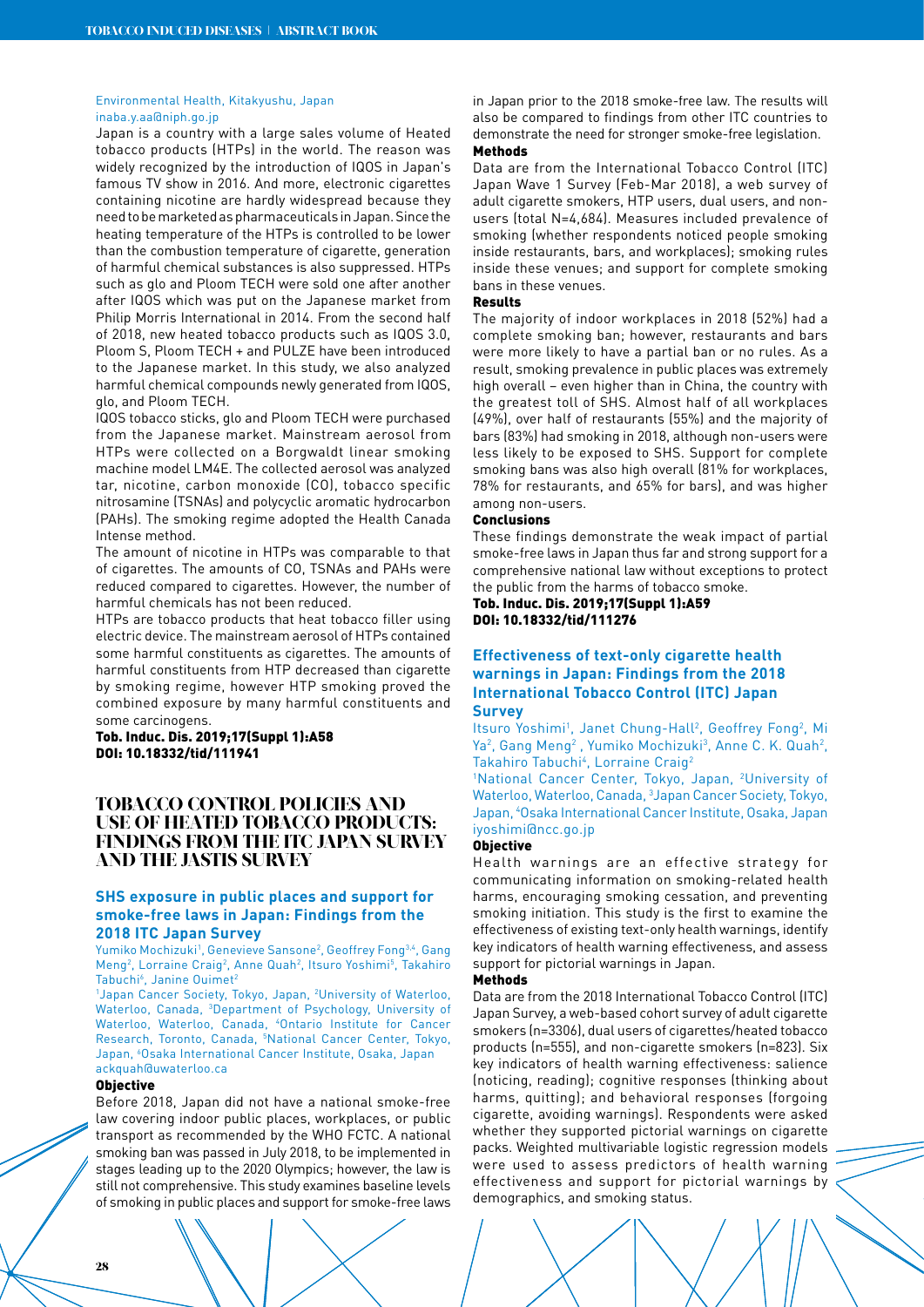Environmental Health, Kitakyushu, Japan
inaba.y.aa@niph.go.jp

Japan is a country with a large sales volume of Heated tobacco products (HTPs) in the world. The reason was widely recognized by the introduction of IQOS in Japan's famous TV show in 2016. And more, electronic cigarettes containing nicotine are hardly widespread because they need to be marketed as pharmaceuticals in Japan. Since the heating temperature of the HTPs is controlled to be lower than the combustion temperature of cigarette, generation of harmful chemical substances is also suppressed. HTPs such as glo and Ploom TECH were sold one after another after IQOS which was put on the Japanese market from Philip Morris International in 2014. From the second half of 2018, new heated tobacco products such as IQOS 3.0, Ploom S, Ploom TECH + and PULZE have been introduced to the Japanese market. In this study, we also analyzed harmful chemical compounds newly generated from IQOS, glo, and Ploom TECH.

IQOS tobacco sticks, glo and Ploom TECH were purchased from the Japanese market. Mainstream aerosol from HTPs were collected on a Borgwaldt linear smoking machine model LM4E. The collected aerosol was analyzed tar, nicotine, carbon monoxide (CO), tobacco specific nitrosamine (TSNAs) and polycyclic aromatic hydrocarbon (PAHs). The smoking regime adopted the Health Canada Intense method.

The amount of nicotine in HTPs was comparable to that of cigarettes. The amounts of CO, TSNAs and PAHs were reduced compared to cigarettes. However, the number of harmful chemicals has not been reduced.

HTPs are tobacco products that heat tobacco filler using electric device. The mainstream aerosol of HTPs contained some harmful constituents as cigarettes. The amounts of harmful constituents from HTP decreased than cigarette by smoking regime, however HTP smoking proved the combined exposure by many harmful constituents and some carcinogens.

**Tob. Induc. Dis. 2019;17(Suppl 1):A58**
**DOI: 10.18332/tid/111941**

# TOBACCO CONTROL POLICIES AND USE OF HEATED TOBACCO PRODUCTS: FINDINGS FROM THE ITC JAPAN SURVEY AND THE JASTIS SURVEY

## SHS exposure in public places and support for smoke-free laws in Japan: Findings from the 2018 ITC Japan Survey

Yumiko Mochizuki[1], Genevieve Sansone[2], Geoffrey Fong[3,4], Gang Meng[2], Lorraine Craig[2], Anne Quah[2], Itsuro Yoshimi[5], Takahiro Tabuchi[6], Janine Ouimet[2]

[1]Japan Cancer Society, Tokyo, Japan, [2]University of Waterloo, Waterloo, Canada, [3]Department of Psychology, University of Waterloo, Waterloo, Canada, [4]Ontario Institute for Cancer Research, Toronto, Canada, [5]National Cancer Center, Tokyo, Japan, [6]Osaka International Cancer Institute, Osaka, Japan
ackquah@uwaterloo.ca

### Objective

Before 2018, Japan did not have a national smoke-free law covering indoor public places, workplaces, or public transport as recommended by the WHO FCTC. A national smoking ban was passed in July 2018, to be implemented in stages leading up to the 2020 Olympics; however, the law is still not comprehensive. This study examines baseline levels of smoking in public places and support for smoke-free laws in Japan prior to the 2018 smoke-free law. The results will also be compared to findings from other ITC countries to demonstrate the need for stronger smoke-free legislation.

### Methods

Data are from the International Tobacco Control (ITC) Japan Wave 1 Survey (Feb-Mar 2018), a web survey of adult cigarette smokers, HTP users, dual users, and non-users (total N=4,684). Measures included prevalence of smoking (whether respondents noticed people smoking inside restaurants, bars, and workplaces); smoking rules inside these venues; and support for complete smoking bans in these venues.

### Results

The majority of indoor workplaces in 2018 (52%) had a complete smoking ban; however, restaurants and bars were more likely to have a partial ban or no rules. As a result, smoking prevalence in public places was extremely high overall – even higher than in China, the country with the greatest toll of SHS. Almost half of all workplaces (49%), over half of restaurants (55%) and the majority of bars (83%) had smoking in 2018, although non-users were less likely to be exposed to SHS. Support for complete smoking bans was also high overall (81% for workplaces, 78% for restaurants, and 65% for bars), and was higher among non-users.

### Conclusions

These findings demonstrate the weak impact of partial smoke-free laws in Japan thus far and strong support for a comprehensive national law without exceptions to protect the public from the harms of tobacco smoke.

**Tob. Induc. Dis. 2019;17(Suppl 1):A59**
**DOI: 10.18332/tid/111276**

## Effectiveness of text-only cigarette health warnings in Japan: Findings from the 2018 International Tobacco Control (ITC) Japan Survey

Itsuro Yoshimi[1], Janet Chung-Hall[2], Geoffrey Fong[2], Mi Ya[2], Gang Meng[2] , Yumiko Mochizuki[3], Anne C. K. Quah[2], Takahiro Tabuchi[4], Lorraine Craig[2]

[1]National Cancer Center, Tokyo, Japan, [2]University of Waterloo, Waterloo, Canada, [3]Japan Cancer Society, Tokyo, Japan, [4]Osaka International Cancer Institute, Osaka, Japan
iyoshimi@ncc.go.jp

### Objective

Health warnings are an effective strategy for communicating information on smoking-related health harms, encouraging smoking cessation, and preventing smoking initiation. This study is the first to examine the effectiveness of existing text-only health warnings, identify key indicators of health warning effectiveness, and assess support for pictorial warnings in Japan.

### Methods

Data are from the 2018 International Tobacco Control (ITC) Japan Survey, a web-based cohort survey of adult cigarette smokers (n=3306), dual users of cigarettes/heated tobacco products (n=555), and non-cigarette smokers (n=823). Six key indicators of health warning effectiveness: salience (noticing, reading); cognitive responses (thinking about harms, quitting); and behavioral responses (forgoing cigarette, avoiding warnings). Respondents were asked whether they supported pictorial warnings on cigarette packs. Weighted multivariable logistic regression models were used to assess predictors of health warning effectiveness and support for pictorial warnings by demographics, and smoking status.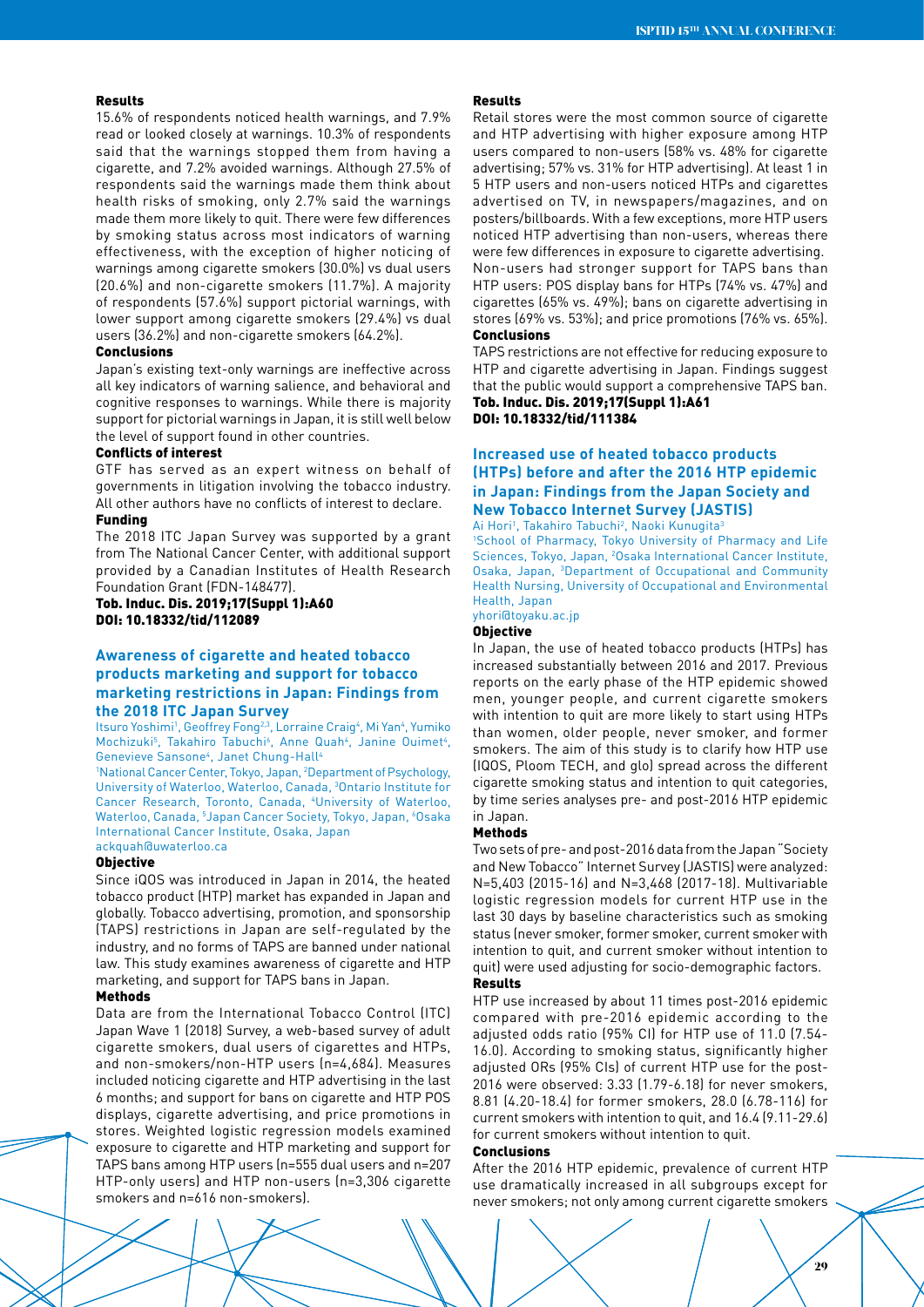#### Results

15.6% of respondents noticed health warnings, and 7.9% read or looked closely at warnings. 10.3% of respondents said that the warnings stopped them from having a cigarette, and 7.2% avoided warnings. Although 27.5% of respondents said the warnings made them think about health risks of smoking, only 2.7% said the warnings made them more likely to quit. There were few differences by smoking status across most indicators of warning effectiveness, with the exception of higher noticing of warnings among cigarette smokers (30.0%) vs dual users (20.6%) and non-cigarette smokers (11.7%). A majority of respondents (57.6%) support pictorial warnings, with lower support among cigarette smokers (29.4%) vs dual users (36.2%) and non-cigarette smokers (64.2%).

#### Conclusions

Japan's existing text-only warnings are ineffective across all key indicators of warning salience, and behavioral and cognitive responses to warnings. While there is majority support for pictorial warnings in Japan, it is still well below the level of support found in other countries.

#### Conflicts of interest

GTF has served as an expert witness on behalf of governments in litigation involving the tobacco industry. All other authors have no conflicts of interest to declare.

#### Funding

The 2018 ITC Japan Survey was supported by a grant from The National Cancer Center, with additional support provided by a Canadian Institutes of Health Research Foundation Grant (FDN-148477).

**Tob. Induc. Dis. 2019;17(Suppl 1):A60**
**DOI: 10.18332/tid/112089**

## Awareness of cigarette and heated tobacco products marketing and support for tobacco marketing restrictions in Japan: Findings from the 2018 ITC Japan Survey

Itsuro Yoshimi[1], Geoffrey Fong[2,3], Lorraine Craig[4], Mi Yan[4], Yumiko Mochizuki[5], Takahiro Tabuchi[6], Anne Quah[4], Janine Ouimet[4], Genevieve Sansone[4], Janet Chung-Hall[4]

[1]National Cancer Center, Tokyo, Japan, [2]Department of Psychology, University of Waterloo, Waterloo, Canada, [3]Ontario Institute for Cancer Research, Toronto, Canada, [4]University of Waterloo, Waterloo, Canada, [5]Japan Cancer Society, Tokyo, Japan, [6]Osaka International Cancer Institute, Osaka, Japan

ackquah@uwaterloo.ca

#### Objective

Since iQOS was introduced in Japan in 2014, the heated tobacco product (HTP) market has expanded in Japan and globally. Tobacco advertising, promotion, and sponsorship (TAPS) restrictions in Japan are self-regulated by the industry, and no forms of TAPS are banned under national law. This study examines awareness of cigarette and HTP marketing, and support for TAPS bans in Japan.

#### Methods

Data are from the International Tobacco Control (ITC) Japan Wave 1 (2018) Survey, a web-based survey of adult cigarette smokers, dual users of cigarettes and HTPs, and non-smokers/non-HTP users (n=4,684). Measures included noticing cigarette and HTP advertising in the last 6 months; and support for bans on cigarette and HTP POS displays, cigarette advertising, and price promotions in stores. Weighted logistic regression models examined exposure to cigarette and HTP marketing and support for TAPS bans among HTP users (n=555 dual users and n=207 HTP-only users) and HTP non-users (n=3,306 cigarette smokers and n=616 non-smokers).

#### Results

Retail stores were the most common source of cigarette and HTP advertising with higher exposure among HTP users compared to non-users (58% vs. 48% for cigarette advertising; 57% vs. 31% for HTP advertising). At least 1 in 5 HTP users and non-users noticed HTPs and cigarettes advertised on TV, in newspapers/magazines, and on posters/billboards. With a few exceptions, more HTP users noticed HTP advertising than non-users, whereas there were few differences in exposure to cigarette advertising. Non-users had stronger support for TAPS bans than HTP users: POS display bans for HTPs (74% vs. 47%) and cigarettes (65% vs. 49%); bans on cigarette advertising in stores (69% vs. 53%); and price promotions (76% vs. 65%).

#### Conclusions

TAPS restrictions are not effective for reducing exposure to HTP and cigarette advertising in Japan. Findings suggest that the public would support a comprehensive TAPS ban.

**Tob. Induc. Dis. 2019;17(Suppl 1):A61**
**DOI: 10.18332/tid/111384**

## Increased use of heated tobacco products (HTPs) before and after the 2016 HTP epidemic in Japan: Findings from the Japan Society and New Tobacco Internet Survey (JASTIS)

Ai Hori[1], Takahiro Tabuchi[2], Naoki Kunugita[3]

[1]School of Pharmacy, Tokyo University of Pharmacy and Life Sciences, Tokyo, Japan, [2]Osaka International Cancer Institute, Osaka, Japan, [3]Department of Occupational and Community Health Nursing, University of Occupational and Environmental Health, Japan

yhori@toyaku.ac.jp

#### Objective

In Japan, the use of heated tobacco products (HTPs) has increased substantially between 2016 and 2017. Previous reports on the early phase of the HTP epidemic showed men, younger people, and current cigarette smokers with intention to quit are more likely to start using HTPs than women, older people, never smoker, and former smokers. The aim of this study is to clarify how HTP use (IQOS, Ploom TECH, and glo) spread across the different cigarette smoking status and intention to quit categories, by time series analyses pre- and post-2016 HTP epidemic in Japan.

#### Methods

Two sets of pre- and post-2016 data from the Japan "Society and New Tobacco" Internet Survey (JASTIS) were analyzed: N=5,403 (2015-16) and N=3,468 (2017-18). Multivariable logistic regression models for current HTP use in the last 30 days by baseline characteristics such as smoking status (never smoker, former smoker, current smoker with intention to quit, and current smoker without intention to quit) were used adjusting for socio-demographic factors.

#### Results

HTP use increased by about 11 times post-2016 epidemic compared with pre-2016 epidemic according to the adjusted odds ratio (95% CI) for HTP use of 11.0 (7.54-16.0). According to smoking status, significantly higher adjusted ORs (95% CIs) of current HTP use for the post-2016 were observed: 3.33 (1.79-6.18) for never smokers, 8.81 (4.20-18.4) for former smokers, 28.0 (6.78-116) for current smokers with intention to quit, and 16.4 (9.11-29.6) for current smokers without intention to quit.

#### Conclusions

After the 2016 HTP epidemic, prevalence of current HTP use dramatically increased in all subgroups except for never smokers; not only among current cigarette smokers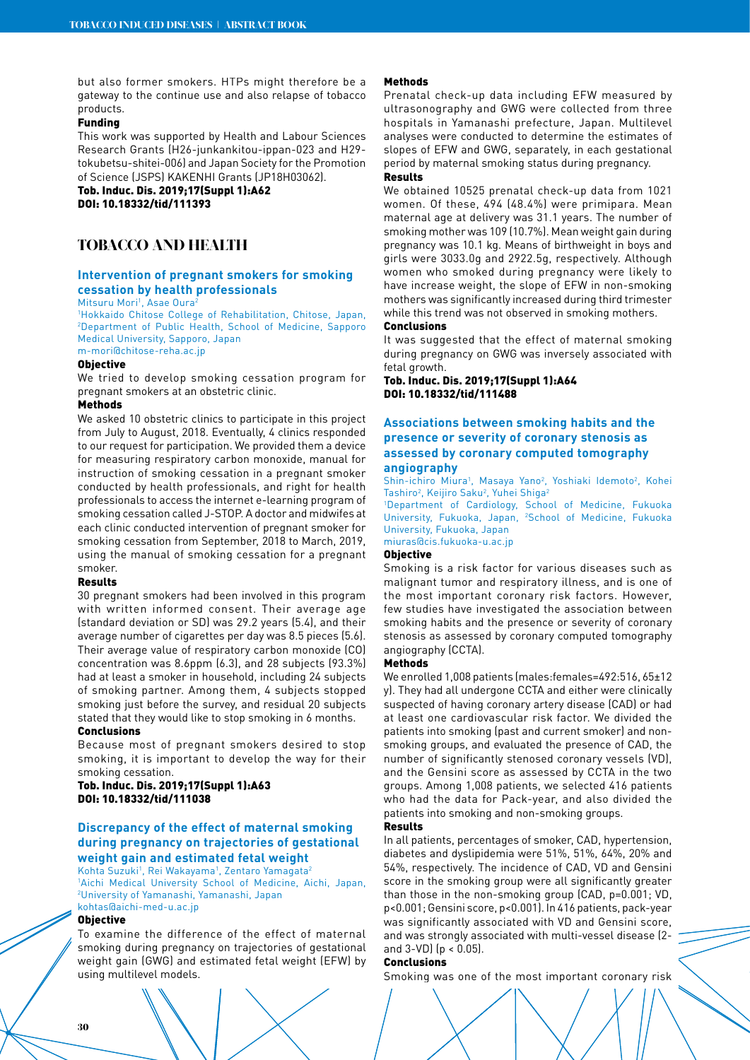but also former smokers. HTPs might therefore be a gateway to the continue use and also relapse of tobacco products.

**Funding**

This work was supported by Health and Labour Sciences Research Grants (H26-junkankitou-ippan-023 and H29-tokubetsu-shitei-006) and Japan Society for the Promotion of Science (JSPS) KAKENHI Grants (JP18H03062).

**Tob. Induc. Dis. 2019;17(Suppl 1):A62**
**DOI: 10.18332/tid/111393**

# TOBACCO AND HEALTH

## Intervention of pregnant smokers for smoking cessation by health professionals

Mitsuru Mori[1], Asae Oura[2]

[1]Hokkaido Chitose College of Rehabilitation, Chitose, Japan, [2]Department of Public Health, School of Medicine, Sapporo Medical University, Sapporo, Japan

m-mori@chitose-reha.ac.jp

**Objective**

We tried to develop smoking cessation program for pregnant smokers at an obstetric clinic.

**Methods**

We asked 10 obstetric clinics to participate in this project from July to August, 2018. Eventually, 4 clinics responded to our request for participation. We provided them a device for measuring respiratory carbon monoxide, manual for instruction of smoking cessation in a pregnant smoker conducted by health professionals, and right for health professionals to access the internet e-learning program of smoking cessation called J-STOP. A doctor and midwifes at each clinic conducted intervention of pregnant smoker for smoking cessation from September, 2018 to March, 2019, using the manual of smoking cessation for a pregnant smoker.

**Results**

30 pregnant smokers had been involved in this program with written informed consent. Their average age (standard deviation or SD) was 29.2 years (5.4), and their average number of cigarettes per day was 8.5 pieces (5.6). Their average value of respiratory carbon monoxide (CO) concentration was 8.6ppm (6.3), and 28 subjects (93.3%) had at least a smoker in household, including 24 subjects of smoking partner. Among them, 4 subjects stopped smoking just before the survey, and residual 20 subjects stated that they would like to stop smoking in 6 months.

**Conclusions**

Because most of pregnant smokers desired to stop smoking, it is important to develop the way for their smoking cessation.

**Tob. Induc. Dis. 2019;17(Suppl 1):A63**
**DOI: 10.18332/tid/111038**

## Discrepancy of the effect of maternal smoking during pregnancy on trajectories of gestational weight gain and estimated fetal weight

Kohta Suzuki[1], Rei Wakayama[1], Zentaro Yamagata[2]

[1]Aichi Medical University School of Medicine, Aichi, Japan, [2]University of Yamanashi, Yamanashi, Japan

kohtas@aichi-med-u.ac.jp

**Objective**

To examine the difference of the effect of maternal smoking during pregnancy on trajectories of gestational weight gain (GWG) and estimated fetal weight (EFW) by using multilevel models.

**Methods**

Prenatal check-up data including EFW measured by ultrasonography and GWG were collected from three hospitals in Yamanashi prefecture, Japan. Multilevel analyses were conducted to determine the estimates of slopes of EFW and GWG, separately, in each gestational period by maternal smoking status during pregnancy.

**Results**

We obtained 10525 prenatal check-up data from 1021 women. Of these, 494 (48.4%) were primipara. Mean maternal age at delivery was 31.1 years. The number of smoking mother was 109 (10.7%). Mean weight gain during pregnancy was 10.1 kg. Means of birthweight in boys and girls were 3033.0g and 2922.5g, respectively. Although women who smoked during pregnancy were likely to have increase weight, the slope of EFW in non-smoking mothers was significantly increased during third trimester while this trend was not observed in smoking mothers.

**Conclusions**

It was suggested that the effect of maternal smoking during pregnancy on GWG was inversely associated with fetal growth.

**Tob. Induc. Dis. 2019;17(Suppl 1):A64**
**DOI: 10.18332/tid/111488**

## Associations between smoking habits and the presence or severity of coronary stenosis as assessed by coronary computed tomography angiography

Shin-ichiro Miura[1], Masaya Yano[2], Yoshiaki Idemoto[2], Kohei Tashiro[2], Keijiro Saku[2], Yuhei Shiga[2]

[1]Department of Cardiology, School of Medicine, Fukuoka University, Fukuoka, Japan, [2]School of Medicine, Fukuoka University, Fukuoka, Japan

miuras@cis.fukuoka-u.ac.jp

**Objective**

Smoking is a risk factor for various diseases such as malignant tumor and respiratory illness, and is one of the most important coronary risk factors. However, few studies have investigated the association between smoking habits and the presence or severity of coronary stenosis as assessed by coronary computed tomography angiography (CCTA).

**Methods**

We enrolled 1,008 patients (males:females=492:516, 65±12 y). They had all undergone CCTA and either were clinically suspected of having coronary artery disease (CAD) or had at least one cardiovascular risk factor. We divided the patients into smoking (past and current smoker) and non-smoking groups, and evaluated the presence of CAD, the number of significantly stenosed coronary vessels (VD), and the Gensini score as assessed by CCTA in the two groups. Among 1,008 patients, we selected 416 patients who had the data for Pack-year, and also divided the patients into smoking and non-smoking groups.

**Results**

In all patients, percentages of smoker, CAD, hypertension, diabetes and dyslipidemia were 51%, 51%, 64%, 20% and 54%, respectively. The incidence of CAD, VD and Gensini score in the smoking group were all significantly greater than those in the non-smoking group (CAD, p=0.001; VD, p<0.001; Gensini score, p<0.001). In 416 patients, pack-year was significantly associated with VD and Gensini score, and was strongly associated with multi-vessel disease (2- and 3-VD) ($p < 0.05$).

**Conclusions**

Smoking was one of the most important coronary risk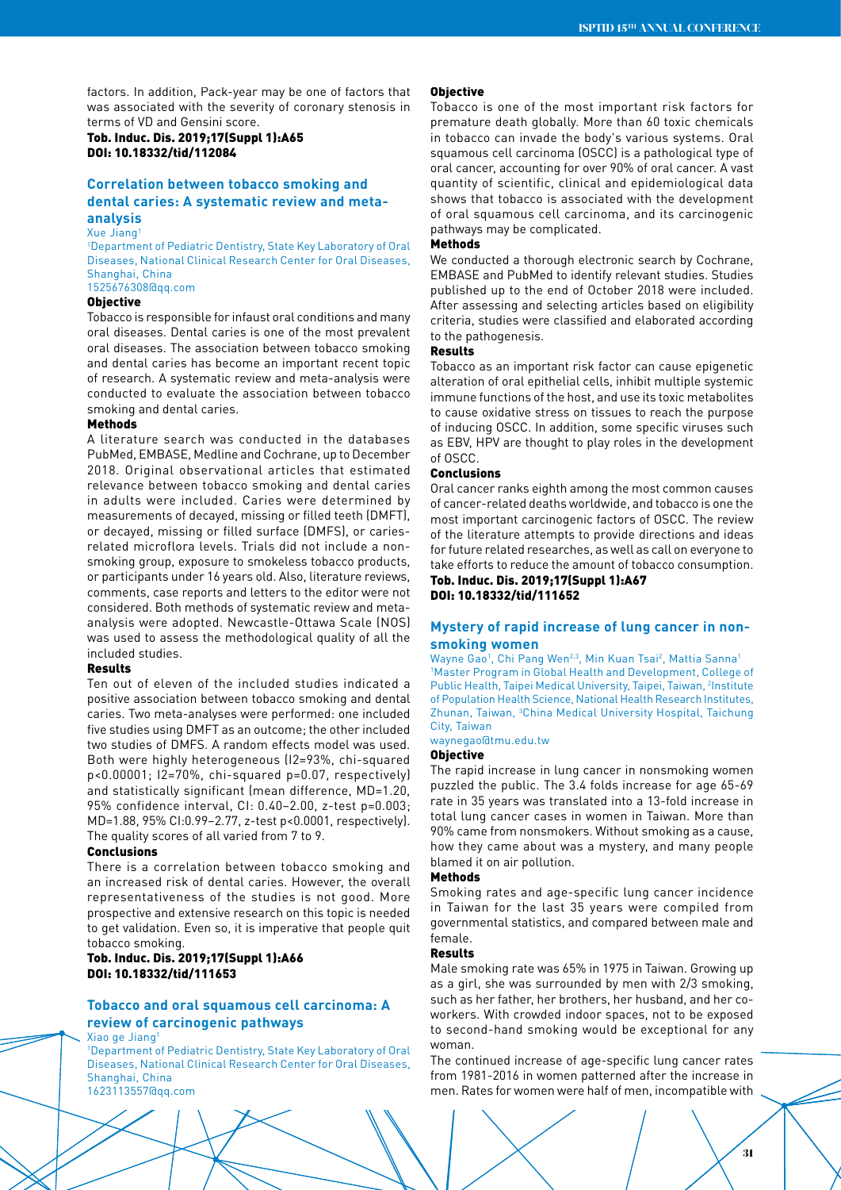factors. In addition, Pack-year may be one of factors that was associated with the severity of coronary stenosis in terms of VD and Gensini score.

**Tob. Induc. Dis. 2019;17(Suppl 1):A65**
**DOI: 10.18332/tid/112084**

## Correlation between tobacco smoking and dental caries: A systematic review and meta-analysis

Xue Jiang[1]

[1]Department of Pediatric Dentistry, State Key Laboratory of Oral Diseases, National Clinical Research Center for Oral Diseases, Shanghai, China

1525676308@qq.com

### Objective

Tobacco is responsible for infaust oral conditions and many oral diseases. Dental caries is one of the most prevalent oral diseases. The association between tobacco smoking and dental caries has become an important recent topic of research. A systematic review and meta-analysis were conducted to evaluate the association between tobacco smoking and dental caries.

### Methods

A literature search was conducted in the databases PubMed, EMBASE, Medline and Cochrane, up to December 2018. Original observational articles that estimated relevance between tobacco smoking and dental caries in adults were included. Caries were determined by measurements of decayed, missing or filled teeth (DMFT), or decayed, missing or filled surface (DMFS), or caries-related microflora levels. Trials did not include a non-smoking group, exposure to smokeless tobacco products, or participants under 16 years old. Also, literature reviews, comments, case reports and letters to the editor were not considered. Both methods of systematic review and meta-analysis were adopted. Newcastle-Ottawa Scale (NOS) was used to assess the methodological quality of all the included studies.

### Results

Ten out of eleven of the included studies indicated a positive association between tobacco smoking and dental caries. Two meta-analyses were performed: one included five studies using DMFT as an outcome; the other included two studies of DMFS. A random effects model was used. Both were highly heterogeneous ($I2=93\%$, chi-squared $p<0.00001$; $I2=70\%$, chi-squared $p=0.07$, respectively) and statistically significant (mean difference, MD=1.20, 95% confidence interval, CI: 0.40–2.00, z-test $p=0.003$; MD=1.88, 95% CI:0.99–2.77, z-test $p<0.0001$, respectively). The quality scores of all varied from 7 to 9.

### Conclusions

There is a correlation between tobacco smoking and an increased risk of dental caries. However, the overall representativeness of the studies is not good. More prospective and extensive research on this topic is needed to get validation. Even so, it is imperative that people quit tobacco smoking.

**Tob. Induc. Dis. 2019;17(Suppl 1):A66**
**DOI: 10.18332/tid/111653**

## Tobacco and oral squamous cell carcinoma: A review of carcinogenic pathways

Xiao ge Jiang[1]

[1]Department of Pediatric Dentistry, State Key Laboratory of Oral Diseases, National Clinical Research Center for Oral Diseases, Shanghai, China

1623113557@qq.com

### Objective

Tobacco is one of the most important risk factors for premature death globally. More than 60 toxic chemicals in tobacco can invade the body's various systems. Oral squamous cell carcinoma (OSCC) is a pathological type of oral cancer, accounting for over 90% of oral cancer. A vast quantity of scientific, clinical and epidemiological data shows that tobacco is associated with the development of oral squamous cell carcinoma, and its carcinogenic pathways may be complicated.

### Methods

We conducted a thorough electronic search by Cochrane, EMBASE and PubMed to identify relevant studies. Studies published up to the end of October 2018 were included. After assessing and selecting articles based on eligibility criteria, studies were classified and elaborated according to the pathogenesis.

### Results

Tobacco as an important risk factor can cause epigenetic alteration of oral epithelial cells, inhibit multiple systemic immune functions of the host, and use its toxic metabolites to cause oxidative stress on tissues to reach the purpose of inducing OSCC. In addition, some specific viruses such as EBV, HPV are thought to play roles in the development of OSCC.

### Conclusions

Oral cancer ranks eighth among the most common causes of cancer-related deaths worldwide, and tobacco is one the most important carcinogenic factors of OSCC. The review of the literature attempts to provide directions and ideas for future related researches, as well as call on everyone to take efforts to reduce the amount of tobacco consumption.

**Tob. Induc. Dis. 2019;17(Suppl 1):A67**
**DOI: 10.18332/tid/111652**

## Mystery of rapid increase of lung cancer in non-smoking women

Wayne Gao[1], Chi Pang Wen[2,3], Min Kuan Tsai[2], Mattia Sanna[1]

[1]Master Program in Global Health and Development, College of Public Health, Taipei Medical University, Taipei, Taiwan, [2]Institute of Population Health Science, National Health Research Institutes, Zhunan, Taiwan, [3]China Medical University Hospital, Taichung City, Taiwan

waynegao@tmu.edu.tw

### Objective

The rapid increase in lung cancer in nonsmoking women puzzled the public. The 3.4 folds increase for age 65-69 rate in 35 years was translated into a 13-fold increase in total lung cancer cases in women in Taiwan. More than 90% came from nonsmokers. Without smoking as a cause, how they came about was a mystery, and many people blamed it on air pollution.

### Methods

Smoking rates and age-specific lung cancer incidence in Taiwan for the last 35 years were compiled from governmental statistics, and compared between male and female.

### Results

Male smoking rate was 65% in 1975 in Taiwan. Growing up as a girl, she was surrounded by men with 2/3 smoking, such as her father, her brothers, her husband, and her co-workers. With crowded indoor spaces, not to be exposed to second-hand smoking would be exceptional for any woman.

The continued increase of age-specific lung cancer rates from 1981-2016 in women patterned after the increase in men. Rates for women were half of men, incompatible with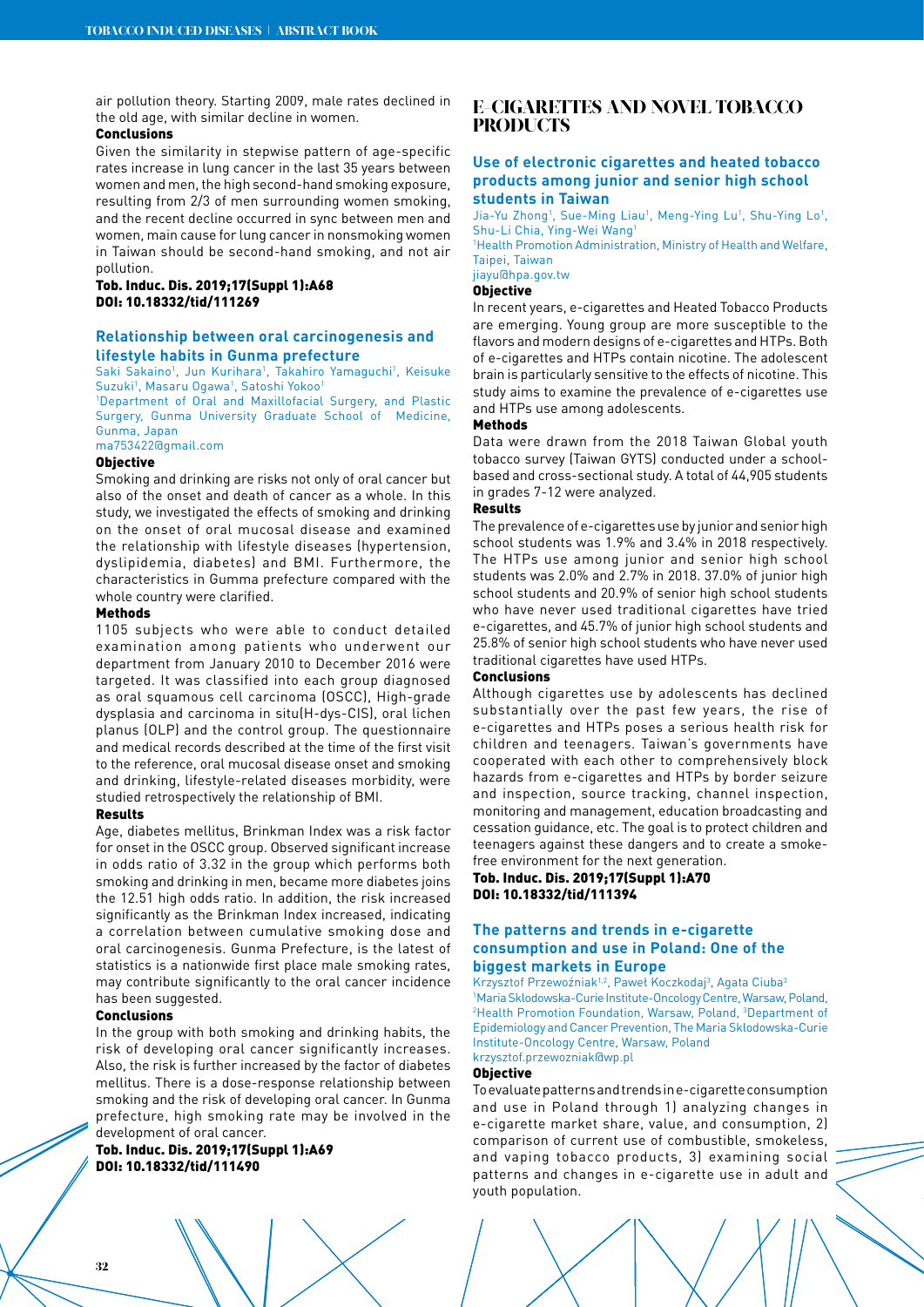air pollution theory. Starting 2009, male rates declined in the old age, with similar decline in women.

**Conclusions**

Given the similarity in stepwise pattern of age-specific rates increase in lung cancer in the last 35 years between women and men, the high second-hand smoking exposure, resulting from 2/3 of men surrounding women smoking, and the recent decline occurred in sync between men and women, main cause for lung cancer in nonsmoking women in Taiwan should be second-hand smoking, and not air pollution.

**Tob. Induc. Dis. 2019;17(Suppl 1):A68**
**DOI: 10.18332/tid/111269**

### Relationship between oral carcinogenesis and lifestyle habits in Gunma prefecture

Saki Sakaino[1], Jun Kurihara[1], Takahiro Yamaguchi[1], Keisuke Suzuki[1], Masaru Ogawa[1], Satoshi Yokoo[1]

[1]Department of Oral and Maxillofacial Surgery, and Plastic Surgery, Gunma University Graduate School of Medicine, Gunma, Japan

ma753422@gmail.com

**Objective**

Smoking and drinking are risks not only of oral cancer but also of the onset and death of cancer as a whole. In this study, we investigated the effects of smoking and drinking on the onset of oral mucosal disease and examined the relationship with lifestyle diseases (hypertension, dyslipidemia, diabetes) and BMI. Furthermore, the characteristics in Gumma prefecture compared with the whole country were clarified.

**Methods**

1105 subjects who were able to conduct detailed examination among patients who underwent our department from January 2010 to December 2016 were targeted. It was classified into each group diagnosed as oral squamous cell carcinoma (OSCC), High-grade dysplasia and carcinoma in situ(H-dys-CIS), oral lichen planus (OLP) and the control group. The questionnaire and medical records described at the time of the first visit to the reference, oral mucosal disease onset and smoking and drinking, lifestyle-related diseases morbidity, were studied retrospectively the relationship of BMI.

**Results**

Age, diabetes mellitus, Brinkman Index was a risk factor for onset in the OSCC group. Observed significant increase in odds ratio of 3.32 in the group which performs both smoking and drinking in men, became more diabetes joins the 12.51 high odds ratio. In addition, the risk increased significantly as the Brinkman Index increased, indicating a correlation between cumulative smoking dose and oral carcinogenesis. Gunma Prefecture, is the latest of statistics is a nationwide first place male smoking rates, may contribute significantly to the oral cancer incidence has been suggested.

**Conclusions**

In the group with both smoking and drinking habits, the risk of developing oral cancer significantly increases. Also, the risk is further increased by the factor of diabetes mellitus. There is a dose-response relationship between smoking and the risk of developing oral cancer. In Gunma prefecture, high smoking rate may be involved in the development of oral cancer.

**Tob. Induc. Dis. 2019;17(Suppl 1):A69**
**DOI: 10.18332/tid/111490**

## E-CIGARETTES AND NOVEL TOBACCO PRODUCTS

### Use of electronic cigarettes and heated tobacco products among junior and senior high school students in Taiwan

Jia-Yu Zhong[1], Sue-Ming Liau[1], Meng-Ying Lu[1], Shu-Ying Lo[1], Shu-Li Chia, Ying-Wei Wang[1]

[1]Health Promotion Administration, Ministry of Health and Welfare, Taipei, Taiwan

jiayu@hpa.gov.tw

**Objective**

In recent years, e-cigarettes and Heated Tobacco Products are emerging. Young group are more susceptible to the flavors and modern designs of e-cigarettes and HTPs. Both of e-cigarettes and HTPs contain nicotine. The adolescent brain is particularly sensitive to the effects of nicotine. This study aims to examine the prevalence of e-cigarettes use and HTPs use among adolescents.

**Methods**

Data were drawn from the 2018 Taiwan Global youth tobacco survey (Taiwan GYTS) conducted under a school-based and cross-sectional study. A total of 44,905 students in grades 7-12 were analyzed.

**Results**

The prevalence of e-cigarettes use by junior and senior high school students was 1.9% and 3.4% in 2018 respectively. The HTPs use among junior and senior high school students was 2.0% and 2.7% in 2018. 37.0% of junior high school students and 20.9% of senior high school students who have never used traditional cigarettes have tried e-cigarettes, and 45.7% of junior high school students and 25.8% of senior high school students who have never used traditional cigarettes have used HTPs.

**Conclusions**

Although cigarettes use by adolescents has declined substantially over the past few years, the rise of e-cigarettes and HTPs poses a serious health risk for children and teenagers. Taiwan's governments have cooperated with each other to comprehensively block hazards from e-cigarettes and HTPs by border seizure and inspection, source tracking, channel inspection, monitoring and management, education broadcasting and cessation guidance, etc. The goal is to protect children and teenagers against these dangers and to create a smoke-free environment for the next generation.

**Tob. Induc. Dis. 2019;17(Suppl 1):A70**
**DOI: 10.18332/tid/111394**

### The patterns and trends in e-cigarette consumption and use in Poland: One of the biggest markets in Europe

Krzysztof Przewoźniak[1,2], Paweł Koczkodaj[3], Agata Ciuba[3]

[1]Maria Sklodowska-Curie Institute-Oncology Centre, Warsaw, Poland, [2]Health Promotion Foundation, Warsaw, Poland, [3]Department of Epidemiology and Cancer Prevention, The Maria Sklodowska-Curie Institute-Oncology Centre, Warsaw, Poland

krzysztof.przewozniak@wp.pl

**Objective**

To evaluate patterns and trends in e-cigarette consumption and use in Poland through 1) analyzing changes in e-cigarette market share, value, and consumption, 2) comparison of current use of combustible, smokeless, and vaping tobacco products, 3) examining social patterns and changes in e-cigarette use in adult and youth population.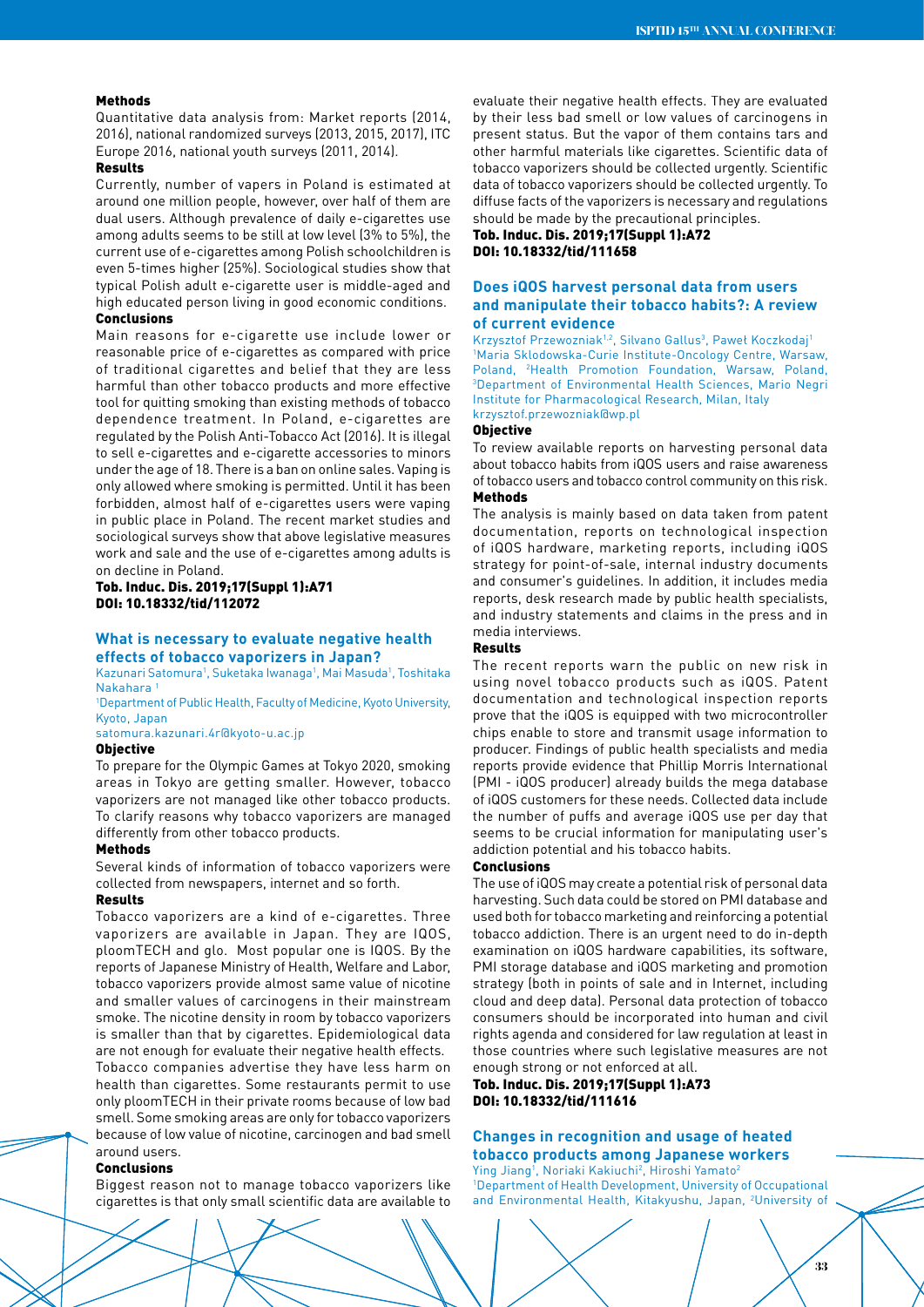**Methods**

Quantitative data analysis from: Market reports (2014, 2016), national randomized surveys (2013, 2015, 2017), ITC Europe 2016, national youth surveys (2011, 2014).

**Results**

Currently, number of vapers in Poland is estimated at around one million people, however, over half of them are dual users. Although prevalence of daily e-cigarettes use among adults seems to be still at low level (3% to 5%), the current use of e-cigarettes among Polish schoolchildren is even 5-times higher (25%). Sociological studies show that typical Polish adult e-cigarette user is middle-aged and high educated person living in good economic conditions.

**Conclusions**

Main reasons for e-cigarette use include lower or reasonable price of e-cigarettes as compared with price of traditional cigarettes and belief that they are less harmful than other tobacco products and more effective tool for quitting smoking than existing methods of tobacco dependence treatment. In Poland, e-cigarettes are regulated by the Polish Anti-Tobacco Act (2016). It is illegal to sell e-cigarettes and e-cigarette accessories to minors under the age of 18. There is a ban on online sales. Vaping is only allowed where smoking is permitted. Until it has been forbidden, almost half of e-cigarettes users were vaping in public place in Poland. The recent market studies and sociological surveys show that above legislative measures work and sale and the use of e-cigarettes among adults is on decline in Poland.

**Tob. Induc. Dis. 2019;17(Suppl 1):A71**
**DOI: 10.18332/tid/112072**

## What is necessary to evaluate negative health effects of tobacco vaporizers in Japan?

Kazunari Satomura[1], Suketaka Iwanaga[1], Mai Masuda[1], Toshitaka Nakahara [1]

[1]Department of Public Health, Faculty of Medicine, Kyoto University, Kyoto, Japan

satomura.kazunari.4r@kyoto-u.ac.jp

**Objective**

To prepare for the Olympic Games at Tokyo 2020, smoking areas in Tokyo are getting smaller. However, tobacco vaporizers are not managed like other tobacco products. To clarify reasons why tobacco vaporizers are managed differently from other tobacco products.

**Methods**

Several kinds of information of tobacco vaporizers were collected from newspapers, internet and so forth.

**Results**

Tobacco vaporizers are a kind of e-cigarettes. Three vaporizers are available in Japan. They are IQOS, ploomTECH and glo. Most popular one is IQOS. By the reports of Japanese Ministry of Health, Welfare and Labor, tobacco vaporizers provide almost same value of nicotine and smaller values of carcinogens in their mainstream smoke. The nicotine density in room by tobacco vaporizers is smaller than that by cigarettes. Epidemiological data are not enough for evaluate their negative health effects. Tobacco companies advertise they have less harm on health than cigarettes. Some restaurants permit to use only ploomTECH in their private rooms because of low bad smell. Some smoking areas are only for tobacco vaporizers because of low value of nicotine, carcinogen and bad smell around users.

**Conclusions**

Biggest reason not to manage tobacco vaporizers like cigarettes is that only small scientific data are available to evaluate their negative health effects. They are evaluated by their less bad smell or low values of carcinogens in present status. But the vapor of them contains tars and other harmful materials like cigarettes. Scientific data of tobacco vaporizers should be collected urgently. Scientific data of tobacco vaporizers should be collected urgently. To diffuse facts of the vaporizers is necessary and regulations should be made by the precautional principles.

**Tob. Induc. Dis. 2019;17(Suppl 1):A72**
**DOI: 10.18332/tid/111658**

## Does iQOS harvest personal data from users and manipulate their tobacco habits?: A review of current evidence

Krzysztof Przewozniak[1,2], Silvano Gallus[3], Paweł Koczkodaj[1]

[1]Maria Sklodowska-Curie Institute-Oncology Centre, Warsaw, Poland, [2]Health Promotion Foundation, Warsaw, Poland, [3]Department of Environmental Health Sciences, Mario Negri Institute for Pharmacological Research, Milan, Italy

krzysztof.przewozniak@wp.pl

**Objective**

To review available reports on harvesting personal data about tobacco habits from iQOS users and raise awareness of tobacco users and tobacco control community on this risk.

**Methods**

The analysis is mainly based on data taken from patent documentation, reports on technological inspection of iQOS hardware, marketing reports, including iQOS strategy for point-of-sale, internal industry documents and consumer's guidelines. In addition, it includes media reports, desk research made by public health specialists, and industry statements and claims in the press and in media interviews.

**Results**

The recent reports warn the public on new risk in using novel tobacco products such as iQOS. Patent documentation and technological inspection reports prove that the iQOS is equipped with two microcontroller chips enable to store and transmit usage information to producer. Findings of public health specialists and media reports provide evidence that Phillip Morris International (PMI - iQOS producer) already builds the mega database of iQOS customers for these needs. Collected data include the number of puffs and average iQOS use per day that seems to be crucial information for manipulating user's addiction potential and his tobacco habits.

**Conclusions**

The use of iQOS may create a potential risk of personal data harvesting. Such data could be stored on PMI database and used both for tobacco marketing and reinforcing a potential tobacco addiction. There is an urgent need to do in-depth examination on iQOS hardware capabilities, its software, PMI storage database and iQOS marketing and promotion strategy (both in points of sale and in Internet, including cloud and deep data). Personal data protection of tobacco consumers should be incorporated into human and civil rights agenda and considered for law regulation at least in those countries where such legislative measures are not enough strong or not enforced at all.

**Tob. Induc. Dis. 2019;17(Suppl 1):A73**
**DOI: 10.18332/tid/111616**

## Changes in recognition and usage of heated tobacco products among Japanese workers

Ying Jiang[1], Noriaki Kakiuchi[2], Hiroshi Yamato[2]

[1]Department of Health Development, University of Occupational and Environmental Health, Kitakyushu, Japan, [2]University of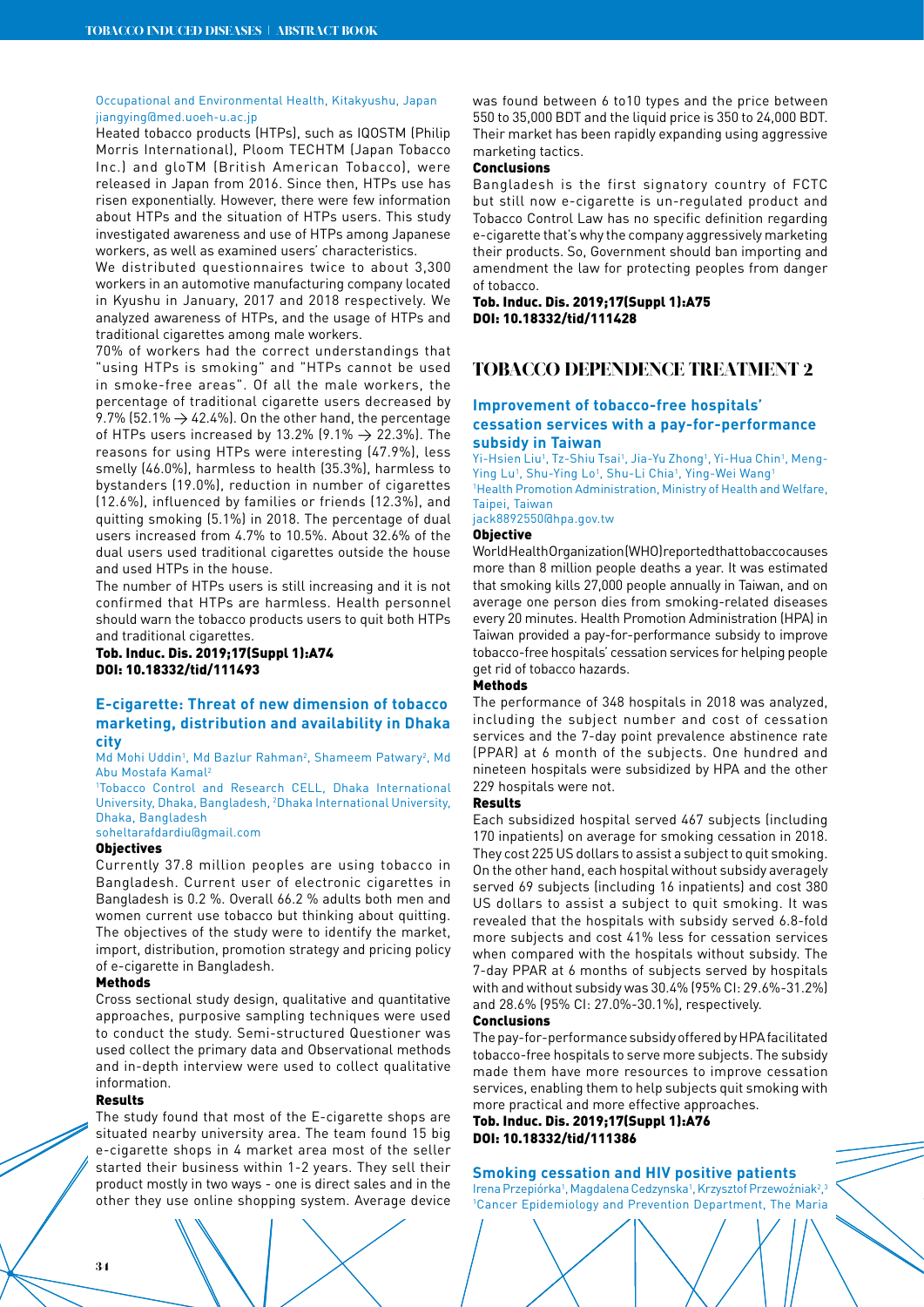Occupational and Environmental Health, Kitakyushu, Japan
jiangying@med.uoeh-u.ac.jp

Heated tobacco products (HTPs), such as IQOSTM (Philip Morris International), Ploom TECHTM (Japan Tobacco Inc.) and gloTM (British American Tobacco), were released in Japan from 2016. Since then, HTPs use has risen exponentially. However, there were few information about HTPs and the situation of HTPs users. This study investigated awareness and use of HTPs among Japanese workers, as well as examined users' characteristics.

We distributed questionnaires twice to about 3,300 workers in an automotive manufacturing company located in Kyushu in January, 2017 and 2018 respectively. We analyzed awareness of HTPs, and the usage of HTPs and traditional cigarettes among male workers.

70% of workers had the correct understandings that "using HTPs is smoking" and "HTPs cannot be used in smoke-free areas". Of all the male workers, the percentage of traditional cigarette users decreased by 9.7% (52.1% → 42.4%). On the other hand, the percentage of HTPs users increased by 13.2% (9.1% → 22.3%). The reasons for using HTPs were interesting (47.9%), less smelly (46.0%), harmless to health (35.3%), harmless to bystanders (19.0%), reduction in number of cigarettes (12.6%), influenced by families or friends (12.3%), and quitting smoking (5.1%) in 2018. The percentage of dual users increased from 4.7% to 10.5%. About 32.6% of the dual users used traditional cigarettes outside the house and used HTPs in the house.

The number of HTPs users is still increasing and it is not confirmed that HTPs are harmless. Health personnel should warn the tobacco products users to quit both HTPs and traditional cigarettes.

**Tob. Induc. Dis. 2019;17(Suppl 1):A74**
**DOI: 10.18332/tid/111493**

### E-cigarette: Threat of new dimension of tobacco marketing, distribution and availability in Dhaka city

Md Mohi Uddin[1], Md Bazlur Rahman[2], Shameem Patwary[2], Md Abu Mostafa Kamal[2]

[1]Tobacco Control and Research CELL, Dhaka International University, Dhaka, Bangladesh, [2]Dhaka International University, Dhaka, Bangladesh

soheltarafdardiu@gmail.com

**Objectives**

Currently 37.8 million peoples are using tobacco in Bangladesh. Current user of electronic cigarettes in Bangladesh is 0.2 %. Overall 66.2 % adults both men and women current use tobacco but thinking about quitting. The objectives of the study were to identify the market, import, distribution, promotion strategy and pricing policy of e-cigarette in Bangladesh.

**Methods**

Cross sectional study design, qualitative and quantitative approaches, purposive sampling techniques were used to conduct the study. Semi-structured Questioner was used collect the primary data and Observational methods and in-depth interview were used to collect qualitative information.

**Results**

The study found that most of the E-cigarette shops are situated nearby university area. The team found 15 big e-cigarette shops in 4 market area most of the seller started their business within 1-2 years. They sell their product mostly in two ways - one is direct sales and in the other they use online shopping system. Average device was found between 6 to10 types and the price between 550 to 35,000 BDT and the liquid price is 350 to 24,000 BDT. Their market has been rapidly expanding using aggressive marketing tactics.

**Conclusions**

Bangladesh is the first signatory country of FCTC but still now e-cigarette is un-regulated product and Tobacco Control Law has no specific definition regarding e-cigarette that's why the company aggressively marketing their products. So, Government should ban importing and amendment the law for protecting peoples from danger of tobacco.

**Tob. Induc. Dis. 2019;17(Suppl 1):A75**
**DOI: 10.18332/tid/111428**

## TOBACCO DEPENDENCE TREATMENT 2

### Improvement of tobacco-free hospitals' cessation services with a pay-for-performance subsidy in Taiwan

Yi-Hsien Liu[1], Tz-Shiu Tsai[1], Jia-Yu Zhong[1], Yi-Hua Chin[1], Meng-Ying Lu[1], Shu-Ying Lo[1], Shu-Li Chia[1], Ying-Wei Wang[1]

[1]Health Promotion Administration, Ministry of Health and Welfare, Taipei, Taiwan

jack8892550@hpa.gov.tw

**Objective**

World Health Organization (WHO) reported that tobacco causes more than 8 million people deaths a year. It was estimated that smoking kills 27,000 people annually in Taiwan, and on average one person dies from smoking-related diseases every 20 minutes. Health Promotion Administration (HPA) in Taiwan provided a pay-for-performance subsidy to improve tobacco-free hospitals' cessation services for helping people get rid of tobacco hazards.

**Methods**

The performance of 348 hospitals in 2018 was analyzed, including the subject number and cost of cessation services and the 7-day point prevalence abstinence rate (PPAR) at 6 month of the subjects. One hundred and nineteen hospitals were subsidized by HPA and the other 229 hospitals were not.

**Results**

Each subsidized hospital served 467 subjects (including 170 inpatients) on average for smoking cessation in 2018. They cost 225 US dollars to assist a subject to quit smoking. On the other hand, each hospital without subsidy averagely served 69 subjects (including 16 inpatients) and cost 380 US dollars to assist a subject to quit smoking. It was revealed that the hospitals with subsidy served 6.8-fold more subjects and cost 41% less for cessation services when compared with the hospitals without subsidy. The 7-day PPAR at 6 months of subjects served by hospitals with and without subsidy was 30.4% (95% CI: 29.6%-31.2%) and 28.6% (95% CI: 27.0%-30.1%), respectively.

**Conclusions**

The pay-for-performance subsidy offered by HPA facilitated tobacco-free hospitals to serve more subjects. The subsidy made them have more resources to improve cessation services, enabling them to help subjects quit smoking with more practical and more effective approaches.

**Tob. Induc. Dis. 2019;17(Suppl 1):A76**
**DOI: 10.18332/tid/111386**

### Smoking cessation and HIV positive patients

Irena Przepiórka[1], Magdalena Cedzynska[1], Krzysztof Przewoźniak[2,3]

[1]Cancer Epidemiology and Prevention Department, The Maria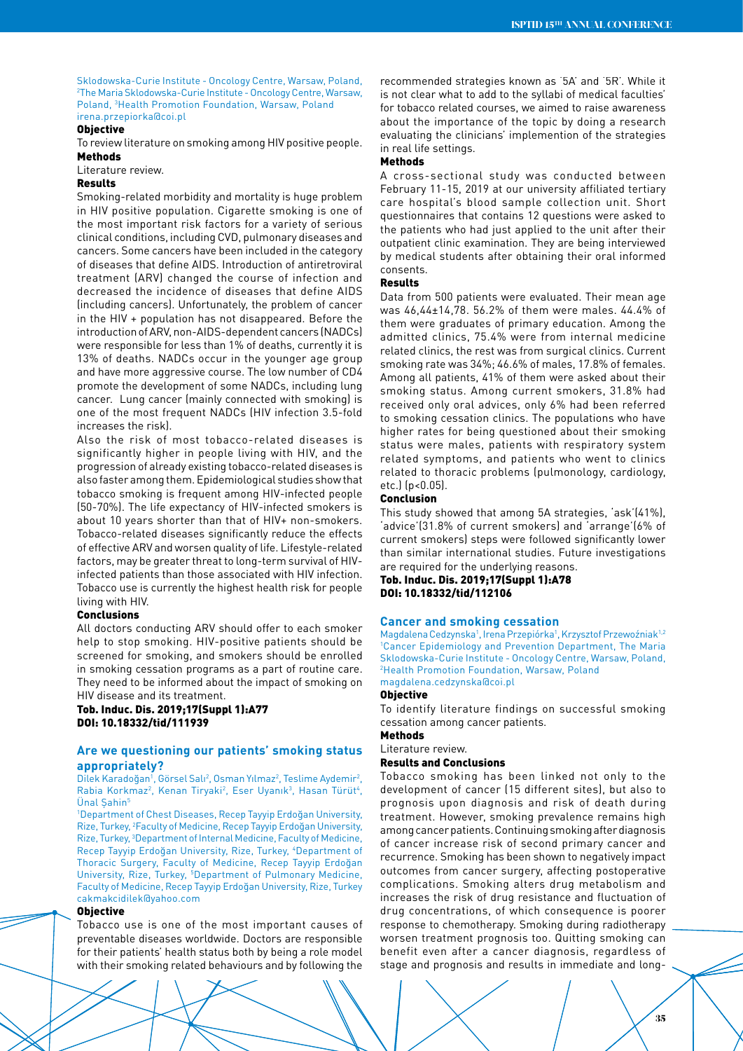Sklodowska-Curie Institute - Oncology Centre, Warsaw, Poland, [2]The Maria Sklodowska-Curie Institute - Oncology Centre, Warsaw, Poland, [3]Health Promotion Foundation, Warsaw, Poland
irena.przepiorka@coi.pl

**Objective**

To review literature on smoking among HIV positive people.

**Methods**

Literature review.

**Results**

Smoking-related morbidity and mortality is huge problem in HIV positive population. Cigarette smoking is one of the most important risk factors for a variety of serious clinical conditions, including CVD, pulmonary diseases and cancers. Some cancers have been included in the category of diseases that define AIDS. Introduction of antiretroviral treatment (ARV) changed the course of infection and decreased the incidence of diseases that define AIDS (including cancers). Unfortunately, the problem of cancer in the HIV + population has not disappeared. Before the introduction of ARV, non-AIDS-dependent cancers (NADCs) were responsible for less than 1% of deaths, currently it is 13% of deaths. NADCs occur in the younger age group and have more aggressive course. The low number of CD4 promote the development of some NADCs, including lung cancer. Lung cancer (mainly connected with smoking) is one of the most frequent NADCs (HIV infection 3.5-fold increases the risk).

Also the risk of most tobacco-related diseases is significantly higher in people living with HIV, and the progression of already existing tobacco-related diseases is also faster among them. Epidemiological studies show that tobacco smoking is frequent among HIV-infected people (50-70%). The life expectancy of HIV-infected smokers is about 10 years shorter than that of HIV+ non-smokers. Tobacco-related diseases significantly reduce the effects of effective ARV and worsen quality of life. Lifestyle-related factors, may be greater threat to long-term survival of HIV-infected patients than those associated with HIV infection. Tobacco use is currently the highest health risk for people living with HIV.

**Conclusions**

All doctors conducting ARV should offer to each smoker help to stop smoking. HIV-positive patients should be screened for smoking, and smokers should be enrolled in smoking cessation programs as a part of routine care. They need to be informed about the impact of smoking on HIV disease and its treatment.

**Tob. Induc. Dis. 2019;17(Suppl 1):A77**
**DOI: 10.18332/tid/111939**

## Are we questioning our patients' smoking status appropriately?

Dilek Karadoğan[1], Görsel Salı[2], Osman Yılmaz[2], Teslime Aydemir[2], Rabia Korkmaz[2], Kenan Tiryaki[2], Eser Uyanık[3], Hasan Türüt[4], Ünal Şahin[5]

[1]Department of Chest Diseases, Recep Tayyip Erdoğan University, Rize, Turkey, [2]Faculty of Medicine, Recep Tayyip Erdoğan University, Rize, Turkey, [3]Department of Internal Medicine, Faculty of Medicine, Recep Tayyip Erdoğan University, Rize, Turkey, [4]Department of Thoracic Surgery, Faculty of Medicine, Recep Tayyip Erdoğan University, Rize, Turkey, [5]Department of Pulmonary Medicine, Faculty of Medicine, Recep Tayyip Erdoğan University, Rize, Turkey
cakmakcidilek@yahoo.com

**Objective**

Tobacco use is one of the most important causes of preventable diseases worldwide. Doctors are responsible for their patients' health status both by being a role model with their smoking related behaviours and by following the recommended strategies known as '5A' and '5R'. While it is not clear what to add to the syllabi of medical faculties' for tobacco related courses, we aimed to raise awareness about the importance of the topic by doing a research evaluating the clinicians' implemention of the strategies in real life settings.

**Methods**

A cross-sectional study was conducted between February 11-15, 2019 at our university affiliated tertiary care hospital's blood sample collection unit. Short questionnaires that contains 12 questions were asked to the patients who had just applied to the unit after their outpatient clinic examination. They are being interviewed by medical students after obtaining their oral informed consents.

**Results**

Data from 500 patients were evaluated. Their mean age was 46,44±14,78. 56.2% of them were males. 44.4% of them were graduates of primary education. Among the admitted clinics, 75.4% were from internal medicine related clinics, the rest was from surgical clinics. Current smoking rate was 34%; 46.6% of males, 17.8% of females. Among all patients, 41% of them were asked about their smoking status. Among current smokers, 31.8% had received only oral advices, only 6% had been referred to smoking cessation clinics. The populations who have higher rates for being questioned about their smoking status were males, patients with respiratory system related symptoms, and patients who went to clinics related to thoracic problems (pulmonology, cardiology, etc.) ($p<0.05$).

**Conclusion**

This study showed that among 5A strategies, 'ask'(41%), 'advice'(31.8% of current smokers) and 'arrange'(6% of current smokers) steps were followed significantly lower than similar international studies. Future investigations are required for the underlying reasons.

**Tob. Induc. Dis. 2019;17(Suppl 1):A78**
**DOI: 10.18332/tid/112106**

## Cancer and smoking cessation

Magdalena Cedzynska[1], Irena Przepiórka[1], Krzysztof Przewoźniak[1,2]

[1]Cancer Epidemiology and Prevention Department, The Maria Sklodowska-Curie Institute - Oncology Centre, Warsaw, Poland, [2]Health Promotion Foundation, Warsaw, Poland
magdalena.cedzynska@coi.pl

**Objective**

To identify literature findings on successful smoking cessation among cancer patients.

**Methods**

Literature review.

**Results and Conclusions**

Tobacco smoking has been linked not only to the development of cancer (15 different sites), but also to prognosis upon diagnosis and risk of death during treatment. However, smoking prevalence remains high among cancer patients. Continuing smoking after diagnosis of cancer increase risk of second primary cancer and recurrence. Smoking has been shown to negatively impact outcomes from cancer surgery, affecting postoperative complications. Smoking alters drug metabolism and increases the risk of drug resistance and fluctuation of drug concentrations, of which consequence is poorer response to chemotherapy. Smoking during radiotherapy worsen treatment prognosis too. Quitting smoking can benefit even after a cancer diagnosis, regardless of stage and prognosis and results in immediate and long-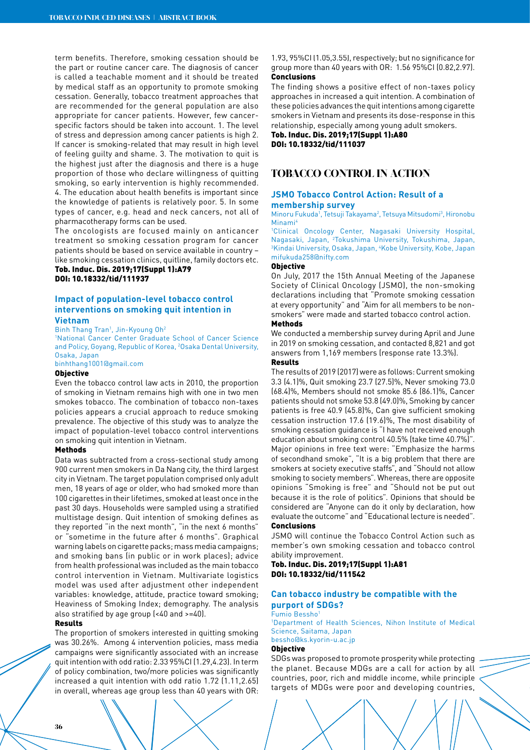term benefits. Therefore, smoking cessation should be the part or routine cancer care. The diagnosis of cancer is called a teachable moment and it should be treated by medical staff as an opportunity to promote smoking cessation. Generally, tobacco treatment approaches that are recommended for the general population are also appropriate for cancer patients. However, few cancer-specific factors should be taken into account. 1. The level of stress and depression among cancer patients is high 2. If cancer is smoking-related that may result in high level of feeling guilty and shame. 3. The motivation to quit is the highest just after the diagnosis and there is a huge proportion of those who declare willingness of quitting smoking, so early intervention is highly recommended. 4. The education about health benefits is important since the knowledge of patients is relatively poor. 5. In some types of cancer, e.g. head and neck cancers, not all of pharmacotherapy forms can be used.

The oncologists are focused mainly on anticancer treatment so smoking cessation program for cancer patients should be based on service available in country – like smoking cessation clinics, quitline, family doctors etc.

**Tob. Induc. Dis. 2019;17(Suppl 1):A79**
**DOI: 10.18332/tid/111937**

### Impact of population-level tobacco control interventions on smoking quit intention in Vietnam

Binh Thang Tran[1], Jin-Kyoung Oh[2]

[1]National Cancer Center Graduate School of Cancer Science and Policy, Goyang, Republic of Korea, [2]Osaka Dental University, Osaka, Japan

binhthang1001@gmail.com

**Objective**

Even the tobacco control law acts in 2010, the proportion of smoking in Vietnam remains high with one in two men smokes tobacco. The combination of tobacco non-taxes policies appears a crucial approach to reduce smoking prevalence. The objective of this study was to analyze the impact of population-level tobacco control interventions on smoking quit intention in Vietnam.

**Methods**

Data was subtracted from a cross-sectional study among 900 current men smokers in Da Nang city, the third largest city in Vietnam. The target population comprised only adult men, 18 years of age or older, who had smoked more than 100 cigarettes in their lifetimes, smoked at least once in the past 30 days. Households were sampled using a stratified multistage design. Quit intention of smoking defines as they reported "in the next month", "in the next 6 months" or "sometime in the future after 6 months". Graphical warning labels on cigarette packs; mass media campaigns; and smoking bans (in public or in work places); advice from health professional was included as the main tobacco control intervention in Vietnam. Multivariate logistics model was used after adjustment other independent variables: knowledge, attitude, practice toward smoking; Heaviness of Smoking Index; demography. The analysis also stratified by age group (<40 and >=40).

**Results**

The proportion of smokers interested in quitting smoking was 30.26%. Among 4 intervention policies, mass media campaigns were significantly associated with an increase quit intention with odd ratio: 2.33 95%CI (1.29,4.23). In term of policy combination, two/more policies was significantly increased a quit intention with odd ratio 1.72 (1.11,2.65) in overall, whereas age group less than 40 years with OR: 1.93, 95%CI (1.05,3.55), respectively; but no significance for group more than 40 years with OR: 1.56 95%CI (0.82,2.97).

**Conclusions**

The finding shows a positive effect of non-taxes policy approaches in increased a quit intention. A combination of these policies advances the quit intentions among cigarette smokers in Vietnam and presents its dose-response in this relationship, especially among young adult smokers.

**Tob. Induc. Dis. 2019;17(Suppl 1):A80**
**DOI: 10.18332/tid/111037**

## TOBACCO CONTROL IN ACTION

### JSMO Tobacco Control Action: Result of a membership survey

Minoru Fukuda[1], Tetsuji Takayama[2], Tetsuya Mitsudomi[3], Hironobu Minami[4]

[1]Clinical Oncology Center, Nagasaki University Hospital, Nagasaki, Japan, [2]Tokushima University, Tokushima, Japan, [3]Kindai University, Osaka, Japan, [4]Kobe University, Kobe, Japan

mifukuda258@nifty.com

**Objective**

On July, 2017 the 15th Annual Meeting of the Japanese Society of Clinical Oncology (JSMO), the non-smoking declarations including that "Promote smoking cessation at every opportunity" and "Aim for all members to be non-smokers" were made and started tobacco control action.

**Methods**

We conducted a membership survey during April and June in 2019 on smoking cessation, and contacted 8,821 and got answers from 1,169 members (response rate 13.3%).

**Results**

The results of 2019 (2017) were as follows: Current smoking 3.3 (4.1)%, Quit smoking 23.7 (27.5)%, Never smoking 73.0 (68.4)%, Members should not smoke 85.6 (86.1)%, Cancer patients should not smoke 53.8 (49.0)%, Smoking by cancer patients is free 40.9 (45.8)%, Can give sufficient smoking cessation instruction 17.6 (19.6)%, The most disability of smoking cessation guidance is "I have not received enough education about smoking control 40.5% (take time 40.7%)". Major opinions in free text were: "Emphasize the harms of secondhand smoke", "It is a big problem that there are smokers at society executive staffs", and "Should not allow smoking to society members". Whereas, there are opposite opinions "Smoking is free" and "Should not be put out because it is the role of politics". Opinions that should be considered are "Anyone can do it only by declaration, how evaluate the outcome" and "Educational lecture is needed".

**Conclusions**

JSMO will continue the Tobacco Control Action such as member's own smoking cessation and tobacco control ability improvement.

**Tob. Induc. Dis. 2019;17(Suppl 1):A81**
**DOI: 10.18332/tid/111542**

### Can tobacco industry be compatible with the purport of SDGs?

Fumio Bessho[1]

[1]Department of Health Sciences, Nihon Institute of Medical Science, Saitama, Japan

bessho@ks.kyorin-u.ac.jp

**Objective**

SDGs was proposed to promote prosperity while protecting the planet. Because MDGs are a call for action by all countries, poor, rich and middle income, while principle targets of MDGs were poor and developing countries,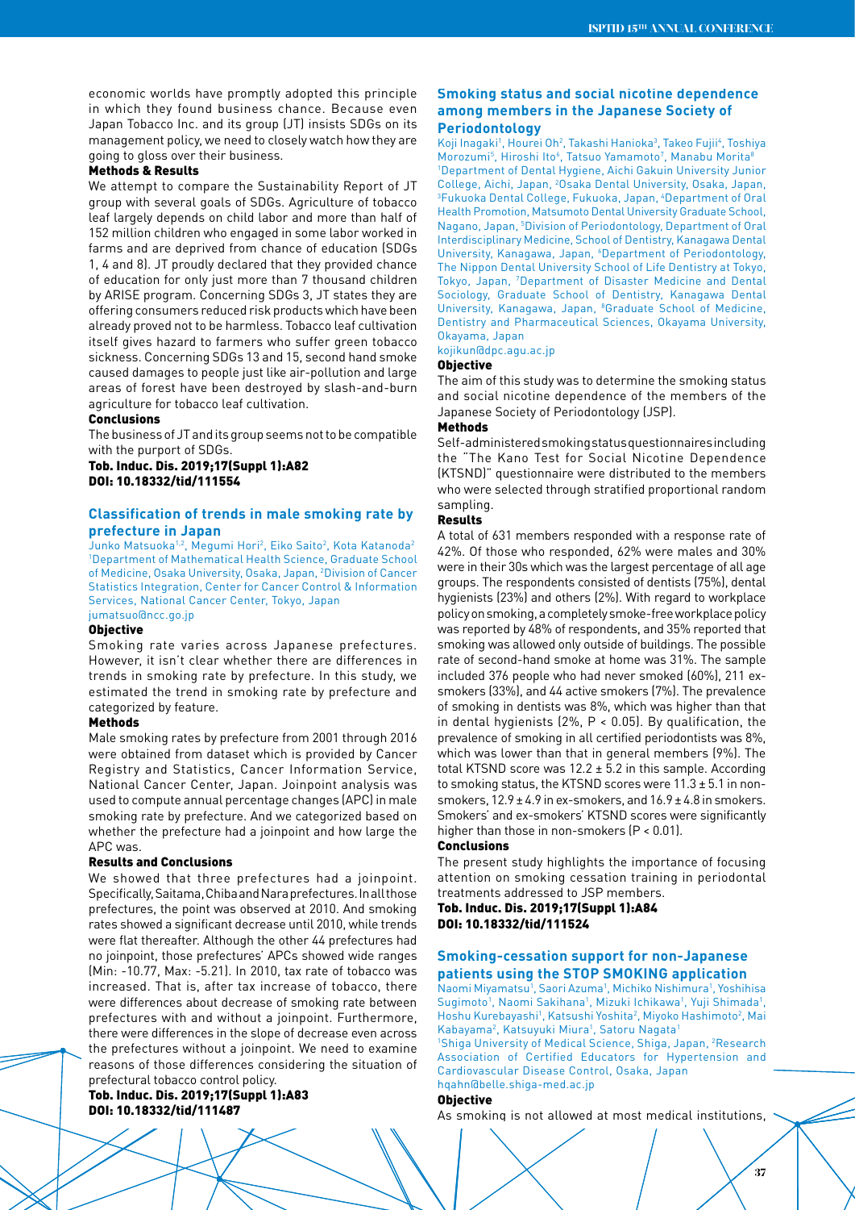economic worlds have promptly adopted this principle in which they found business chance. Because even Japan Tobacco Inc. and its group (JT) insists SDGs on its management policy, we need to closely watch how they are going to gloss over their business.

#### Methods & Results

We attempt to compare the Sustainability Report of JT group with several goals of SDGs. Agriculture of tobacco leaf largely depends on child labor and more than half of 152 million children who engaged in some labor worked in farms and are deprived from chance of education (SDGs 1, 4 and 8). JT proudly declared that they provided chance of education for only just more than 7 thousand children by ARISE program. Concerning SDGs 3, JT states they are offering consumers reduced risk products which have been already proved not to be harmless. Tobacco leaf cultivation itself gives hazard to farmers who suffer green tobacco sickness. Concerning SDGs 13 and 15, second hand smoke caused damages to people just like air-pollution and large areas of forest have been destroyed by slash-and-burn agriculture for tobacco leaf cultivation.

#### Conclusions

The business of JT and its group seems not to be compatible with the purport of SDGs.

**Tob. Induc. Dis. 2019;17(Suppl 1):A82**
**DOI: 10.18332/tid/111554**

## Classification of trends in male smoking rate by prefecture in Japan

Junko Matsuoka[1,2], Megumi Hori[2], Eiko Saito[2], Kota Katanoda[2]
[1]Department of Mathematical Health Science, Graduate School of Medicine, Osaka University, Osaka, Japan, [2]Division of Cancer Statistics Integration, Center for Cancer Control & Information Services, National Cancer Center, Tokyo, Japan
jumatsuo@ncc.go.jp

#### Objective

Smoking rate varies across Japanese prefectures. However, it isn't clear whether there are differences in trends in smoking rate by prefecture. In this study, we estimated the trend in smoking rate by prefecture and categorized by feature.

#### Methods

Male smoking rates by prefecture from 2001 through 2016 were obtained from dataset which is provided by Cancer Registry and Statistics, Cancer Information Service, National Cancer Center, Japan. Joinpoint analysis was used to compute annual percentage changes (APC) in male smoking rate by prefecture. And we categorized based on whether the prefecture had a joinpoint and how large the APC was.

#### Results and Conclusions

We showed that three prefectures had a joinpoint. Specifically, Saitama, Chiba and Nara prefectures. In all those prefectures, the point was observed at 2010. And smoking rates showed a significant decrease until 2010, while trends were flat thereafter. Although the other 44 prefectures had no joinpoint, those prefectures' APCs showed wide ranges (Min: -10.77, Max: -5.21). In 2010, tax rate of tobacco was increased. That is, after tax increase of tobacco, there were differences about decrease of smoking rate between prefectures with and without a joinpoint. Furthermore, there were differences in the slope of decrease even across the prefectures without a joinpoint. We need to examine reasons of those differences considering the situation of prefectural tobacco control policy.

**Tob. Induc. Dis. 2019;17(Suppl 1):A83**
**DOI: 10.18332/tid/111487**

## Smoking status and social nicotine dependence among members in the Japanese Society of Periodontology

Koji Inagaki[1], Hourei Oh[2], Takashi Hanioka[3], Takeo Fujii[4], Toshiya Morozumi[5], Hiroshi Ito[6], Tatsuo Yamamoto[7], Manabu Morita[8]
[1]Department of Dental Hygiene, Aichi Gakuin University Junior College, Aichi, Japan, [2]Osaka Dental University, Osaka, Japan, [3]Fukuoka Dental College, Fukuoka, Japan, [4]Department of Oral Health Promotion, Matsumoto Dental University Graduate School, Nagano, Japan, [5]Division of Periodontology, Department of Oral Interdisciplinary Medicine, School of Dentistry, Kanagawa Dental University, Kanagawa, Japan, [6]Department of Periodontology, The Nippon Dental University School of Life Dentistry at Tokyo, Tokyo, Japan, [7]Department of Disaster Medicine and Dental Sociology, Graduate School of Dentistry, Kanagawa Dental University, Kanagawa, Japan, [8]Graduate School of Medicine, Dentistry and Pharmaceutical Sciences, Okayama University, Okayama, Japan
kojikun@dpc.agu.ac.jp

#### Objective

The aim of this study was to determine the smoking status and social nicotine dependence of the members of the Japanese Society of Periodontology (JSP).

#### Methods

Self-administered smoking status questionnaires including the "The Kano Test for Social Nicotine Dependence (KTSND)" questionnaire were distributed to the members who were selected through stratified proportional random sampling.

#### Results

A total of 631 members responded with a response rate of 42%. Of those who responded, 62% were males and 30% were in their 30s which was the largest percentage of all age groups. The respondents consisted of dentists (75%), dental hygienists (23%) and others (2%). With regard to workplace policy on smoking, a completely smoke-free workplace policy was reported by 48% of respondents, and 35% reported that smoking was allowed only outside of buildings. The possible rate of second-hand smoke at home was 31%. The sample included 376 people who had never smoked (60%), 211 ex-smokers (33%), and 44 active smokers (7%). The prevalence of smoking in dentists was 8%, which was higher than that in dental hygienists (2%, $P < 0.05$). By qualification, the prevalence of smoking in all certified periodontists was 8%, which was lower than that in general members (9%). The total KTSND score was $12.2 \pm 5.2$ in this sample. According to smoking status, the KTSND scores were $11.3 \pm 5.1$ in non-smokers, $12.9 \pm 4.9$ in ex-smokers, and $16.9 \pm 4.8$ in smokers. Smokers' and ex-smokers' KTSND scores were significantly higher than those in non-smokers ($P < 0.01$).

#### Conclusions

The present study highlights the importance of focusing attention on smoking cessation training in periodontal treatments addressed to JSP members.

**Tob. Induc. Dis. 2019;17(Suppl 1):A84**
**DOI: 10.18332/tid/111524**

## Smoking-cessation support for non-Japanese patients using the STOP SMOKING application

Naomi Miyamatsu[1], Saori Azuma[1], Michiko Nishimura[1], Yoshihisa Sugimoto[1], Naomi Sakihana[1], Mizuki Ichikawa[1], Yuji Shimada[1], Hoshu Kurebayashi[1], Katsushi Yoshita[2], Miyoko Hashimoto[2], Mai Kabayama[2], Katsuyuki Miura[1], Satoru Nagata[1]
[1]Shiga University of Medical Science, Shiga, Japan, [2]Research Association of Certified Educators for Hypertension and Cardiovascular Disease Control, Osaka, Japan
hqahn@belle.shiga-med.ac.jp

#### Objective

As smoking is not allowed at most medical institutions,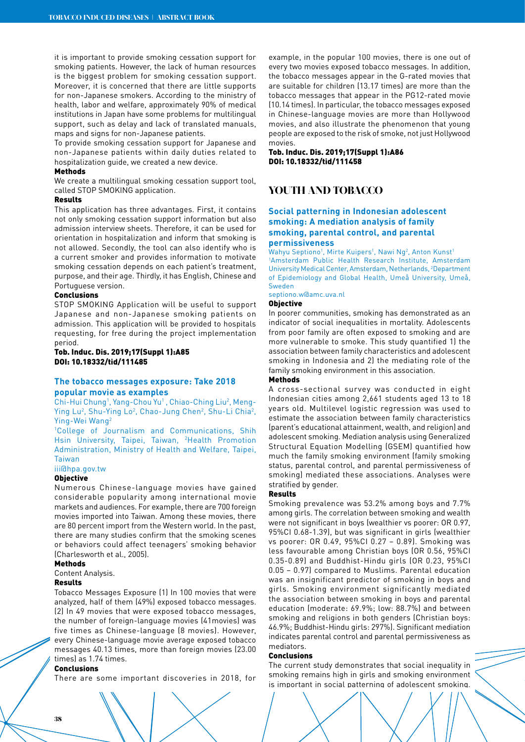it is important to provide smoking cessation support for smoking patients. However, the lack of human resources is the biggest problem for smoking cessation support. Moreover, it is concerned that there are little supports for non-Japanese smokers. According to the ministry of health, labor and welfare, approximately 90% of medical institutions in Japan have some problems for multilingual support, such as delay and lack of translated manuals, maps and signs for non-Japanese patients.

To provide smoking cessation support for Japanese and non-Japanese patients within daily duties related to hospitalization guide, we created a new device.

**Methods**

We create a multilingual smoking cessation support tool, called STOP SMOKING application.

**Results**

This application has three advantages. First, it contains not only smoking cessation support information but also admission interview sheets. Therefore, it can be used for orientation in hospitalization and inform that smoking is not allowed. Secondly, the tool can also identify who is a current smoker and provides information to motivate smoking cessation depends on each patient's treatment, purpose, and their age. Thirdly, it has English, Chinese and Portuguese version.

**Conclusions**

STOP SMOKING Application will be useful to support Japanese and non-Japanese smoking patients on admission. This application will be provided to hospitals requesting, for free during the project implementation period.

**Tob. Induc. Dis. 2019;17(Suppl 1):A85**
**DOI: 10.18332/tid/111485**

### The tobacco messages exposure: Take 2018 popular movie as examples

Chi-Hui Chung[1], Yang-Chou Yu[1], Chiao-Ching Liu[2], Meng-Ying Lu[2], Shu-Ying Lo[2], Chao-Jung Chen[2], Shu-Li Chia[2], Ying-Wei Wang[2]

[1]College of Journalism and Communications, Shih Hsin University, Taipei, Taiwan, [2]Health Promotion Administration, Ministry of Health and Welfare, Taipei, Taiwan

iii@hpa.gov.tw

**Objective**

Numerous Chinese-language movies have gained considerable popularity among international movie markets and audiences. For example, there are 700 foreign movies imported into Taiwan. Among these movies, there are 80 percent import from the Western world. In the past, there are many studies confirm that the smoking scenes or behaviors could affect teenagers' smoking behavior (Charlesworth et al., 2005).

**Methods**

Content Analysis.

**Results**

Tobacco Messages Exposure (1) In 100 movies that were analyzed, half of them (49%) exposed tobacco messages. (2) In 49 movies that were exposed tobacco messages, the number of foreign-language movies (41movies) was five times as Chinese-language (8 movies). However, every Chinese-language movie average exposed tobacco messages 40.13 times, more than foreign movies (23.00 times) as 1.74 times.

**Conclusions**

There are some important discoveries in 2018, for example, in the popular 100 movies, there is one out of every two movies exposed tobacco messages. In addition, the tobacco messages appear in the G-rated movies that are suitable for children (13.17 times) are more than the tobacco messages that appear in the PG12-rated movie (10.14 times). In particular, the tobacco messages exposed in Chinese-language movies are more than Hollywood movies, and also illustrate the phenomenon that young people are exposed to the risk of smoke, not just Hollywood movies.

**Tob. Induc. Dis. 2019;17(Suppl 1):A86**
**DOI: 10.18332/tid/111458**

## YOUTH AND TOBACCO

### Social patterning in Indonesian adolescent smoking: A mediation analysis of family smoking, parental control, and parental permissiveness

Wahyu Septiono[1], Mirte Kuipers[1], Nawi Ng[2], Anton Kunst[1]

[1]Amsterdam Public Health Research Institute, Amsterdam University Medical Center, Amsterdam, Netherlands, [2]Department of Epidemiology and Global Health, Umeå University, Umeå, Sweden

septiono.w@amc.uva.nl

**Objective**

In poorer communities, smoking has demonstrated as an indicator of social inequalities in mortality. Adolescents from poor family are often exposed to smoking and are more vulnerable to smoke. This study quantified 1) the association between family characteristics and adolescent smoking in Indonesia and 2) the mediating role of the family smoking environment in this association.

**Methods**

A cross-sectional survey was conducted in eight Indonesian cities among 2,661 students aged 13 to 18 years old. Multilevel logistic regression was used to estimate the association between family characteristics (parent's educational attainment, wealth, and religion) and adolescent smoking. Mediation analysis using Generalized Structural Equation Modelling (GSEM) quantified how much the family smoking environment (family smoking status, parental control, and parental permissiveness of smoking) mediated these associations. Analyses were stratified by gender.

**Results**

Smoking prevalence was 53.2% among boys and 7.7% among girls. The correlation between smoking and wealth were not significant in boys (wealthier vs poorer: OR 0.97, 95%CI 0.68-1.39), but was significant in girls (wealthier vs poorer: OR 0.49, 95%CI 0.27 – 0.89). Smoking was less favourable among Christian boys (OR 0.56, 95%CI 0.35-0.89) and Buddhist-Hindu girls (OR 0.23, 95%CI 0.05 – 0.97) compared to Muslims. Parental education was an insignificant predictor of smoking in boys and girls. Smoking environment significantly mediated the association between smoking in boys and parental education (moderate: 69.9%; low: 88.7%) and between smoking and religions in both genders (Christian boys: 46.9%; Buddhist-Hindu girls: 297%). Significant mediation indicates parental control and parental permissiveness as mediators.

**Conclusions**

The current study demonstrates that social inequality in smoking remains high in girls and smoking environment is important in social patterning of adolescent smoking.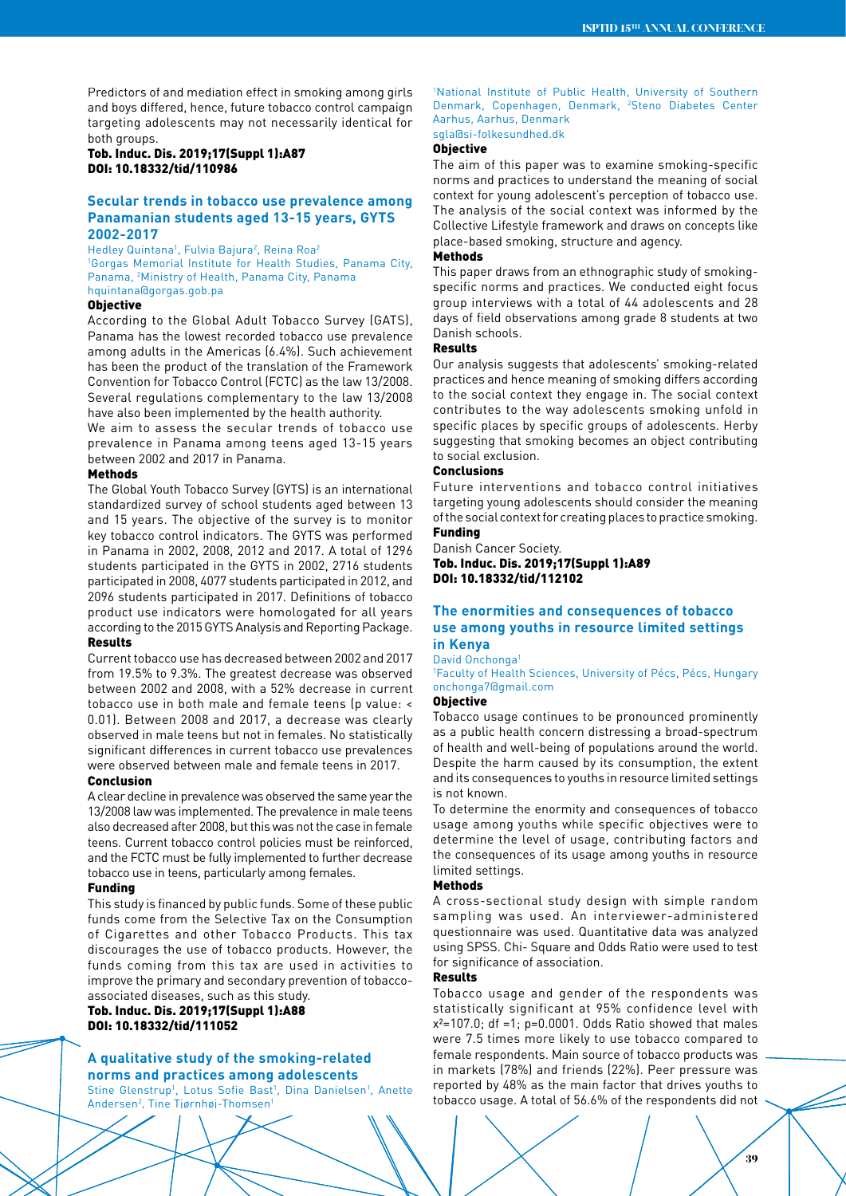Predictors of and mediation effect in smoking among girls and boys differed, hence, future tobacco control campaign targeting adolescents may not necessarily identical for both groups.

**Tob. Induc. Dis. 2019;17(Suppl 1):A87**
**DOI: 10.18332/tid/110986**

### Secular trends in tobacco use prevalence among Panamanian students aged 13-15 years, GYTS 2002-2017

Hedley Quintana[1], Fulvia Bajura[2], Reina Roa[2]

[1]Gorgas Memorial Institute for Health Studies, Panama City, Panama, [2]Ministry of Health, Panama City, Panama

hquintana@gorgas.gob.pa

#### Objective

According to the Global Adult Tobacco Survey (GATS), Panama has the lowest recorded tobacco use prevalence among adults in the Americas (6.4%). Such achievement has been the product of the translation of the Framework Convention for Tobacco Control (FCTC) as the law 13/2008. Several regulations complementary to the law 13/2008 have also been implemented by the health authority.

We aim to assess the secular trends of tobacco use prevalence in Panama among teens aged 13-15 years between 2002 and 2017 in Panama.

#### Methods

The Global Youth Tobacco Survey (GYTS) is an international standardized survey of school students aged between 13 and 15 years. The objective of the survey is to monitor key tobacco control indicators. The GYTS was performed in Panama in 2002, 2008, 2012 and 2017. A total of 1296 students participated in the GYTS in 2002, 2716 students participated in 2008, 4077 students participated in 2012, and 2096 students participated in 2017. Definitions of tobacco product use indicators were homologated for all years according to the 2015 GYTS Analysis and Reporting Package.

#### Results

Current tobacco use has decreased between 2002 and 2017 from 19.5% to 9.3%. The greatest decrease was observed between 2002 and 2008, with a 52% decrease in current tobacco use in both male and female teens (p value: < 0.01). Between 2008 and 2017, a decrease was clearly observed in male teens but not in females. No statistically significant differences in current tobacco use prevalences were observed between male and female teens in 2017.

#### Conclusion

A clear decline in prevalence was observed the same year the 13/2008 law was implemented. The prevalence in male teens also decreased after 2008, but this was not the case in female teens. Current tobacco control policies must be reinforced, and the FCTC must be fully implemented to further decrease tobacco use in teens, particularly among females.

#### Funding

This study is financed by public funds. Some of these public funds come from the Selective Tax on the Consumption of Cigarettes and other Tobacco Products. This tax discourages the use of tobacco products. However, the funds coming from this tax are used in activities to improve the primary and secondary prevention of tobacco-associated diseases, such as this study.

**Tob. Induc. Dis. 2019;17(Suppl 1):A88**
**DOI: 10.18332/tid/111052**

### A qualitative study of the smoking-related norms and practices among adolescents

Stine Glenstrup[1], Lotus Sofie Bast[1], Dina Danielsen[1], Anette Andersen[2], Tine Tjørnhøj-Thomsen[1]

[1]National Institute of Public Health, University of Southern Denmark, Copenhagen, Denmark, [2]Steno Diabetes Center Aarhus, Aarhus, Denmark

sgla@si-folkesundhed.dk

#### Objective

The aim of this paper was to examine smoking-specific norms and practices to understand the meaning of social context for young adolescent's perception of tobacco use. The analysis of the social context was informed by the Collective Lifestyle framework and draws on concepts like place-based smoking, structure and agency.

#### Methods

This paper draws from an ethnographic study of smoking-specific norms and practices. We conducted eight focus group interviews with a total of 44 adolescents and 28 days of field observations among grade 8 students at two Danish schools.

#### Results

Our analysis suggests that adolescents' smoking-related practices and hence meaning of smoking differs according to the social context they engage in. The social context contributes to the way adolescents smoking unfold in specific places by specific groups of adolescents. Herby suggesting that smoking becomes an object contributing to social exclusion.

#### Conclusions

Future interventions and tobacco control initiatives targeting young adolescents should consider the meaning of the social context for creating places to practice smoking.

#### Funding

Danish Cancer Society.

**Tob. Induc. Dis. 2019;17(Suppl 1):A89**
**DOI: 10.18332/tid/112102**

### The enormities and consequences of tobacco use among youths in resource limited settings in Kenya

David Onchonga[1]

[1]Faculty of Health Sciences, University of Pécs, Pécs, Hungary

onchonga7@gmail.com

#### Objective

Tobacco usage continues to be pronounced prominently as a public health concern distressing a broad-spectrum of health and well-being of populations around the world. Despite the harm caused by its consumption, the extent and its consequences to youths in resource limited settings is not known.

To determine the enormity and consequences of tobacco usage among youths while specific objectives were to determine the level of usage, contributing factors and the consequences of its usage among youths in resource limited settings.

#### Methods

A cross-sectional study design with simple random sampling was used. An interviewer-administered questionnaire was used. Quantitative data was analyzed using SPSS. Chi- Square and Odds Ratio were used to test for significance of association.

#### Results

Tobacco usage and gender of the respondents was statistically significant at 95% confidence level with $x^2$=107.0; df =1; p=0.0001. Odds Ratio showed that males were 7.5 times more likely to use tobacco compared to female respondents. Main source of tobacco products was in markets (78%) and friends (22%). Peer pressure was reported by 48% as the main factor that drives youths to tobacco usage. A total of 56.6% of the respondents did not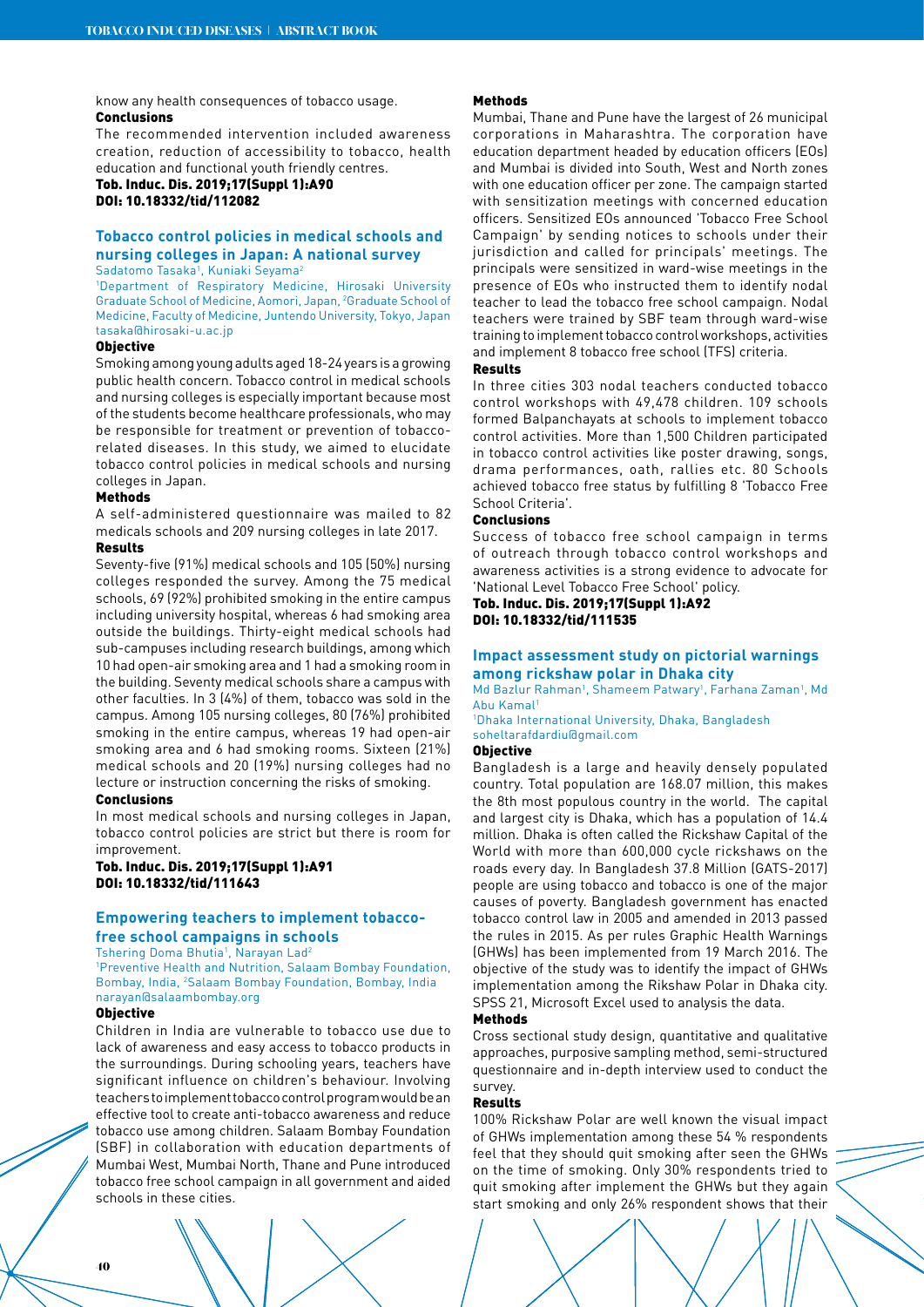know any health consequences of tobacco usage.

**Conclusions**

The recommended intervention included awareness creation, reduction of accessibility to tobacco, health education and functional youth friendly centres.

**Tob. Induc. Dis. 2019;17(Suppl 1):A90**
**DOI: 10.18332/tid/112082**

## Tobacco control policies in medical schools and nursing colleges in Japan: A national survey

Sadatomo Tasaka[1], Kuniaki Seyama[2]

[1]Department of Respiratory Medicine, Hirosaki University Graduate School of Medicine, Aomori, Japan, [2]Graduate School of Medicine, Faculty of Medicine, Juntendo University, Tokyo, Japan
tasaka@hirosaki-u.ac.jp

**Objective**

Smoking among young adults aged 18-24 years is a growing public health concern. Tobacco control in medical schools and nursing colleges is especially important because most of the students become healthcare professionals, who may be responsible for treatment or prevention of tobacco-related diseases. In this study, we aimed to elucidate tobacco control policies in medical schools and nursing colleges in Japan.

**Methods**

A self-administered questionnaire was mailed to 82 medicals schools and 209 nursing colleges in late 2017.

**Results**

Seventy-five (91%) medical schools and 105 (50%) nursing colleges responded the survey. Among the 75 medical schools, 69 (92%) prohibited smoking in the entire campus including university hospital, whereas 6 had smoking area outside the buildings. Thirty-eight medical schools had sub-campuses including research buildings, among which 10 had open-air smoking area and 1 had a smoking room in the building. Seventy medical schools share a campus with other faculties. In 3 (4%) of them, tobacco was sold in the campus. Among 105 nursing colleges, 80 (76%) prohibited smoking in the entire campus, whereas 19 had open-air smoking area and 6 had smoking rooms. Sixteen (21%) medical schools and 20 (19%) nursing colleges had no lecture or instruction concerning the risks of smoking.

**Conclusions**

In most medical schools and nursing colleges in Japan, tobacco control policies are strict but there is room for improvement.

**Tob. Induc. Dis. 2019;17(Suppl 1):A91**
**DOI: 10.18332/tid/111643**

## Empowering teachers to implement tobacco-free school campaigns in schools

Tshering Doma Bhutia[1], Narayan Lad[2]

[1]Preventive Health and Nutrition, Salaam Bombay Foundation, Bombay, India, [2]Salaam Bombay Foundation, Bombay, India
narayan@salaambombay.org

**Objective**

Children in India are vulnerable to tobacco use due to lack of awareness and easy access to tobacco products in the surroundings. During schooling years, teachers have significant influence on children's behaviour. Involving teachers to implement tobacco control program would be an effective tool to create anti-tobacco awareness and reduce tobacco use among children. Salaam Bombay Foundation (SBF) in collaboration with education departments of Mumbai West, Mumbai North, Thane and Pune introduced tobacco free school campaign in all government and aided schools in these cities.

**Methods**

Mumbai, Thane and Pune have the largest of 26 municipal corporations in Maharashtra. The corporation have education department headed by education officers (EOs) and Mumbai is divided into South, West and North zones with one education officer per zone. The campaign started with sensitization meetings with concerned education officers. Sensitized EOs announced 'Tobacco Free School Campaign' by sending notices to schools under their jurisdiction and called for principals' meetings. The principals were sensitized in ward-wise meetings in the presence of EOs who instructed them to identify nodal teacher to lead the tobacco free school campaign. Nodal teachers were trained by SBF team through ward-wise training to implement tobacco control workshops, activities and implement 8 tobacco free school (TFS) criteria.

**Results**

In three cities 303 nodal teachers conducted tobacco control workshops with 49,478 children. 109 schools formed Balpanchayats at schools to implement tobacco control activities. More than 1,500 Children participated in tobacco control activities like poster drawing, songs, drama performances, oath, rallies etc. 80 Schools achieved tobacco free status by fulfilling 8 'Tobacco Free School Criteria'.

**Conclusions**

Success of tobacco free school campaign in terms of outreach through tobacco control workshops and awareness activities is a strong evidence to advocate for 'National Level Tobacco Free School' policy.

**Tob. Induc. Dis. 2019;17(Suppl 1):A92**
**DOI: 10.18332/tid/111535**

## Impact assessment study on pictorial warnings among rickshaw polar in Dhaka city

Md Bazlur Rahman[1], Shameem Patwary[1], Farhana Zaman[1], Md Abu Kamal[1]

[1]Dhaka International University, Dhaka, Bangladesh
soheltarafdardiu@gmail.com

**Objective**

Bangladesh is a large and heavily densely populated country. Total population are 168.07 million, this makes the 8th most populous country in the world. The capital and largest city is Dhaka, which has a population of 14.4 million. Dhaka is often called the Rickshaw Capital of the World with more than 600,000 cycle rickshaws on the roads every day. In Bangladesh 37.8 Million (GATS-2017) people are using tobacco and tobacco is one of the major causes of poverty. Bangladesh government has enacted tobacco control law in 2005 and amended in 2013 passed the rules in 2015. As per rules Graphic Health Warnings (GHWs) has been implemented from 19 March 2016. The objective of the study was to identify the impact of GHWs implementation among the Rikshaw Polar in Dhaka city. SPSS 21, Microsoft Excel used to analysis the data.

**Methods**

Cross sectional study design, quantitative and qualitative approaches, purposive sampling method, semi-structured questionnaire and in-depth interview used to conduct the survey.

**Results**

100% Rickshaw Polar are well known the visual impact of GHWs implementation among these 54 % respondents feel that they should quit smoking after seen the GHWs on the time of smoking. Only 30% respondents tried to quit smoking after implement the GHWs but they again start smoking and only 26% respondent shows that their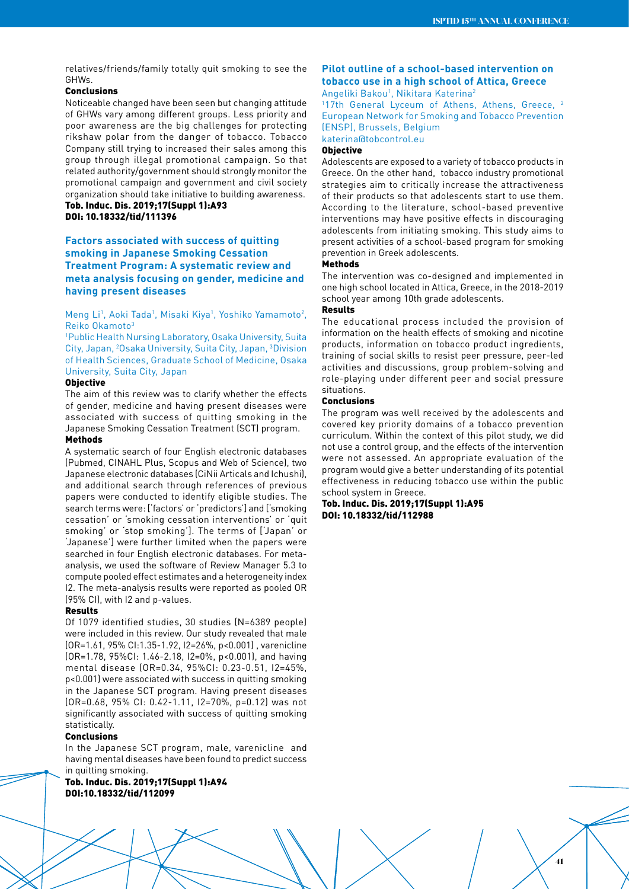relatives/friends/family totally quit smoking to see the GHWs.

**Conclusions**

Noticeable changed have been seen but changing attitude of GHWs vary among different groups. Less priority and poor awareness are the big challenges for protecting rikshaw polar from the danger of tobacco. Tobacco Company still trying to increased their sales among this group through illegal promotional campaign. So that related authority/government should strongly monitor the promotional campaign and government and civil society organization should take initiative to building awareness.

**Tob. Induc. Dis. 2019;17(Suppl 1):A93**
**DOI: 10.18332/tid/111396**

## Factors associated with success of quitting smoking in Japanese Smoking Cessation Treatment Program: A systematic review and meta analysis focusing on gender, medicine and having present diseases

Meng Li[1], Aoki Tada[1], Misaki Kiya[1], Yoshiko Yamamoto[2], Reiko Okamoto[3]

[1]Public Health Nursing Laboratory, Osaka University, Suita City, Japan, [2]Osaka University, Suita City, Japan, [3]Division of Health Sciences, Graduate School of Medicine, Osaka University, Suita City, Japan

**Objective**

The aim of this review was to clarify whether the effects of gender, medicine and having present diseases were associated with success of quitting smoking in the Japanese Smoking Cessation Treatment (SCT) program.

**Methods**

A systematic search of four English electronic databases (Pubmed, CINAHL Plus, Scopus and Web of Science), two Japanese electronic databases (CiNii Articals and Ichushi), and additional search through references of previous papers were conducted to identify eligible studies. The search terms were: ['factors' or 'predictors'] and ['smoking cessation' or 'smoking cessation interventions' or 'quit smoking' or 'stop smoking']. The terms of ['Japan' or 'Japanese'] were further limited when the papers were searched in four English electronic databases. For meta-analysis, we used the software of Review Manager 5.3 to compute pooled effect estimates and a heterogeneity index I2. The meta-analysis results were reported as pooled OR (95% CI), with I2 and p-values.

**Results**

Of 1079 identified studies, 30 studies (N=6389 people) were included in this review. Our study revealed that male (OR=1.61, 95% CI:1.35-1.92, I2=26%, p<0.001) , varenicline (OR=1.78, 95%CI: 1.46-2.18, I2=0%, p<0.001), and having mental disease (OR=0.34, 95%CI: 0.23-0.51, I2=45%, p<0.001) were associated with success in quitting smoking in the Japanese SCT program. Having present diseases (OR=0.68, 95% CI: 0.42-1.11, I2=70%, p=0.12) was not significantly associated with success of quitting smoking statistically.

**Conclusions**

In the Japanese SCT program, male, varenicline and having mental diseases have been found to predict success in quitting smoking.

**Tob. Induc. Dis. 2019;17(Suppl 1):A94**
**DOI:10.18332/tid/112099**

## Pilot outline of a school-based intervention on tobacco use in a high school of Attica, Greece

Angeliki Bakou[1], Nikitara Katerina[2]

[1]17th General Lyceum of Athens, Athens, Greece, [2]European Network for Smoking and Tobacco Prevention (ENSP), Brussels, Belgium

katerina@tobcontrol.eu

**Objective**

Adolescents are exposed to a variety of tobacco products in Greece. On the other hand, tobacco industry promotional strategies aim to critically increase the attractiveness of their products so that adolescents start to use them. According to the literature, school-based preventive interventions may have positive effects in discouraging adolescents from initiating smoking. This study aims to present activities of a school-based program for smoking prevention in Greek adolescents.

**Methods**

The intervention was co-designed and implemented in one high school located in Attica, Greece, in the 2018-2019 school year among 10th grade adolescents.

**Results**

The educational process included the provision of information on the health effects of smoking and nicotine products, information on tobacco product ingredients, training of social skills to resist peer pressure, peer-led activities and discussions, group problem-solving and role-playing under different peer and social pressure situations.

**Conclusions**

The program was well received by the adolescents and covered key priority domains of a tobacco prevention curriculum. Within the context of this pilot study, we did not use a control group, and the effects of the intervention were not assessed. An appropriate evaluation of the program would give a better understanding of its potential effectiveness in reducing tobacco use within the public school system in Greece.

**Tob. Induc. Dis. 2019;17(Suppl 1):A95**
**DOI: 10.18332/tid/112988**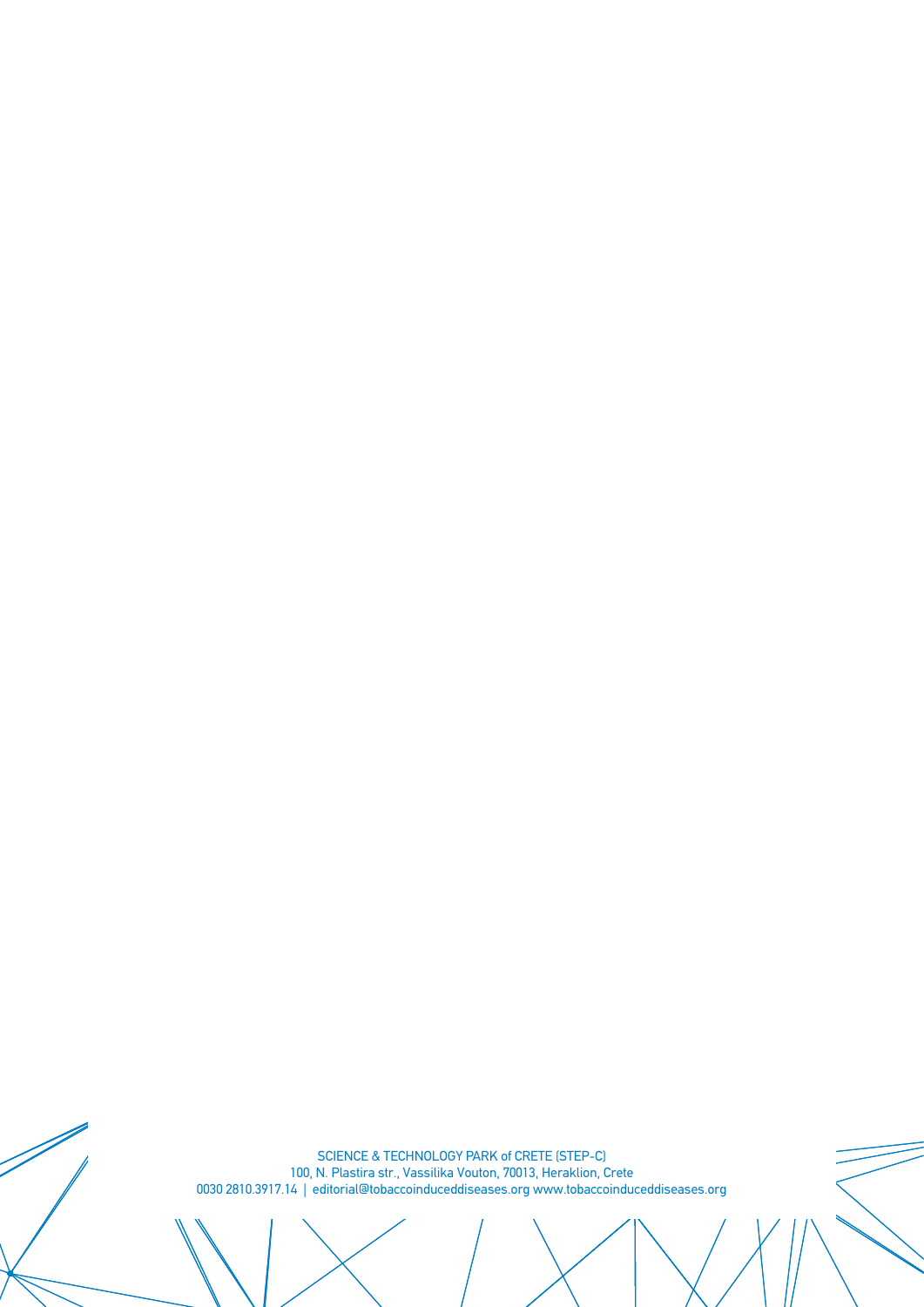SCIENCE & TECHNOLOGY PARK of CRETE (STEP-C)
100, N. Plastira str., Vassilika Vouton, 70013, Heraklion, Crete
0030 2810.3917.14 | editorial@tobaccoinduceddiseases.org www.tobaccoinduceddiseases.org